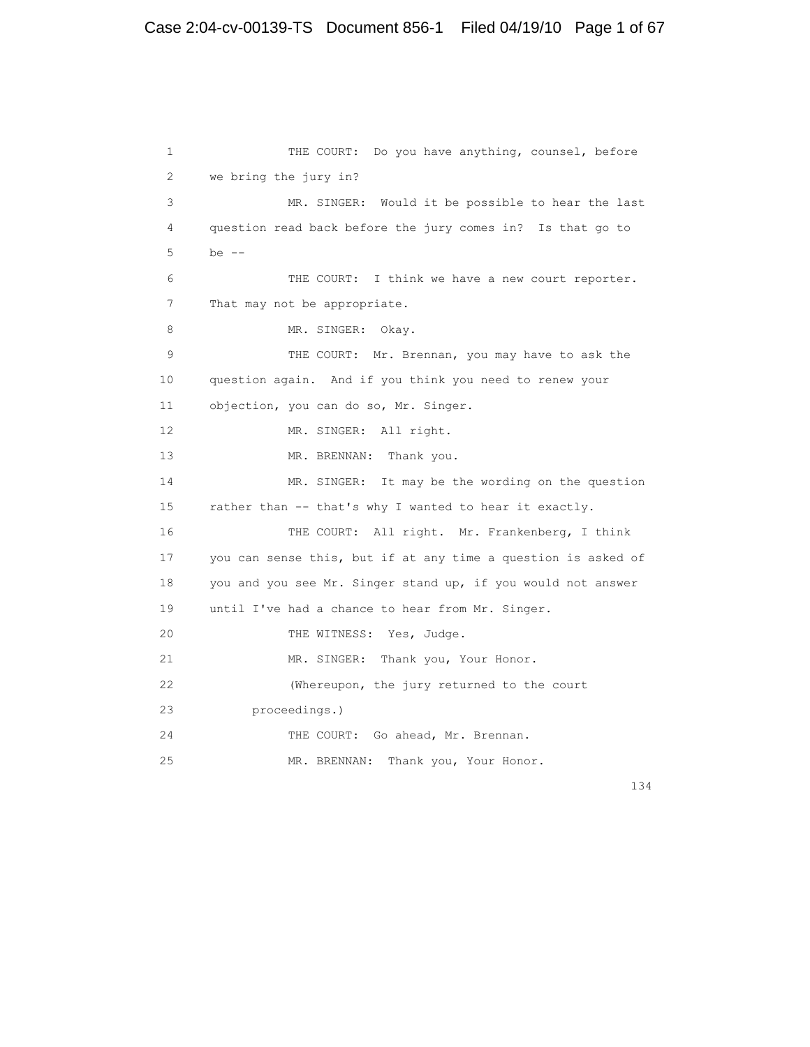1 THE COURT: Do you have anything, counsel, before
2 we bring the jury in?
3 MR. SINGER: Would it be possible to hear the last
4 question read back before the jury comes in? Is that go to
5 be --
6 THE COURT: I think we have a new court reporter.
7 That may not be appropriate.
8 MR. SINGER: Okay.
9 THE COURT: Mr. Brennan, you may have to ask the
10 question again. And if you think you need to renew your
11 objection, you can do so, Mr. Singer.
12 MR. SINGER: All right.
13 MR. BRENNAN: Thank you.
14 MR. SINGER: It may be the wording on the question
15 rather than -- that's why I wanted to hear it exactly.
16 THE COURT: All right. Mr. Frankenberg, I think
17 you can sense this, but if at any time a question is asked of
18 you and you see Mr. Singer stand up, if you would not answer
19 until I've had a chance to hear from Mr. Singer.
20 THE WITNESS: Yes, Judge.
21 MR. SINGER: Thank you, Your Honor.
22 (Whereupon, the jury returned to the court
23 proceedings.)
24 THE COURT: Go ahead, Mr. Brennan.
25 MR. BRENNAN: Thank you, Your Honor.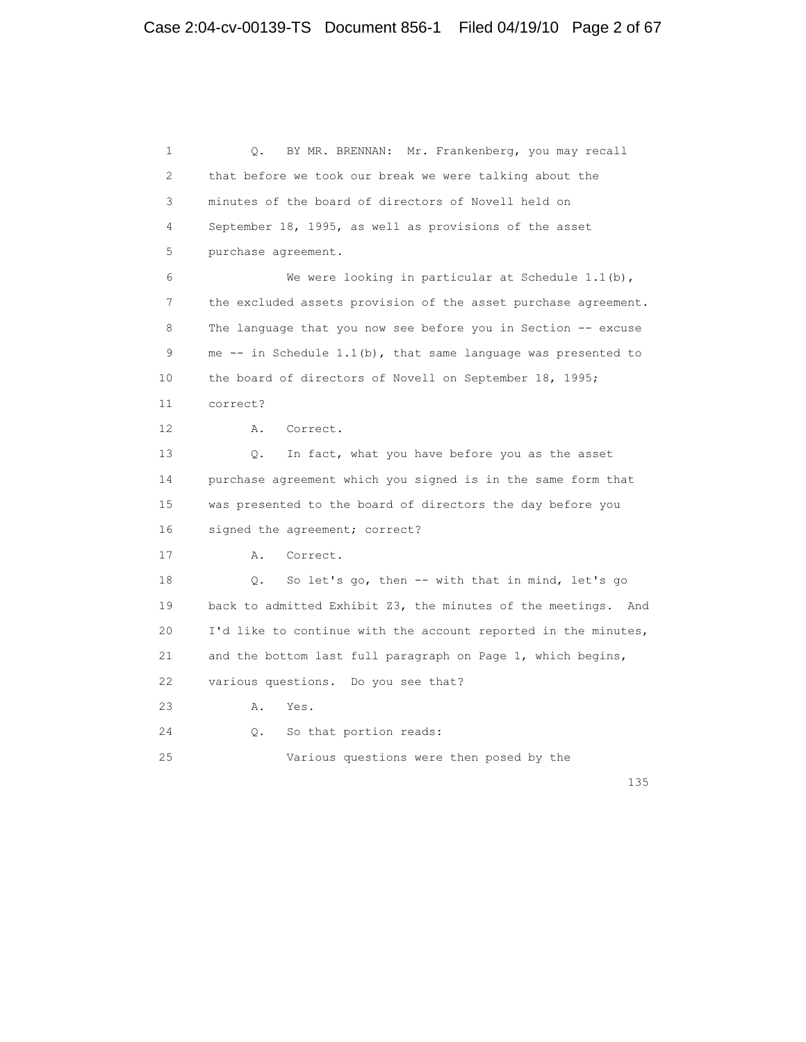1 Q. BY MR. BRENNAN: Mr. Frankenberg, you may recall
2 that before we took our break we were talking about the
3 minutes of the board of directors of Novell held on
4 September 18, 1995, as well as provisions of the asset
5 purchase agreement.
6 We were looking in particular at Schedule 1.1(b),
7 the excluded assets provision of the asset purchase agreement.
8 The language that you now see before you in Section -- excuse
9 me -- in Schedule 1.1(b), that same language was presented to
10 the board of directors of Novell on September 18, 1995;
11 correct?
12 A. Correct.
13 Q. In fact, what you have before you as the asset
14 purchase agreement which you signed is in the same form that
15 was presented to the board of directors the day before you
16 signed the agreement; correct?
17 A. Correct.
18 Q. So let's go, then -- with that in mind, let's go
19 back to admitted Exhibit Z3, the minutes of the meetings. And
20 I'd like to continue with the account reported in the minutes,
21 and the bottom last full paragraph on Page 1, which begins,
22 various questions. Do you see that?
23 A. Yes.
24 Q. So that portion reads:
25 Various questions were then posed by the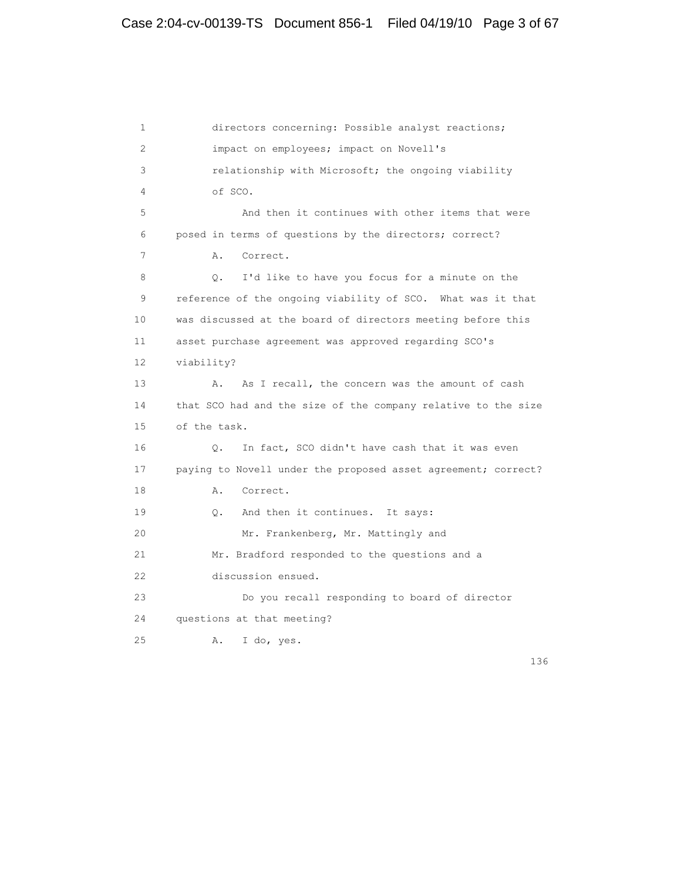1 directors concerning: Possible analyst reactions;
2 impact on employees; impact on Novell's
3 relationship with Microsoft; the ongoing viability
4 of SCO.
5 And then it continues with other items that were
6 posed in terms of questions by the directors; correct?
7 A. Correct.
8 Q. I'd like to have you focus for a minute on the
9 reference of the ongoing viability of SCO. What was it that
10 was discussed at the board of directors meeting before this
11 asset purchase agreement was approved regarding SCO's
12 viability?
13 A. As I recall, the concern was the amount of cash
14 that SCO had and the size of the company relative to the size
15 of the task.
16 Q. In fact, SCO didn't have cash that it was even
17 paying to Novell under the proposed asset agreement; correct?
18 A. Correct.
19 Q. And then it continues. It says:
20 Mr. Frankenberg, Mr. Mattingly and
21 Mr. Bradford responded to the questions and a
22 discussion ensued.
23 Do you recall responding to board of director
24 questions at that meeting?
25 A. I do, yes.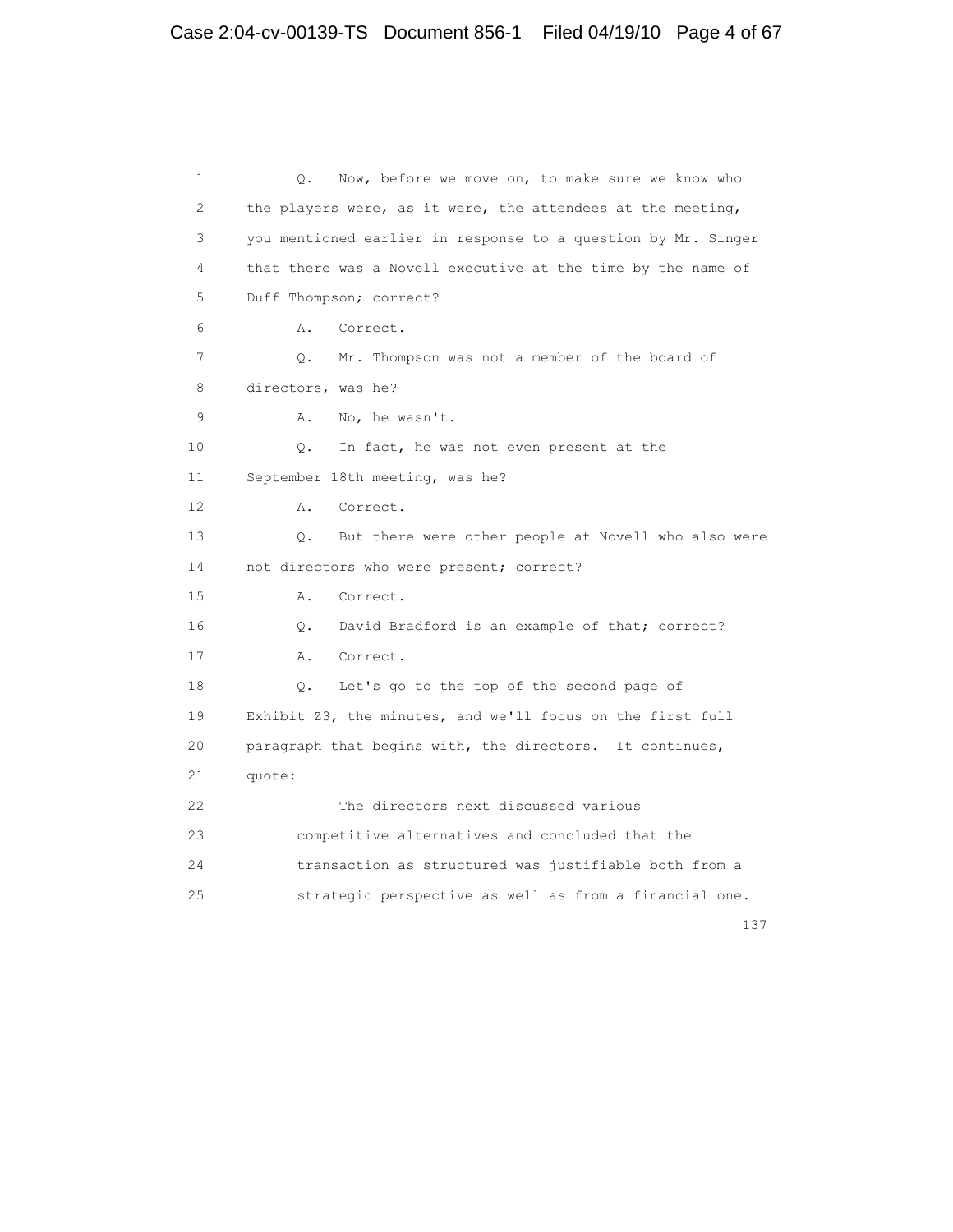Q. Now, before we move on, to make sure we know who the players were, as it were, the attendees at the meeting, you mentioned earlier in response to a question by Mr. Singer that there was a Novell executive at the time by the name of Duff Thompson; correct?

A. Correct.

Q. Mr. Thompson was not a member of the board of directors, was he?

A. No, he wasn't.

Q. In fact, he was not even present at the September 18th meeting, was he?

A. Correct.

Q. But there were other people at Novell who also were not directors who were present; correct?

A. Correct.

Q. David Bradford is an example of that; correct?

A. Correct.

Q. Let's go to the top of the second page of Exhibit Z3, the minutes, and we'll focus on the first full paragraph that begins with, the directors. It continues, quote:

> The directors next discussed various competitive alternatives and concluded that the transaction as structured was justifiable both from a strategic perspective as well as from a financial one.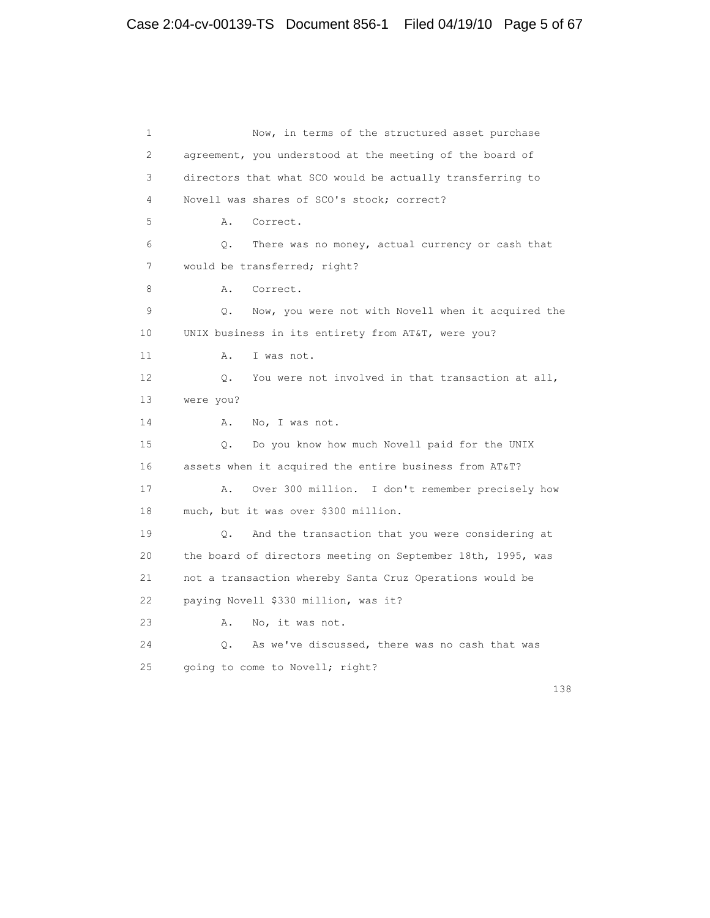1 Now, in terms of the structured asset purchase
2 agreement, you understood at the meeting of the board of
3 directors that what SCO would be actually transferring to
4 Novell was shares of SCO's stock; correct?

5 A. Correct.

6 Q. There was no money, actual currency or cash that
7 would be transferred; right?

8 A. Correct.

9 Q. Now, you were not with Novell when it acquired the
10 UNIX business in its entirety from AT&T, were you?

11 A. I was not.

12 Q. You were not involved in that transaction at all,
13 were you?

14 A. No, I was not.

15 Q. Do you know how much Novell paid for the UNIX
16 assets when it acquired the entire business from AT&T?

17 A. Over 300 million. I don't remember precisely how
18 much, but it was over $300 million.

19 Q. And the transaction that you were considering at
20 the board of directors meeting on September 18th, 1995, was
21 not a transaction whereby Santa Cruz Operations would be
22 paying Novell $330 million, was it?

23 A. No, it was not.

24 Q. As we've discussed, there was no cash that was
25 going to come to Novell; right?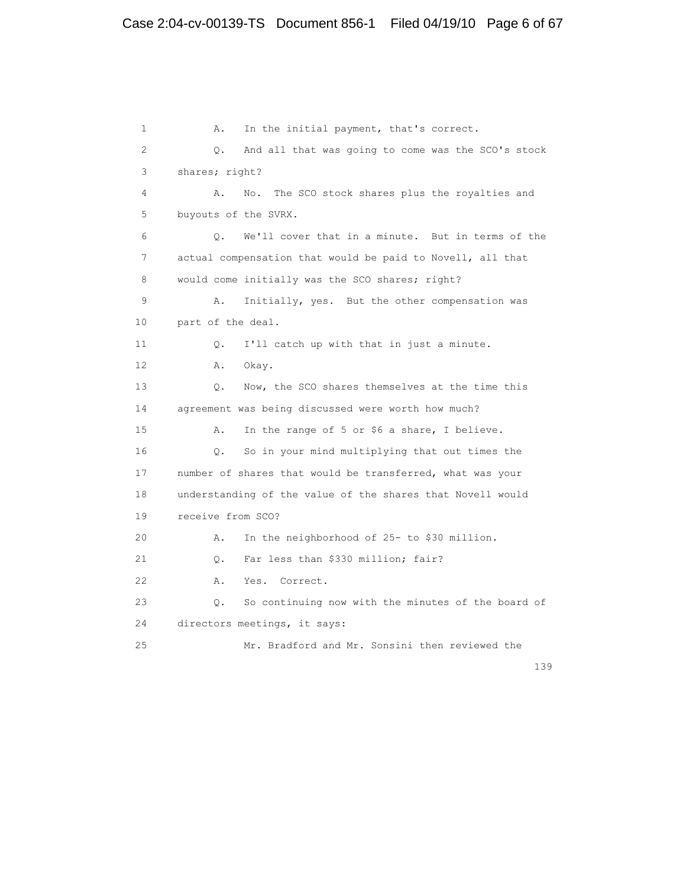1 A. In the initial payment, that's correct.

2 Q. And all that was going to come was the SCO's stock

3 shares; right?

4 A. No. The SCO stock shares plus the royalties and

5 buyouts of the SVRX.

6 Q. We'll cover that in a minute. But in terms of the

7 actual compensation that would be paid to Novell, all that

8 would come initially was the SCO shares; right?

9 A. Initially, yes. But the other compensation was

10 part of the deal.

11 Q. I'll catch up with that in just a minute.

12 A. Okay.

13 Q. Now, the SCO shares themselves at the time this

14 agreement was being discussed were worth how much?

15 A. In the range of 5 or $6 a share, I believe.

16 Q. So in your mind multiplying that out times the

17 number of shares that would be transferred, what was your

18 understanding of the value of the shares that Novell would

19 receive from SCO?

20 A. In the neighborhood of 25- to $30 million.

21 Q. Far less than $330 million; fair?

22 A. Yes. Correct.

23 Q. So continuing now with the minutes of the board of

24 directors meetings, it says:

25 Mr. Bradford and Mr. Sonsini then reviewed the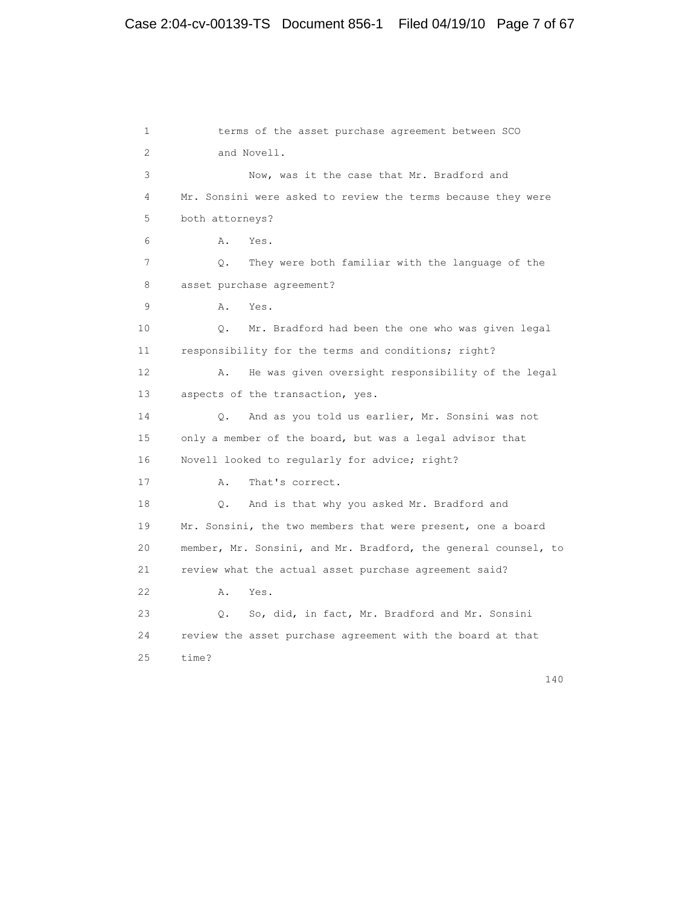1 terms of the asset purchase agreement between SCO
2 and Novell.
3 Now, was it the case that Mr. Bradford and
4 Mr. Sonsini were asked to review the terms because they were
5 both attorneys?
6 A. Yes.
7 Q. They were both familiar with the language of the
8 asset purchase agreement?
9 A. Yes.
10 Q. Mr. Bradford had been the one who was given legal
11 responsibility for the terms and conditions; right?
12 A. He was given oversight responsibility of the legal
13 aspects of the transaction, yes.
14 Q. And as you told us earlier, Mr. Sonsini was not
15 only a member of the board, but was a legal advisor that
16 Novell looked to regularly for advice; right?
17 A. That's correct.
18 Q. And is that why you asked Mr. Bradford and
19 Mr. Sonsini, the two members that were present, one a board
20 member, Mr. Sonsini, and Mr. Bradford, the general counsel, to
21 review what the actual asset purchase agreement said?
22 A. Yes.
23 Q. So, did, in fact, Mr. Bradford and Mr. Sonsini
24 review the asset purchase agreement with the board at that
25 time?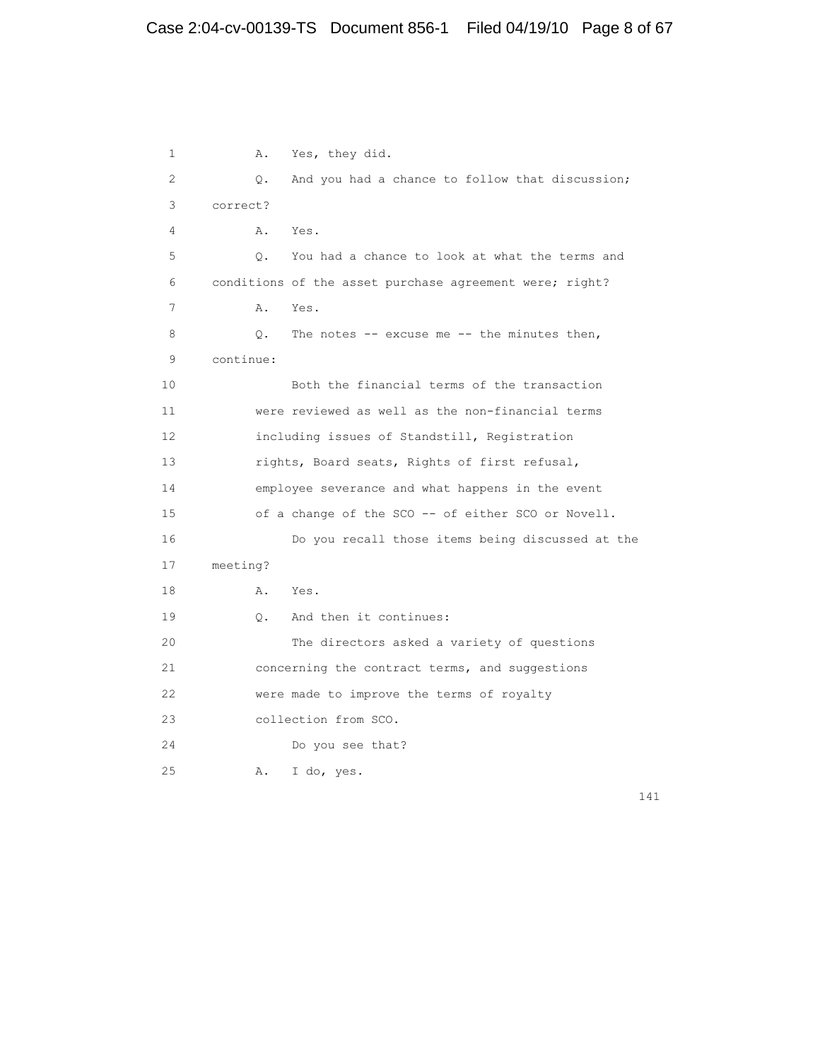1 A. Yes, they did.

2 Q. And you had a chance to follow that discussion;

3 correct?

4 A. Yes.

5 Q. You had a chance to look at what the terms and

6 conditions of the asset purchase agreement were; right?

7 A. Yes.

8 Q. The notes -- excuse me -- the minutes then,

9 continue:

10 Both the financial terms of the transaction

11 were reviewed as well as the non-financial terms

12 including issues of Standstill, Registration

13 rights, Board seats, Rights of first refusal,

14 employee severance and what happens in the event

15 of a change of the SCO -- of either SCO or Novell.

16 Do you recall those items being discussed at the

17 meeting?

18 A. Yes.

19 Q. And then it continues:

20 The directors asked a variety of questions

21 concerning the contract terms, and suggestions

22 were made to improve the terms of royalty

23 collection from SCO.

24 Do you see that?

25 A. I do, yes.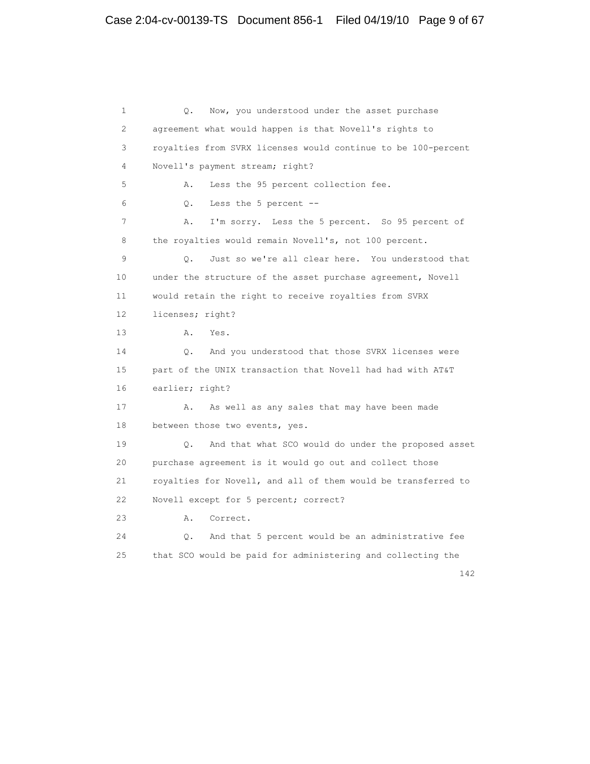1 Q. Now, you understood under the asset purchase
2 agreement what would happen is that Novell's rights to
3 royalties from SVRX licenses would continue to be 100-percent
4 Novell's payment stream; right?
5 A. Less the 95 percent collection fee.
6 Q. Less the 5 percent --
7 A. I'm sorry. Less the 5 percent. So 95 percent of
8 the royalties would remain Novell's, not 100 percent.
9 Q. Just so we're all clear here. You understood that
10 under the structure of the asset purchase agreement, Novell
11 would retain the right to receive royalties from SVRX
12 licenses; right?
13 A. Yes.
14 Q. And you understood that those SVRX licenses were
15 part of the UNIX transaction that Novell had had with AT&T
16 earlier; right?
17 A. As well as any sales that may have been made
18 between those two events, yes.
19 Q. And that what SCO would do under the proposed asset
20 purchase agreement is it would go out and collect those
21 royalties for Novell, and all of them would be transferred to
22 Novell except for 5 percent; correct?
23 A. Correct.
24 Q. And that 5 percent would be an administrative fee
25 that SCO would be paid for administering and collecting the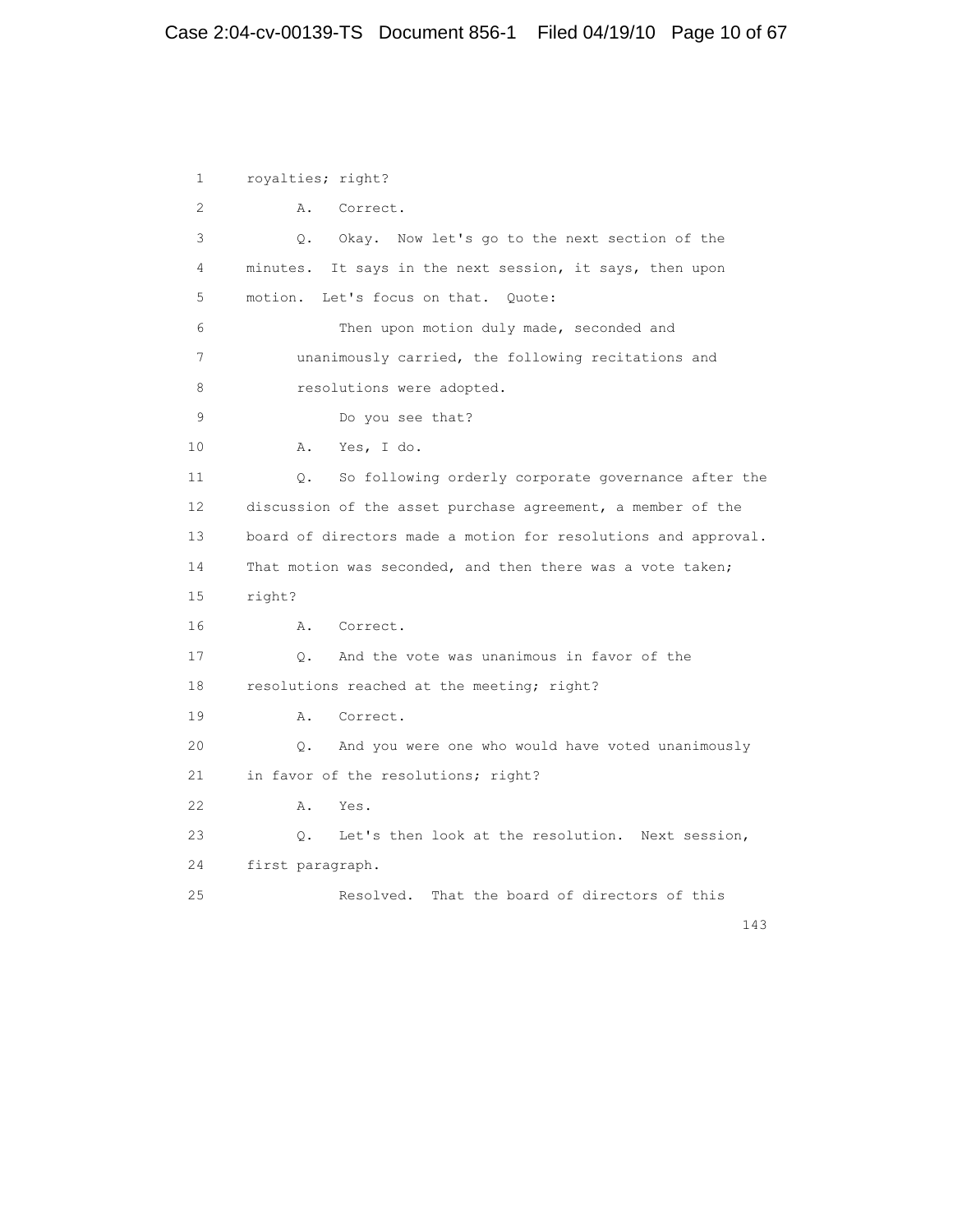1 royalties; right?

2 A. Correct.

3 Q. Okay. Now let's go to the next section of the

4 minutes. It says in the next session, it says, then upon

5 motion. Let's focus on that. Quote:

6 Then upon motion duly made, seconded and

7 unanimously carried, the following recitations and

8 resolutions were adopted.

9 Do you see that?

10 A. Yes, I do.

11 Q. So following orderly corporate governance after the

12 discussion of the asset purchase agreement, a member of the

13 board of directors made a motion for resolutions and approval.

14 That motion was seconded, and then there was a vote taken;

15 right?

16 A. Correct.

17 Q. And the vote was unanimous in favor of the

18 resolutions reached at the meeting; right?

19 A. Correct.

20 Q. And you were one who would have voted unanimously

21 in favor of the resolutions; right?

22 A. Yes.

23 Q. Let's then look at the resolution. Next session,

24 first paragraph.

25 Resolved. That the board of directors of this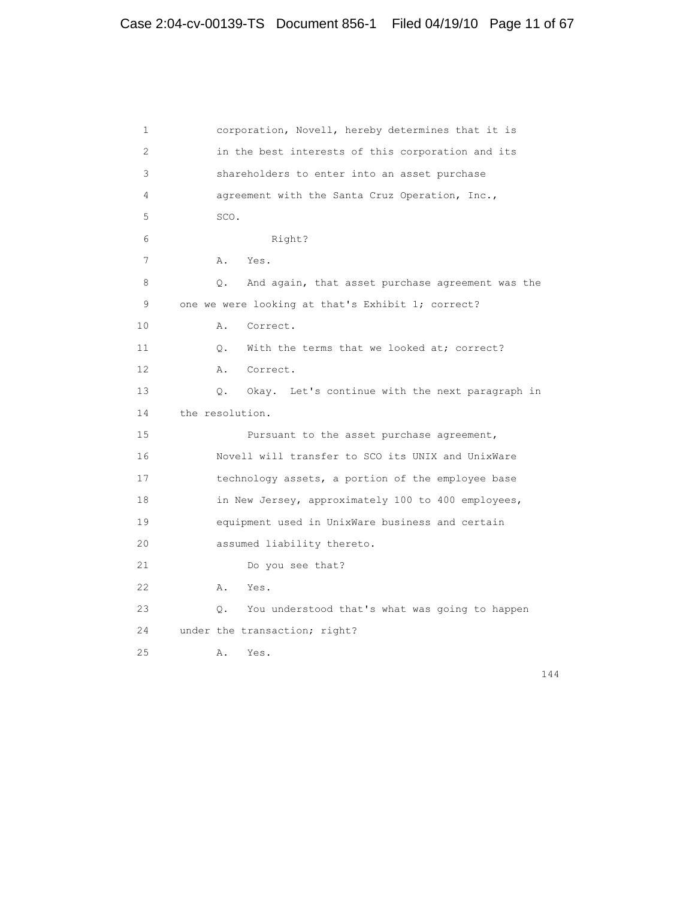1 corporation, Novell, hereby determines that it is
2 in the best interests of this corporation and its
3 shareholders to enter into an asset purchase
4 agreement with the Santa Cruz Operation, Inc.,
5 SCO.
6 Right?
7 A. Yes.
8 Q. And again, that asset purchase agreement was the
9 one we were looking at that's Exhibit 1; correct?
10 A. Correct.
11 Q. With the terms that we looked at; correct?
12 A. Correct.
13 Q. Okay. Let's continue with the next paragraph in
14 the resolution.
15 Pursuant to the asset purchase agreement,
16 Novell will transfer to SCO its UNIX and UnixWare
17 technology assets, a portion of the employee base
18 in New Jersey, approximately 100 to 400 employees,
19 equipment used in UnixWare business and certain
20 assumed liability thereto.
21 Do you see that?
22 A. Yes.
23 Q. You understood that's what was going to happen
24 under the transaction; right?
25 A. Yes.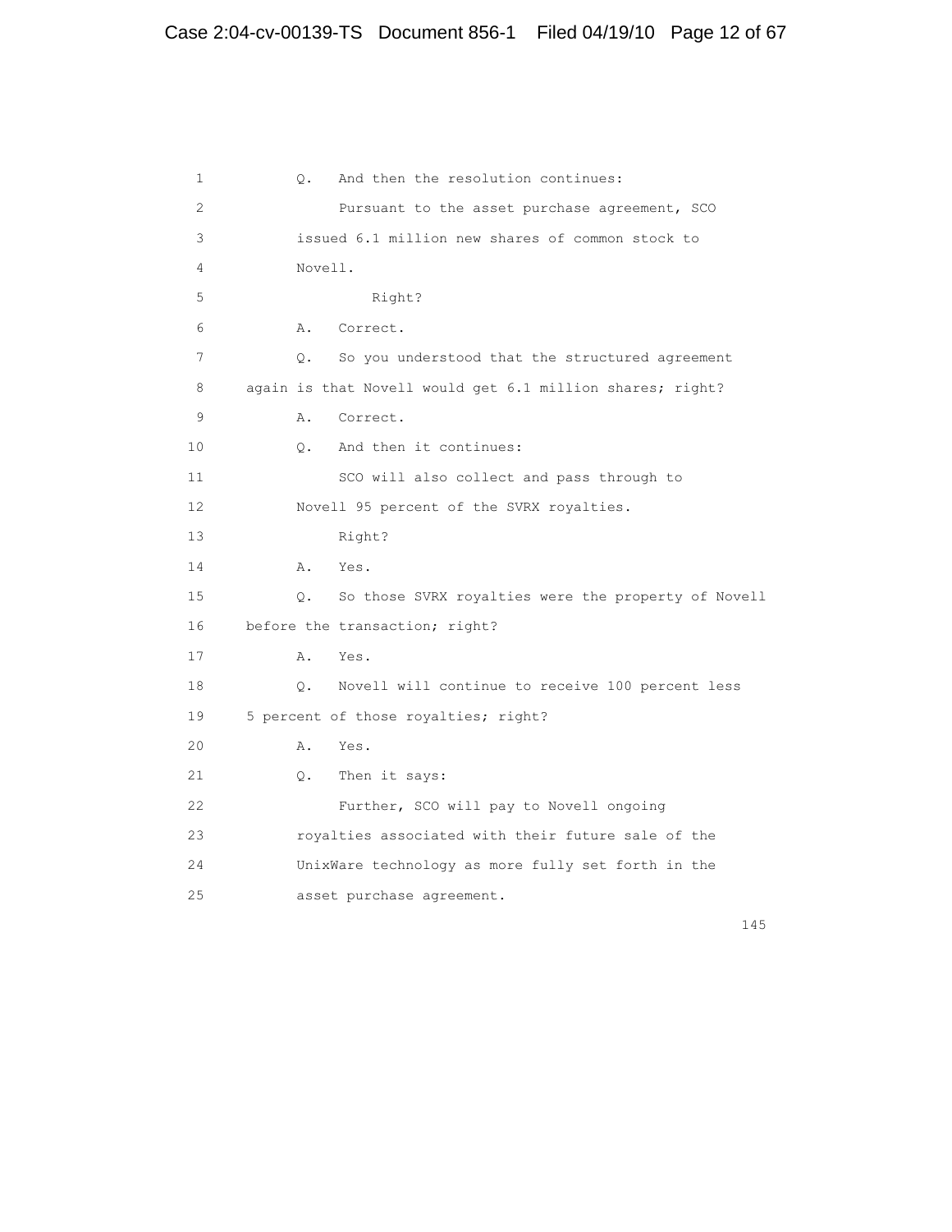1 Q. And then the resolution continues:

2 Pursuant to the asset purchase agreement, SCO

3 issued 6.1 million new shares of common stock to

4 Novell.

5 Right?

6 A. Correct.

7 Q. So you understood that the structured agreement

8 again is that Novell would get 6.1 million shares; right?

9 A. Correct.

10 Q. And then it continues:

11 SCO will also collect and pass through to

12 Novell 95 percent of the SVRX royalties.

13 Right?

14 A. Yes.

15 Q. So those SVRX royalties were the property of Novell

16 before the transaction; right?

17 A. Yes.

18 Q. Novell will continue to receive 100 percent less

19 5 percent of those royalties; right?

20 A. Yes.

21 Q. Then it says:

22 Further, SCO will pay to Novell ongoing

23 royalties associated with their future sale of the

24 UnixWare technology as more fully set forth in the

25 asset purchase agreement.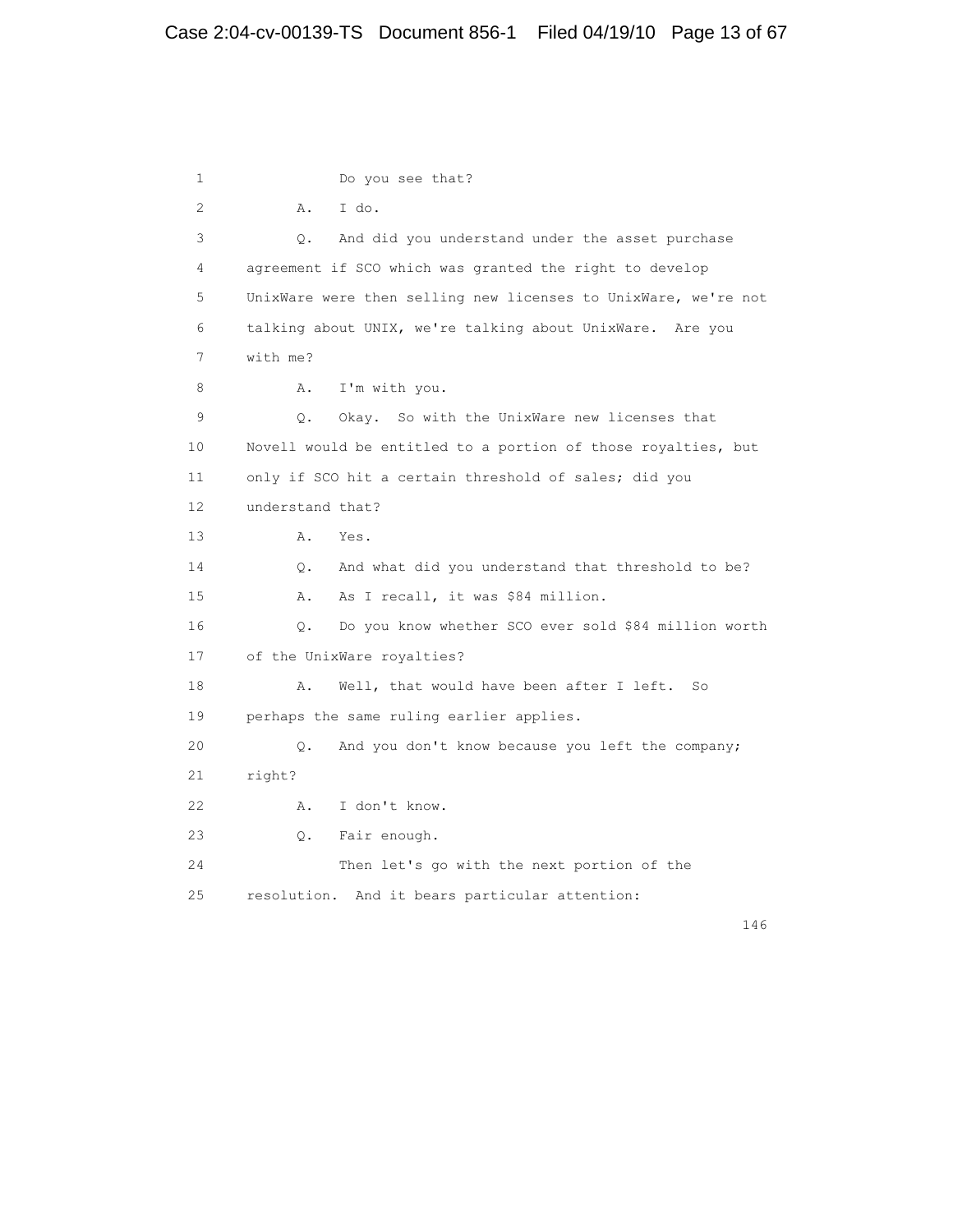1 Do you see that?

2 A. I do.

3 Q. And did you understand under the asset purchase

4 agreement if SCO which was granted the right to develop

5 UnixWare were then selling new licenses to UnixWare, we're not

6 talking about UNIX, we're talking about UnixWare. Are you

7 with me?

8 A. I'm with you.

9 Q. Okay. So with the UnixWare new licenses that

10 Novell would be entitled to a portion of those royalties, but

11 only if SCO hit a certain threshold of sales; did you

12 understand that?

13 A. Yes.

14 Q. And what did you understand that threshold to be?

15 A. As I recall, it was $84 million.

16 Q. Do you know whether SCO ever sold $84 million worth

17 of the UnixWare royalties?

18 A. Well, that would have been after I left. So

19 perhaps the same ruling earlier applies.

20 Q. And you don't know because you left the company;

21 right?

22 A. I don't know.

23 Q. Fair enough.

24 Then let's go with the next portion of the

25 resolution. And it bears particular attention: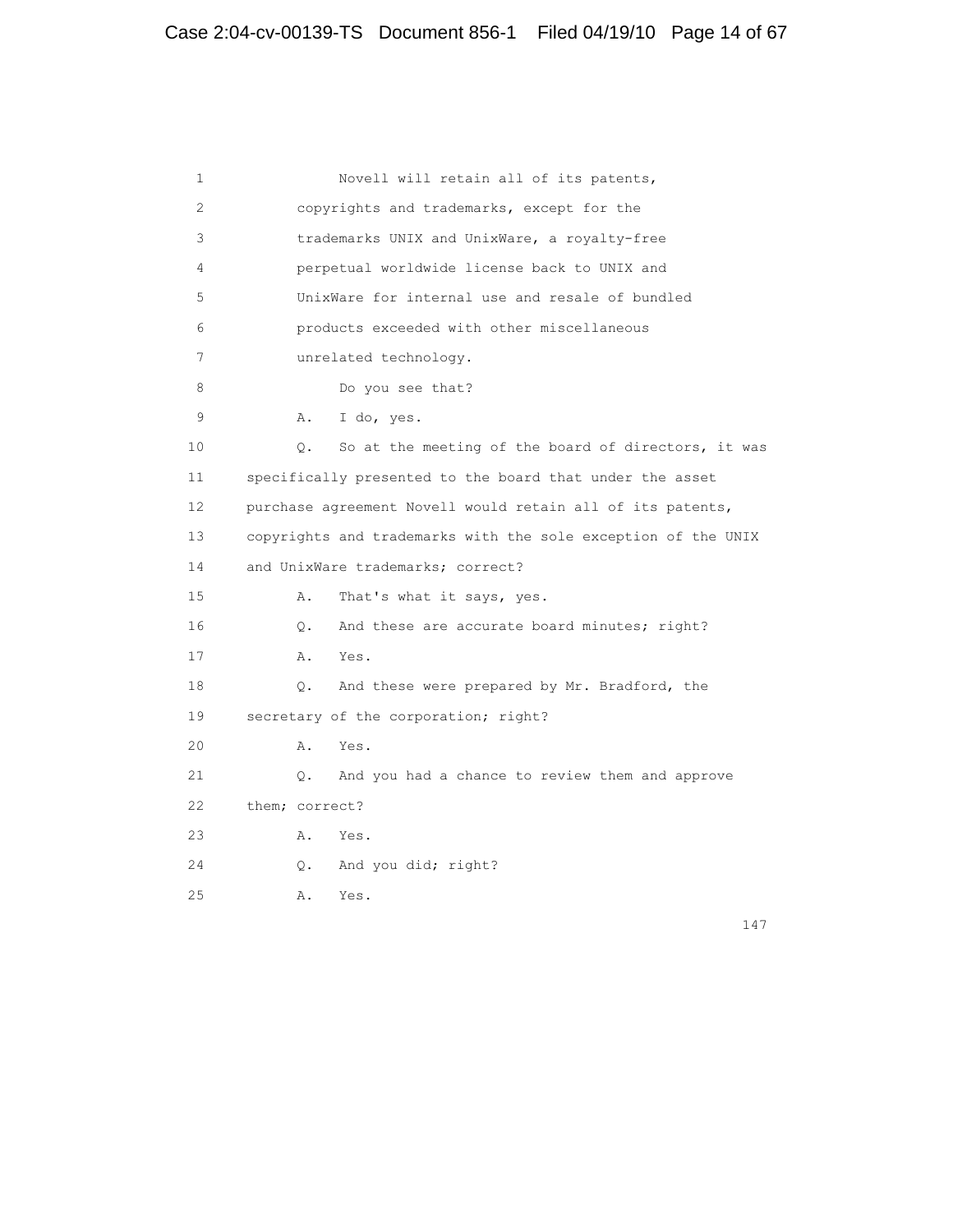1 Novell will retain all of its patents,
2 copyrights and trademarks, except for the
3 trademarks UNIX and UnixWare, a royalty-free
4 perpetual worldwide license back to UNIX and
5 UnixWare for internal use and resale of bundled
6 products exceeded with other miscellaneous
7 unrelated technology.
8 Do you see that?
9 A. I do, yes.
10 Q. So at the meeting of the board of directors, it was
11 specifically presented to the board that under the asset
12 purchase agreement Novell would retain all of its patents,
13 copyrights and trademarks with the sole exception of the UNIX
14 and UnixWare trademarks; correct?
15 A. That's what it says, yes.
16 Q. And these are accurate board minutes; right?
17 A. Yes.
18 Q. And these were prepared by Mr. Bradford, the
19 secretary of the corporation; right?
20 A. Yes.
21 Q. And you had a chance to review them and approve
22 them; correct?
23 A. Yes.
24 Q. And you did; right?
25 A. Yes.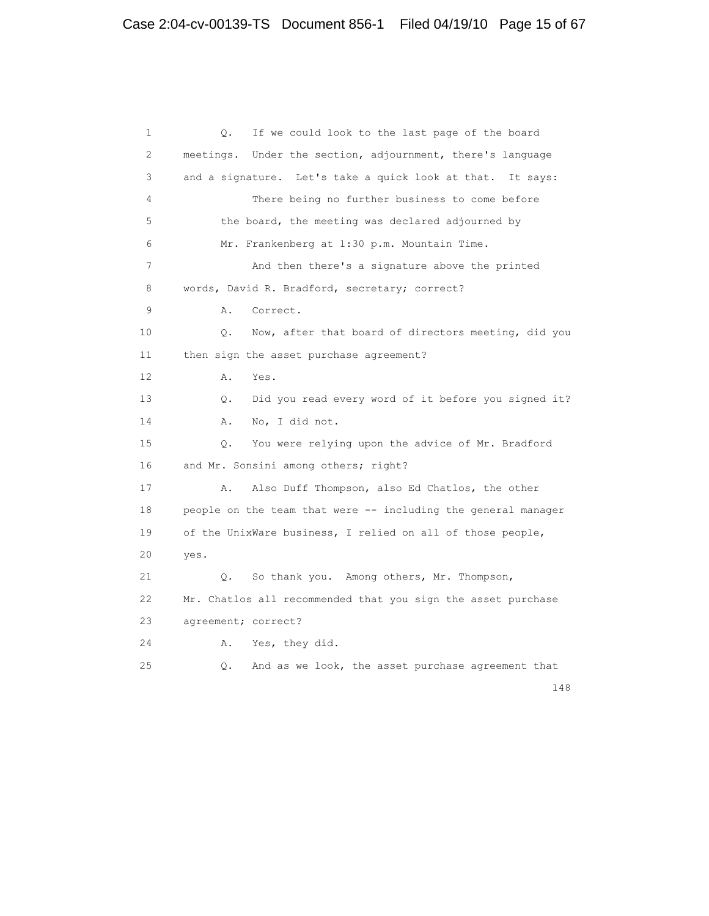1 Q. If we could look to the last page of the board
2 meetings. Under the section, adjournment, there's language
3 and a signature. Let's take a quick look at that. It says:
4 There being no further business to come before
5 the board, the meeting was declared adjourned by
6 Mr. Frankenberg at 1:30 p.m. Mountain Time.
7 And then there's a signature above the printed
8 words, David R. Bradford, secretary; correct?
9 A. Correct.
10 Q. Now, after that board of directors meeting, did you
11 then sign the asset purchase agreement?
12 A. Yes.
13 Q. Did you read every word of it before you signed it?
14 A. No, I did not.
15 Q. You were relying upon the advice of Mr. Bradford
16 and Mr. Sonsini among others; right?
17 A. Also Duff Thompson, also Ed Chatlos, the other
18 people on the team that were -- including the general manager
19 of the UnixWare business, I relied on all of those people,
20 yes.
21 Q. So thank you. Among others, Mr. Thompson,
22 Mr. Chatlos all recommended that you sign the asset purchase
23 agreement; correct?
24 A. Yes, they did.
25 Q. And as we look, the asset purchase agreement that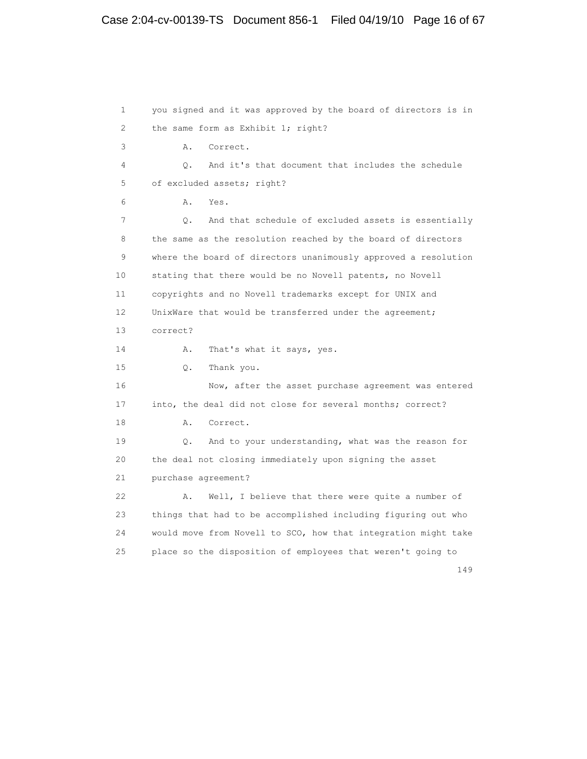1 you signed and it was approved by the board of directors is in
2 the same form as Exhibit 1; right?

3 A. Correct.

4 Q. And it's that document that includes the schedule
5 of excluded assets; right?

6 A. Yes.

7 Q. And that schedule of excluded assets is essentially
8 the same as the resolution reached by the board of directors
9 where the board of directors unanimously approved a resolution
10 stating that there would be no Novell patents, no Novell
11 copyrights and no Novell trademarks except for UNIX and
12 UnixWare that would be transferred under the agreement;
13 correct?

14 A. That's what it says, yes.

15 Q. Thank you.

16 Now, after the asset purchase agreement was entered
17 into, the deal did not close for several months; correct?

18 A. Correct.

19 Q. And to your understanding, what was the reason for
20 the deal not closing immediately upon signing the asset
21 purchase agreement?

22 A. Well, I believe that there were quite a number of
23 things that had to be accomplished including figuring out who
24 would move from Novell to SCO, how that integration might take
25 place so the disposition of employees that weren't going to

149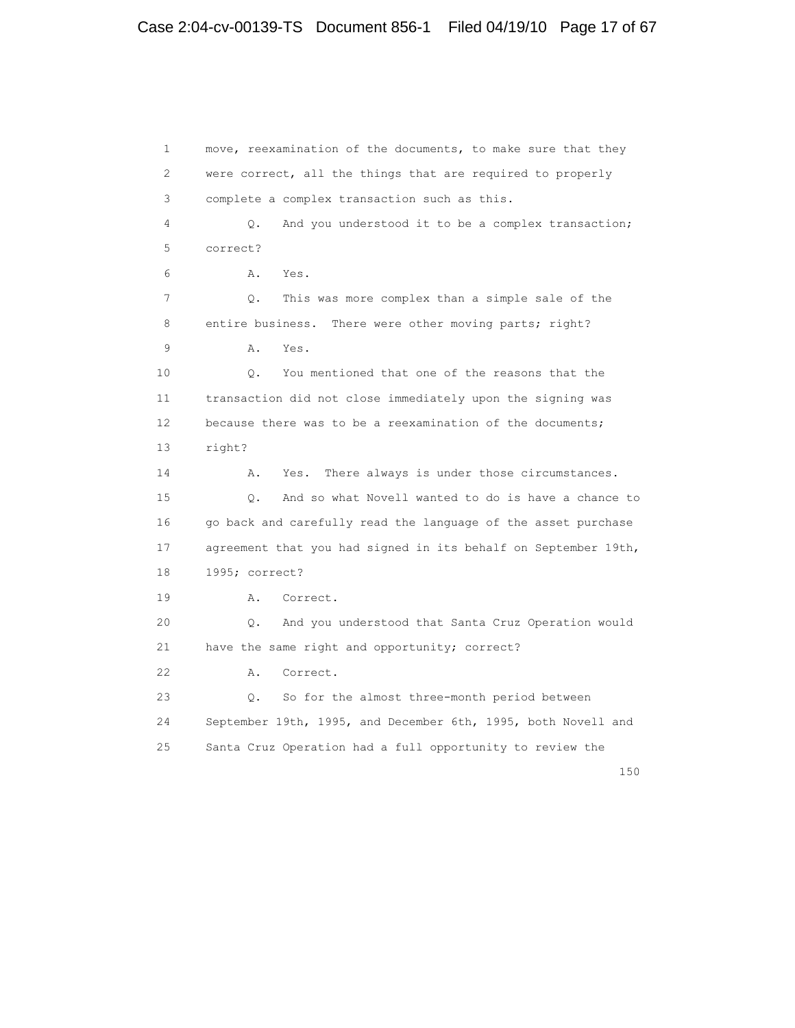1 move, reexamination of the documents, to make sure that they
2 were correct, all the things that are required to properly
3 complete a complex transaction such as this.

4 Q. And you understood it to be a complex transaction;
5 correct?

6 A. Yes.

7 Q. This was more complex than a simple sale of the
8 entire business. There were other moving parts; right?

9 A. Yes.

10 Q. You mentioned that one of the reasons that the
11 transaction did not close immediately upon the signing was
12 because there was to be a reexamination of the documents;
13 right?

14 A. Yes. There always is under those circumstances.

15 Q. And so what Novell wanted to do is have a chance to
16 go back and carefully read the language of the asset purchase
17 agreement that you had signed in its behalf on September 19th,
18 1995; correct?

19 A. Correct.

20 Q. And you understood that Santa Cruz Operation would
21 have the same right and opportunity; correct?

22 A. Correct.

23 Q. So for the almost three-month period between
24 September 19th, 1995, and December 6th, 1995, both Novell and
25 Santa Cruz Operation had a full opportunity to review the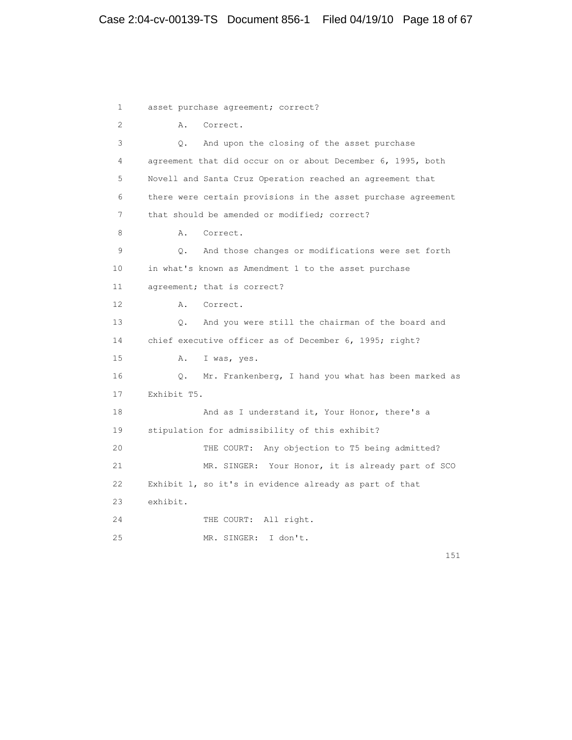1 asset purchase agreement; correct?

2 A. Correct.

3 Q. And upon the closing of the asset purchase

4 agreement that did occur on or about December 6, 1995, both

5 Novell and Santa Cruz Operation reached an agreement that

6 there were certain provisions in the asset purchase agreement

7 that should be amended or modified; correct?

8 A. Correct.

9 Q. And those changes or modifications were set forth

10 in what's known as Amendment 1 to the asset purchase

11 agreement; that is correct?

12 A. Correct.

13 Q. And you were still the chairman of the board and

14 chief executive officer as of December 6, 1995; right?

15 A. I was, yes.

16 Q. Mr. Frankenberg, I hand you what has been marked as

17 Exhibit T5.

18 And as I understand it, Your Honor, there's a

19 stipulation for admissibility of this exhibit?

20 THE COURT: Any objection to T5 being admitted?

21 MR. SINGER: Your Honor, it is already part of SCO

22 Exhibit 1, so it's in evidence already as part of that

23 exhibit.

24 THE COURT: All right.

25 MR. SINGER: I don't.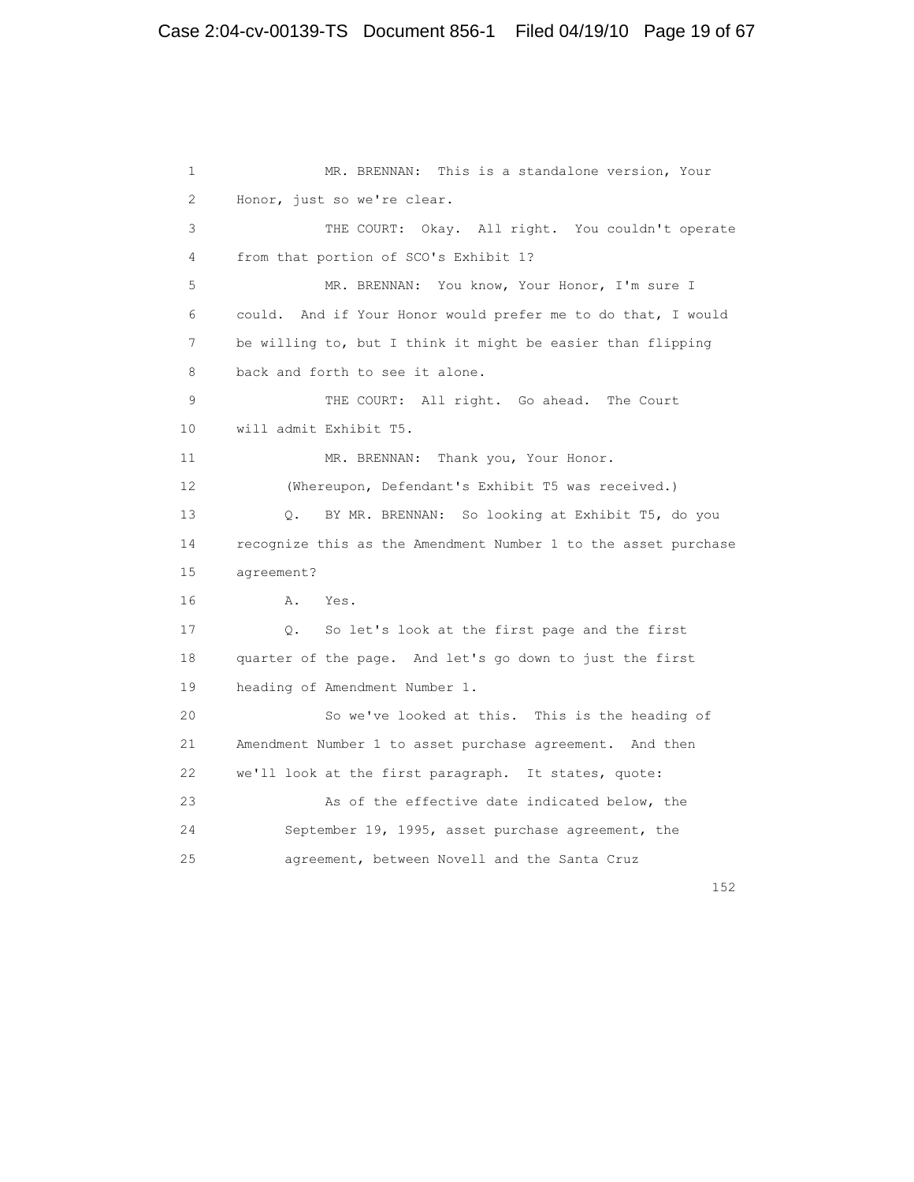1 MR. BRENNAN: This is a standalone version, Your
2 Honor, just so we're clear.
3 THE COURT: Okay. All right. You couldn't operate
4 from that portion of SCO's Exhibit 1?
5 MR. BRENNAN: You know, Your Honor, I'm sure I
6 could. And if Your Honor would prefer me to do that, I would
7 be willing to, but I think it might be easier than flipping
8 back and forth to see it alone.
9 THE COURT: All right. Go ahead. The Court
10 will admit Exhibit T5.
11 MR. BRENNAN: Thank you, Your Honor.
12 (Whereupon, Defendant's Exhibit T5 was received.)
13 Q. BY MR. BRENNAN: So looking at Exhibit T5, do you
14 recognize this as the Amendment Number 1 to the asset purchase
15 agreement?
16 A. Yes.
17 Q. So let's look at the first page and the first
18 quarter of the page. And let's go down to just the first
19 heading of Amendment Number 1.
20 So we've looked at this. This is the heading of
21 Amendment Number 1 to asset purchase agreement. And then
22 we'll look at the first paragraph. It states, quote:
23 As of the effective date indicated below, the
24 September 19, 1995, asset purchase agreement, the
25 agreement, between Novell and the Santa Cruz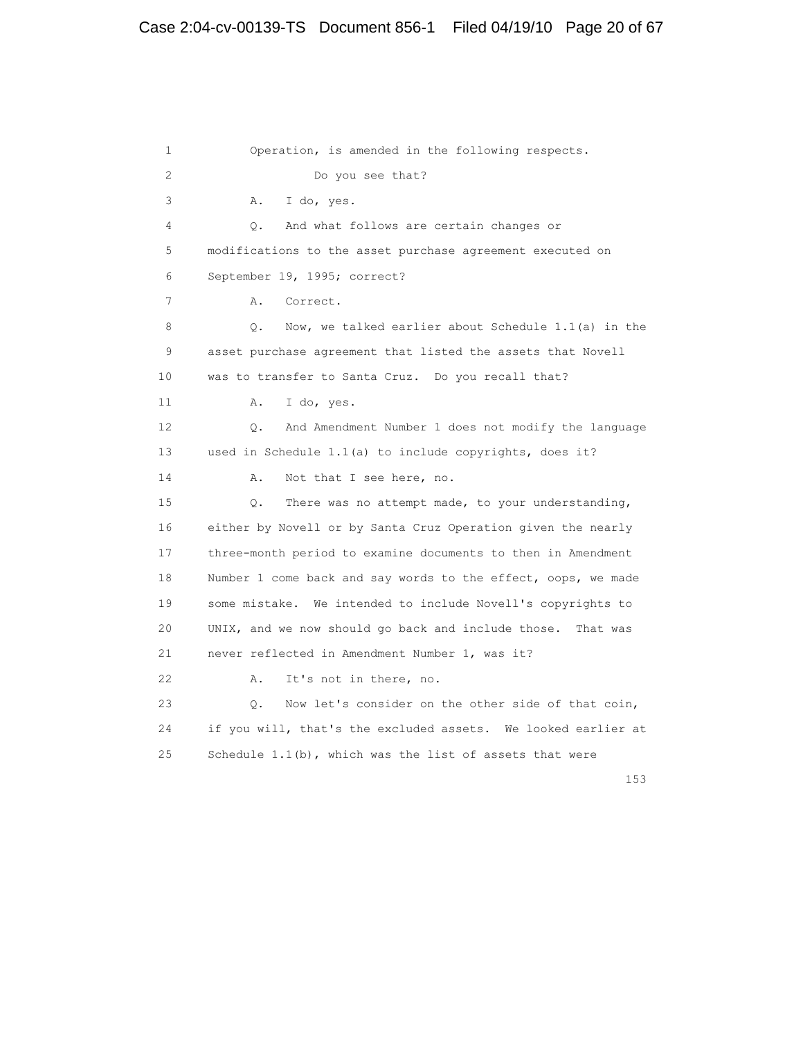1 Operation, is amended in the following respects.

2 Do you see that?

3 A. I do, yes.

4 Q. And what follows are certain changes or

5 modifications to the asset purchase agreement executed on

6 September 19, 1995; correct?

7 A. Correct.

8 Q. Now, we talked earlier about Schedule 1.1(a) in the

9 asset purchase agreement that listed the assets that Novell

10 was to transfer to Santa Cruz. Do you recall that?

11 A. I do, yes.

12 Q. And Amendment Number 1 does not modify the language

13 used in Schedule 1.1(a) to include copyrights, does it?

14 A. Not that I see here, no.

15 Q. There was no attempt made, to your understanding,

16 either by Novell or by Santa Cruz Operation given the nearly

17 three-month period to examine documents to then in Amendment

18 Number 1 come back and say words to the effect, oops, we made

19 some mistake. We intended to include Novell's copyrights to

20 UNIX, and we now should go back and include those. That was

21 never reflected in Amendment Number 1, was it?

22 A. It's not in there, no.

23 Q. Now let's consider on the other side of that coin,

24 if you will, that's the excluded assets. We looked earlier at

25 Schedule 1.1(b), which was the list of assets that were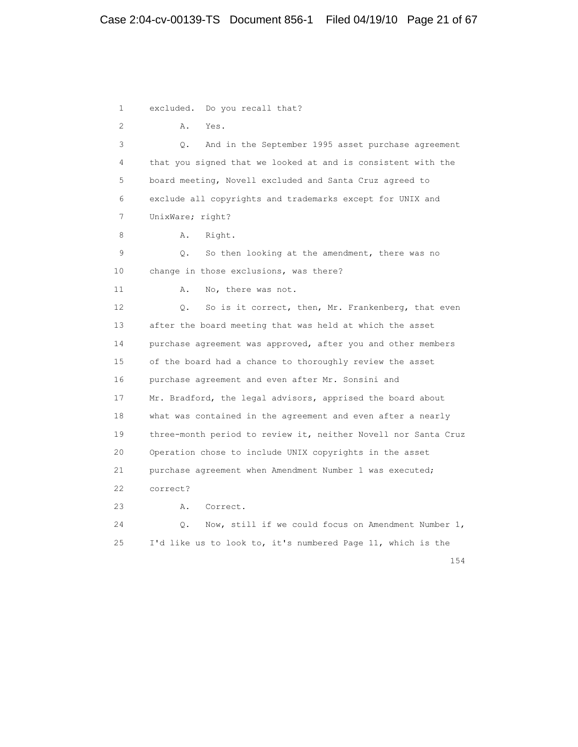1 excluded. Do you recall that?

2 A. Yes.

3 Q. And in the September 1995 asset purchase agreement

4 that you signed that we looked at and is consistent with the

5 board meeting, Novell excluded and Santa Cruz agreed to

6 exclude all copyrights and trademarks except for UNIX and

7 UnixWare; right?

8 A. Right.

9 Q. So then looking at the amendment, there was no

10 change in those exclusions, was there?

11 A. No, there was not.

12 Q. So is it correct, then, Mr. Frankenberg, that even

13 after the board meeting that was held at which the asset

14 purchase agreement was approved, after you and other members

15 of the board had a chance to thoroughly review the asset

16 purchase agreement and even after Mr. Sonsini and

17 Mr. Bradford, the legal advisors, apprised the board about

18 what was contained in the agreement and even after a nearly

19 three-month period to review it, neither Novell nor Santa Cruz

20 Operation chose to include UNIX copyrights in the asset

21 purchase agreement when Amendment Number 1 was executed;

22 correct?

23 A. Correct.

24 Q. Now, still if we could focus on Amendment Number 1,

25 I'd like us to look to, it's numbered Page 11, which is the

154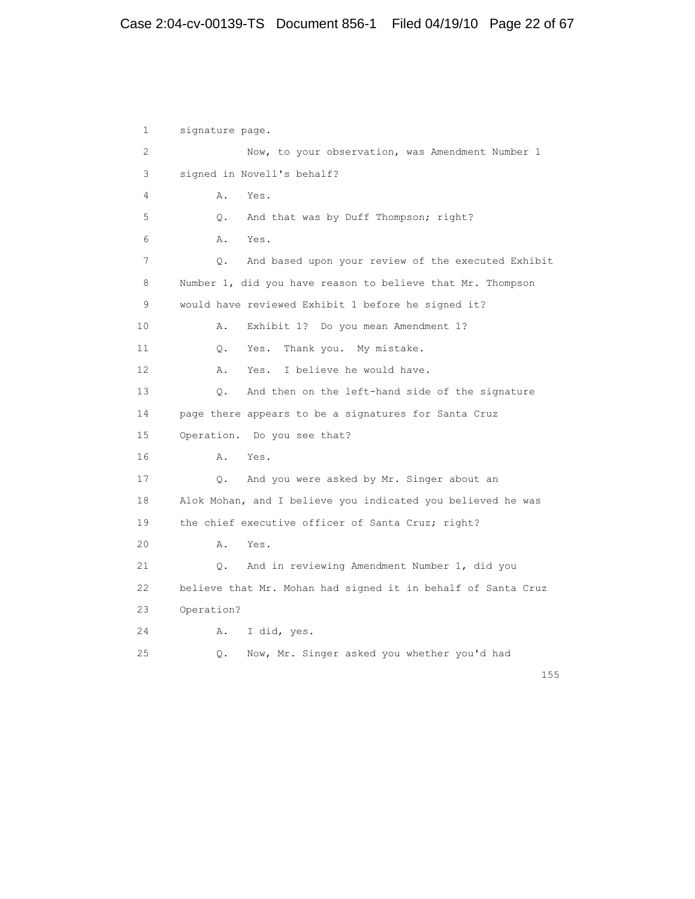1 signature page.

2 Now, to your observation, was Amendment Number 1

3 signed in Novell's behalf?

4 A. Yes.

5 Q. And that was by Duff Thompson; right?

6 A. Yes.

7 Q. And based upon your review of the executed Exhibit

8 Number 1, did you have reason to believe that Mr. Thompson

9 would have reviewed Exhibit 1 before he signed it?

10 A. Exhibit 1? Do you mean Amendment 1?

11 Q. Yes. Thank you. My mistake.

12 A. Yes. I believe he would have.

13 Q. And then on the left-hand side of the signature

14 page there appears to be a signatures for Santa Cruz

15 Operation. Do you see that?

16 A. Yes.

17 Q. And you were asked by Mr. Singer about an

18 Alok Mohan, and I believe you indicated you believed he was

19 the chief executive officer of Santa Cruz; right?

20 A. Yes.

21 Q. And in reviewing Amendment Number 1, did you

22 believe that Mr. Mohan had signed it in behalf of Santa Cruz

23 Operation?

24 A. I did, yes.

25 Q. Now, Mr. Singer asked you whether you'd had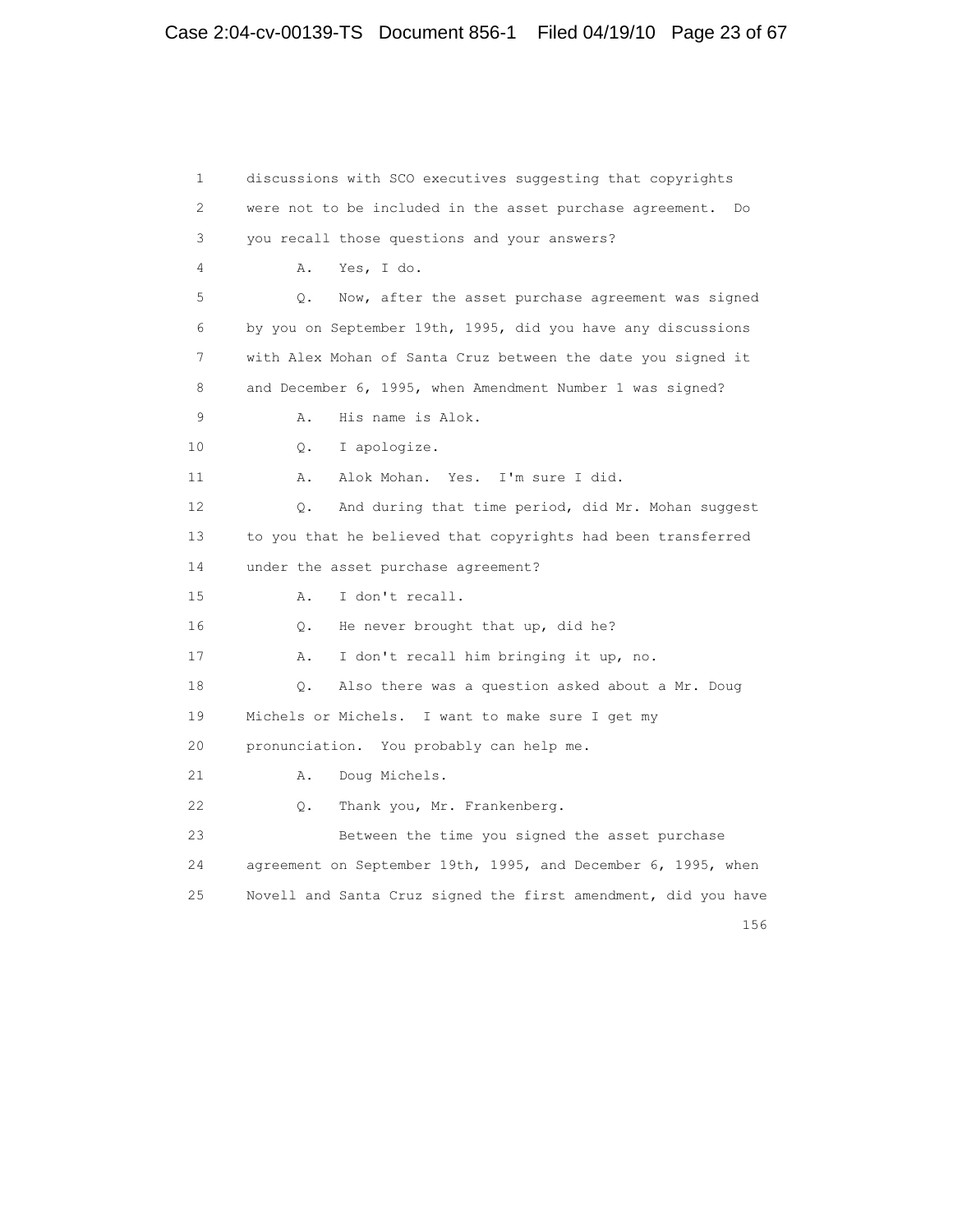1 discussions with SCO executives suggesting that copyrights
2 were not to be included in the asset purchase agreement. Do
3 you recall those questions and your answers?
4 A. Yes, I do.
5 Q. Now, after the asset purchase agreement was signed
6 by you on September 19th, 1995, did you have any discussions
7 with Alex Mohan of Santa Cruz between the date you signed it
8 and December 6, 1995, when Amendment Number 1 was signed?
9 A. His name is Alok.
10 Q. I apologize.
11 A. Alok Mohan. Yes. I'm sure I did.
12 Q. And during that time period, did Mr. Mohan suggest
13 to you that he believed that copyrights had been transferred
14 under the asset purchase agreement?
15 A. I don't recall.
16 Q. He never brought that up, did he?
17 A. I don't recall him bringing it up, no.
18 Q. Also there was a question asked about a Mr. Doug
19 Michels or Michels. I want to make sure I get my
20 pronunciation. You probably can help me.
21 A. Doug Michels.
22 Q. Thank you, Mr. Frankenberg.
23 Between the time you signed the asset purchase
24 agreement on September 19th, 1995, and December 6, 1995, when
25 Novell and Santa Cruz signed the first amendment, did you have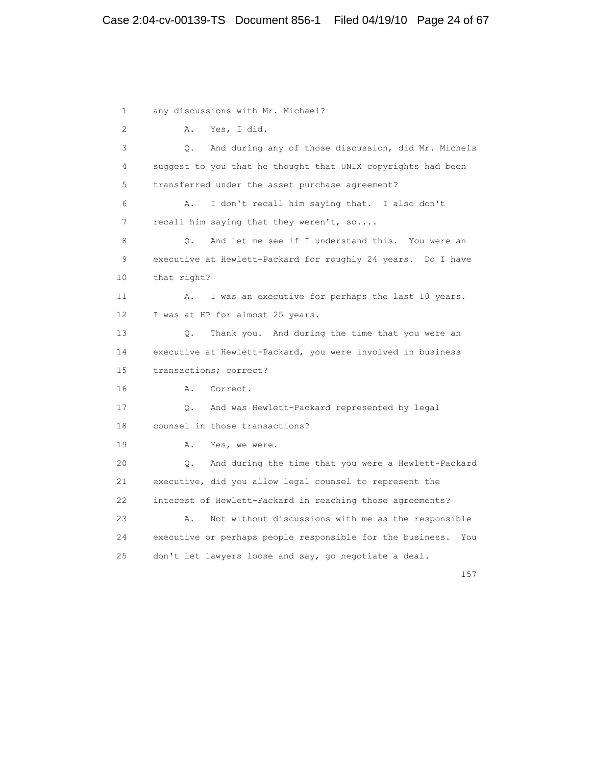1 any discussions with Mr. Michael?

2 A. Yes, I did.

3 Q. And during any of those discussion, did Mr. Michels

4 suggest to you that he thought that UNIX copyrights had been

5 transferred under the asset purchase agreement?

6 A. I don't recall him saying that. I also don't

7 recall him saying that they weren't, so....

8 Q. And let me see if I understand this. You were an

9 executive at Hewlett-Packard for roughly 24 years. Do I have

10 that right?

11 A. I was an executive for perhaps the last 10 years.

12 I was at HP for almost 25 years.

13 Q. Thank you. And during the time that you were an

14 executive at Hewlett-Packard, you were involved in business

15 transactions; correct?

16 A. Correct.

17 Q. And was Hewlett-Packard represented by legal

18 counsel in those transactions?

19 A. Yes, we were.

20 Q. And during the time that you were a Hewlett-Packard

21 executive, did you allow legal counsel to represent the

22 interest of Hewlett-Packard in reaching those agreements?

23 A. Not without discussions with me as the responsible

24 executive or perhaps people responsible for the business. You

25 don't let lawyers loose and say, go negotiate a deal.

157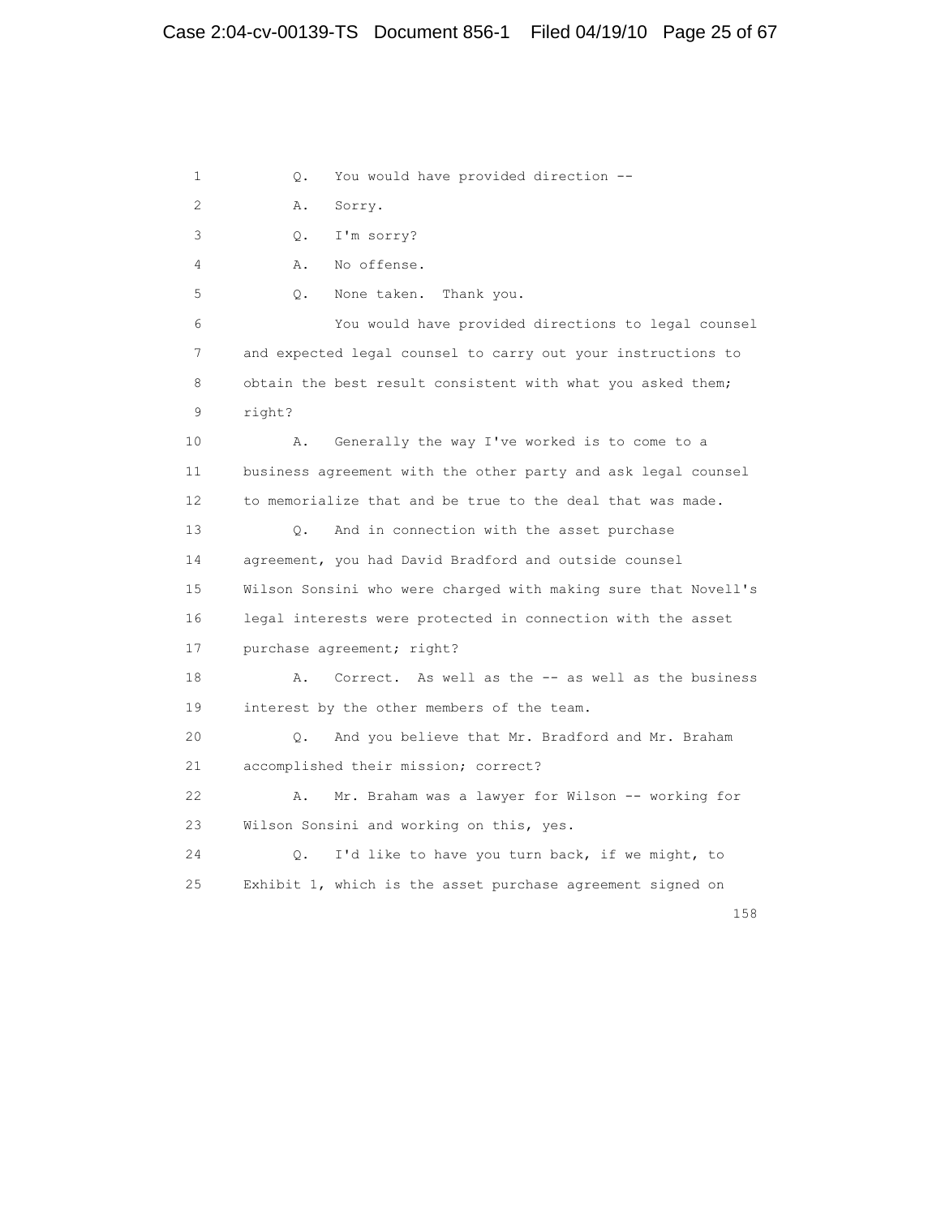1 Q. You would have provided direction --

2 A. Sorry.

3 Q. I'm sorry?

4 A. No offense.

5 Q. None taken. Thank you.

6 You would have provided directions to legal counsel

7 and expected legal counsel to carry out your instructions to

8 obtain the best result consistent with what you asked them;

9 right?

10 A. Generally the way I've worked is to come to a

11 business agreement with the other party and ask legal counsel

12 to memorialize that and be true to the deal that was made.

13 Q. And in connection with the asset purchase

14 agreement, you had David Bradford and outside counsel

15 Wilson Sonsini who were charged with making sure that Novell's

16 legal interests were protected in connection with the asset

17 purchase agreement; right?

18 A. Correct. As well as the -- as well as the business

19 interest by the other members of the team.

20 Q. And you believe that Mr. Bradford and Mr. Braham

21 accomplished their mission; correct?

22 A. Mr. Braham was a lawyer for Wilson -- working for

23 Wilson Sonsini and working on this, yes.

24 Q. I'd like to have you turn back, if we might, to

25 Exhibit 1, which is the asset purchase agreement signed on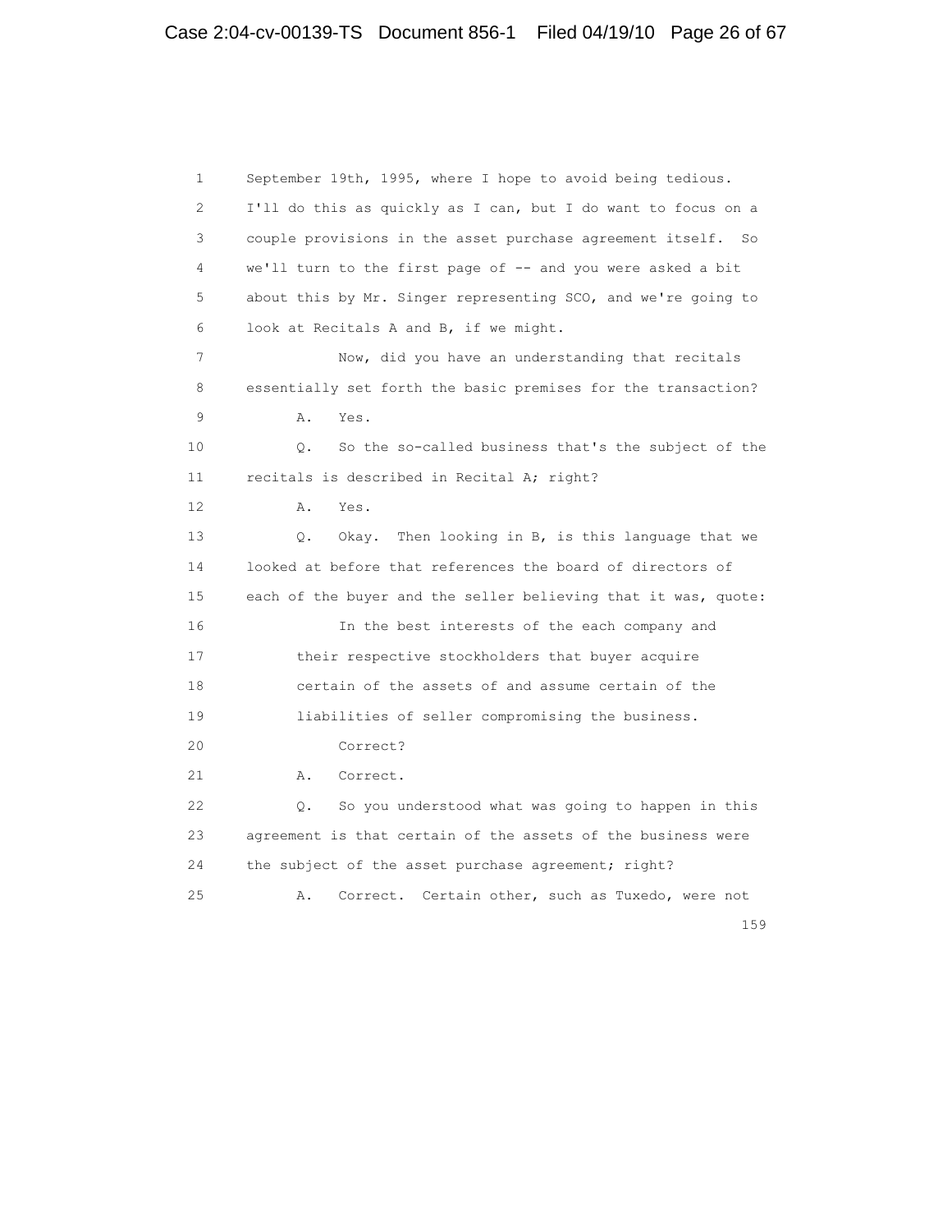1 September 19th, 1995, where I hope to avoid being tedious.
2 I'll do this as quickly as I can, but I do want to focus on a
3 couple provisions in the asset purchase agreement itself. So
4 we'll turn to the first page of -- and you were asked a bit
5 about this by Mr. Singer representing SCO, and we're going to
6 look at Recitals A and B, if we might.
7 Now, did you have an understanding that recitals
8 essentially set forth the basic premises for the transaction?
9 A. Yes.
10 Q. So the so-called business that's the subject of the
11 recitals is described in Recital A; right?
12 A. Yes.
13 Q. Okay. Then looking in B, is this language that we
14 looked at before that references the board of directors of
15 each of the buyer and the seller believing that it was, quote:
16 In the best interests of the each company and
17 their respective stockholders that buyer acquire
18 certain of the assets of and assume certain of the
19 liabilities of seller compromising the business.
20 Correct?
21 A. Correct.
22 Q. So you understood what was going to happen in this
23 agreement is that certain of the assets of the business were
24 the subject of the asset purchase agreement; right?
25 A. Correct. Certain other, such as Tuxedo, were not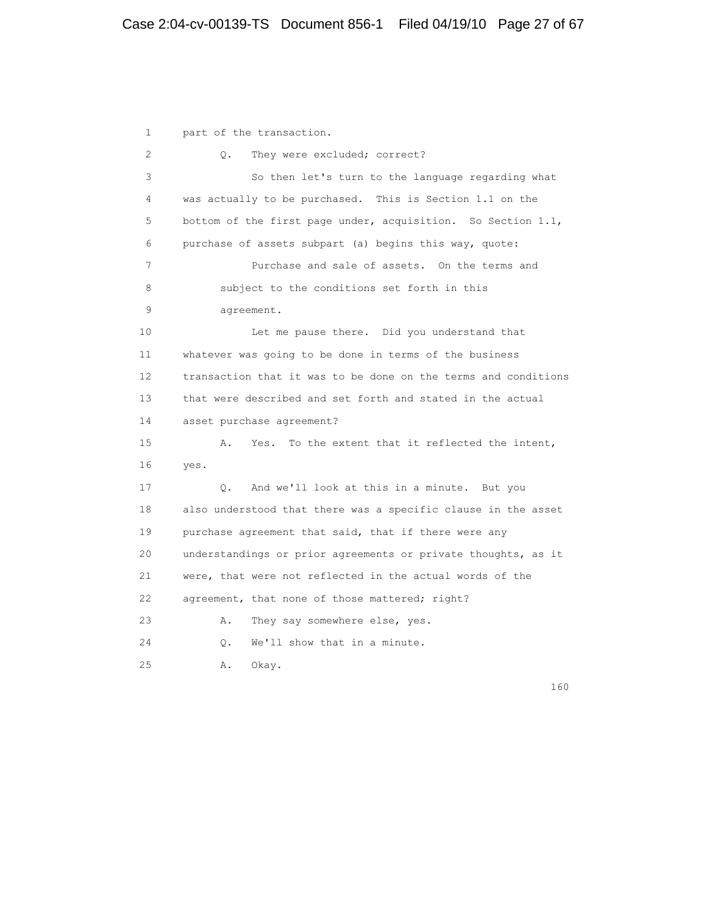1 part of the transaction.

2 Q. They were excluded; correct?

3 So then let's turn to the language regarding what
4 was actually to be purchased. This is Section 1.1 on the
5 bottom of the first page under, acquisition. So Section 1.1,
6 purchase of assets subpart (a) begins this way, quote:

7 Purchase and sale of assets. On the terms and
8 subject to the conditions set forth in this
9 agreement.

10 Let me pause there. Did you understand that
11 whatever was going to be done in terms of the business
12 transaction that it was to be done on the terms and conditions
13 that were described and set forth and stated in the actual
14 asset purchase agreement?

15 A. Yes. To the extent that it reflected the intent,
16 yes.

17 Q. And we'll look at this in a minute. But you
18 also understood that there was a specific clause in the asset
19 purchase agreement that said, that if there were any
20 understandings or prior agreements or private thoughts, as it
21 were, that were not reflected in the actual words of the
22 agreement, that none of those mattered; right?

23 A. They say somewhere else, yes.

24 Q. We'll show that in a minute.

25 A. Okay.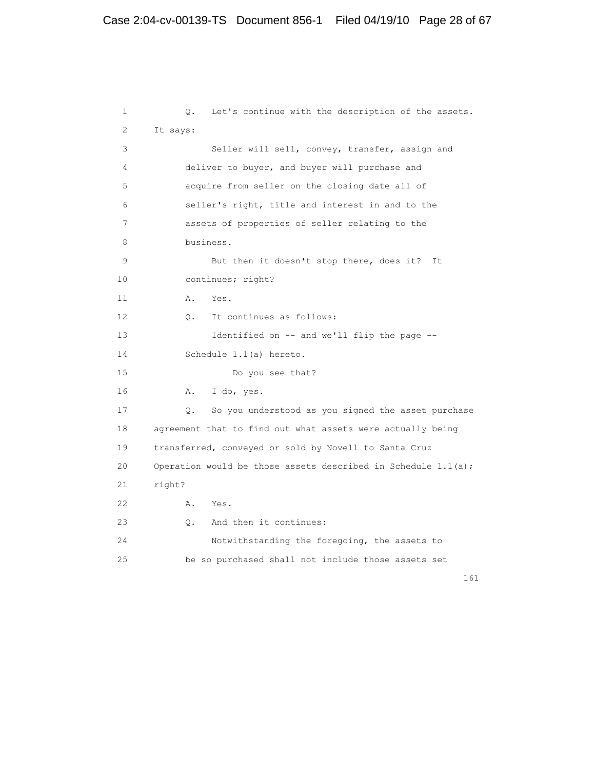1 Q. Let's continue with the description of the assets.
2 It says:
3 Seller will sell, convey, transfer, assign and
4 deliver to buyer, and buyer will purchase and
5 acquire from seller on the closing date all of
6 seller's right, title and interest in and to the
7 assets of properties of seller relating to the
8 business.
9 But then it doesn't stop there, does it? It
10 continues; right?
11 A. Yes.
12 Q. It continues as follows:
13 Identified on -- and we'll flip the page --
14 Schedule 1.1(a) hereto.
15 Do you see that?
16 A. I do, yes.
17 Q. So you understood as you signed the asset purchase
18 agreement that to find out what assets were actually being
19 transferred, conveyed or sold by Novell to Santa Cruz
20 Operation would be those assets described in Schedule 1.1(a);
21 right?
22 A. Yes.
23 Q. And then it continues:
24 Notwithstanding the foregoing, the assets to
25 be so purchased shall not include those assets set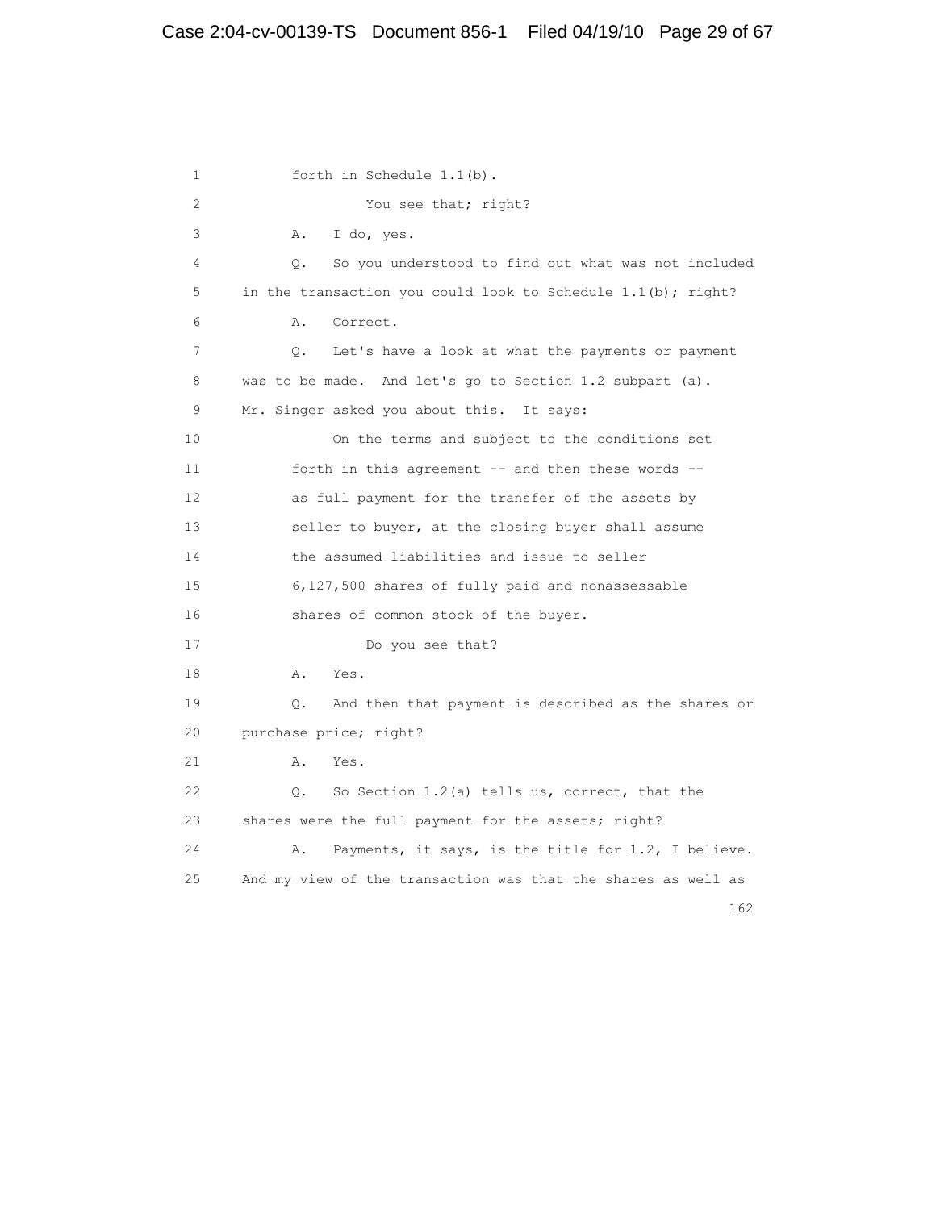1 forth in Schedule 1.1(b).

2 You see that; right?

3 A. I do, yes.

4 Q. So you understood to find out what was not included

5 in the transaction you could look to Schedule 1.1(b); right?

6 A. Correct.

7 Q. Let's have a look at what the payments or payment

8 was to be made. And let's go to Section 1.2 subpart (a).

9 Mr. Singer asked you about this. It says:

10 On the terms and subject to the conditions set

11 forth in this agreement -- and then these words --

12 as full payment for the transfer of the assets by

13 seller to buyer, at the closing buyer shall assume

14 the assumed liabilities and issue to seller

15 6,127,500 shares of fully paid and nonassessable

16 shares of common stock of the buyer.

17 Do you see that?

18 A. Yes.

19 Q. And then that payment is described as the shares or

20 purchase price; right?

21 A. Yes.

22 Q. So Section 1.2(a) tells us, correct, that the

23 shares were the full payment for the assets; right?

24 A. Payments, it says, is the title for 1.2, I believe.

25 And my view of the transaction was that the shares as well as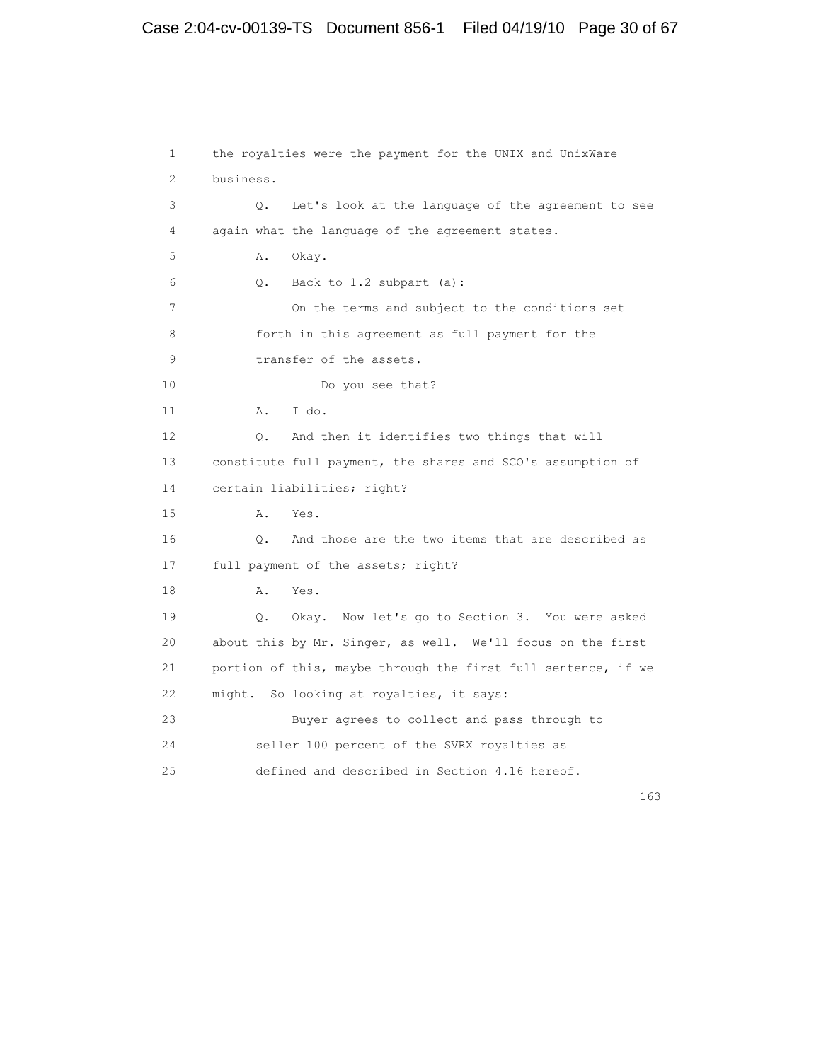1 the royalties were the payment for the UNIX and UnixWare
2 business.
3 Q. Let's look at the language of the agreement to see
4 again what the language of the agreement states.
5 A. Okay.
6 Q. Back to 1.2 subpart (a):
7 On the terms and subject to the conditions set
8 forth in this agreement as full payment for the
9 transfer of the assets.
10 Do you see that?
11 A. I do.
12 Q. And then it identifies two things that will
13 constitute full payment, the shares and SCO's assumption of
14 certain liabilities; right?
15 A. Yes.
16 Q. And those are the two items that are described as
17 full payment of the assets; right?
18 A. Yes.
19 Q. Okay. Now let's go to Section 3. You were asked
20 about this by Mr. Singer, as well. We'll focus on the first
21 portion of this, maybe through the first full sentence, if we
22 might. So looking at royalties, it says:
23 Buyer agrees to collect and pass through to
24 seller 100 percent of the SVRX royalties as
25 defined and described in Section 4.16 hereof.

163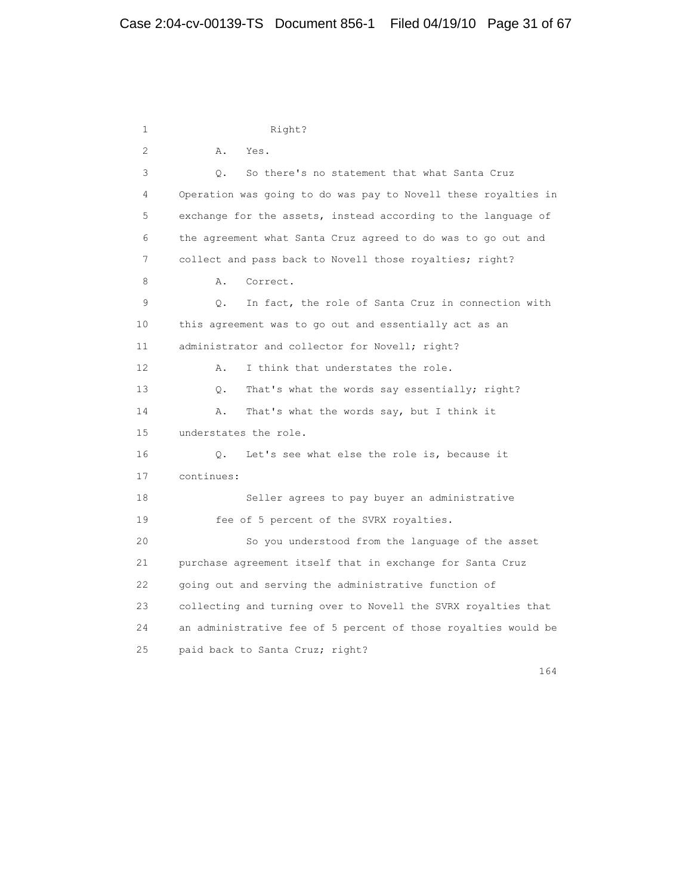Right?

A. Yes.

Q. So there's no statement that what Santa Cruz Operation was going to do was pay to Novell these royalties in exchange for the assets, instead according to the language of the agreement what Santa Cruz agreed to do was to go out and collect and pass back to Novell those royalties; right?

A. Correct.

Q. In fact, the role of Santa Cruz in connection with this agreement was to go out and essentially act as an administrator and collector for Novell; right?

A. I think that understates the role.

Q. That's what the words say essentially; right?

A. That's what the words say, but I think it understates the role.

Q. Let's see what else the role is, because it continues:

> Seller agrees to pay buyer an administrative fee of 5 percent of the SVRX royalties.

So you understood from the language of the asset purchase agreement itself that in exchange for Santa Cruz going out and serving the administrative function of collecting and turning over to Novell the SVRX royalties that an administrative fee of 5 percent of those royalties would be paid back to Santa Cruz; right?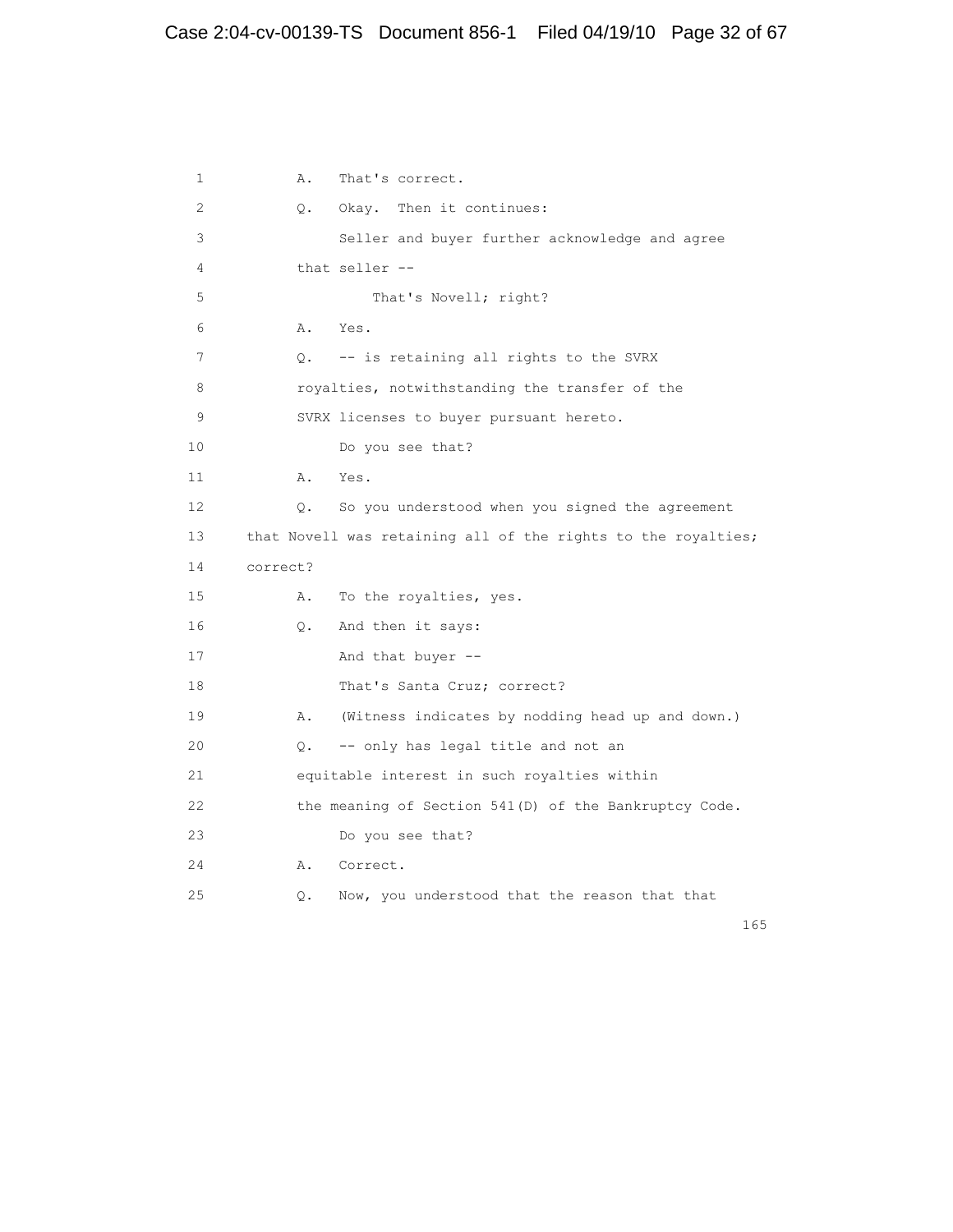1 A. That's correct.

2 Q. Okay. Then it continues:

3 Seller and buyer further acknowledge and agree

4 that seller --

5 That's Novell; right?

6 A. Yes.

7 Q. -- is retaining all rights to the SVRX

8 royalties, notwithstanding the transfer of the

9 SVRX licenses to buyer pursuant hereto.

10 Do you see that?

11 A. Yes.

12 Q. So you understood when you signed the agreement

13 that Novell was retaining all of the rights to the royalties;

14 correct?

15 A. To the royalties, yes.

16 Q. And then it says:

17 And that buyer --

18 That's Santa Cruz; correct?

19 A. (Witness indicates by nodding head up and down.)

20 Q. -- only has legal title and not an

21 equitable interest in such royalties within

22 the meaning of Section 541(D) of the Bankruptcy Code.

23 Do you see that?

24 A. Correct.

25 Q. Now, you understood that the reason that that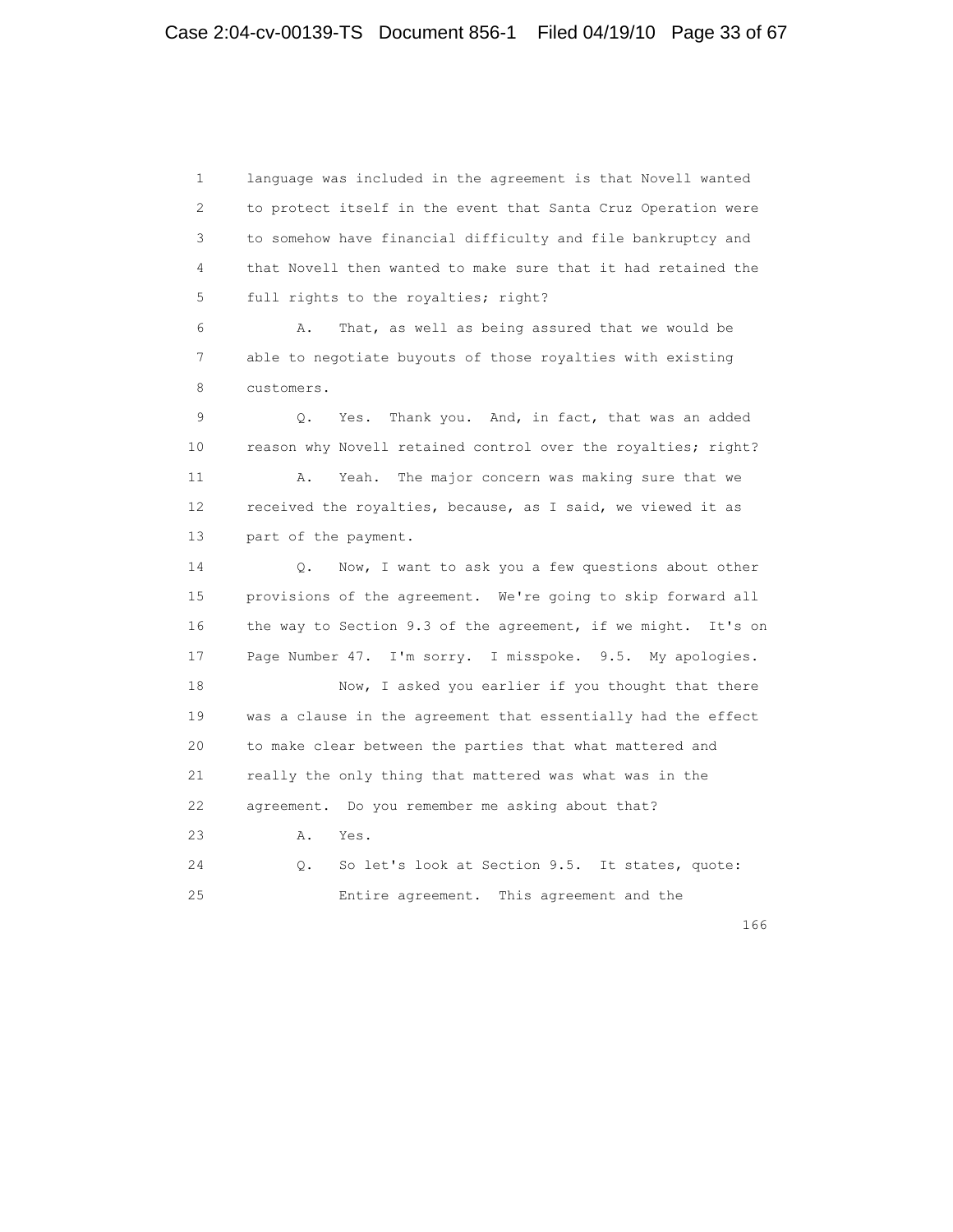language was included in the agreement is that Novell wanted to protect itself in the event that Santa Cruz Operation were to somehow have financial difficulty and file bankruptcy and that Novell then wanted to make sure that it had retained the full rights to the royalties; right?

A. That, as well as being assured that we would be able to negotiate buyouts of those royalties with existing customers.

Q. Yes. Thank you. And, in fact, that was an added reason why Novell retained control over the royalties; right?

A. Yeah. The major concern was making sure that we received the royalties, because, as I said, we viewed it as part of the payment.

Q. Now, I want to ask you a few questions about other provisions of the agreement. We're going to skip forward all the way to Section 9.3 of the agreement, if we might. It's on Page Number 47. I'm sorry. I misspoke. 9.5. My apologies.

Now, I asked you earlier if you thought that there was a clause in the agreement that essentially had the effect to make clear between the parties that what mattered and really the only thing that mattered was what was in the agreement. Do you remember me asking about that?

A. Yes.

Q. So let's look at Section 9.5. It states, quote:

Entire agreement. This agreement and the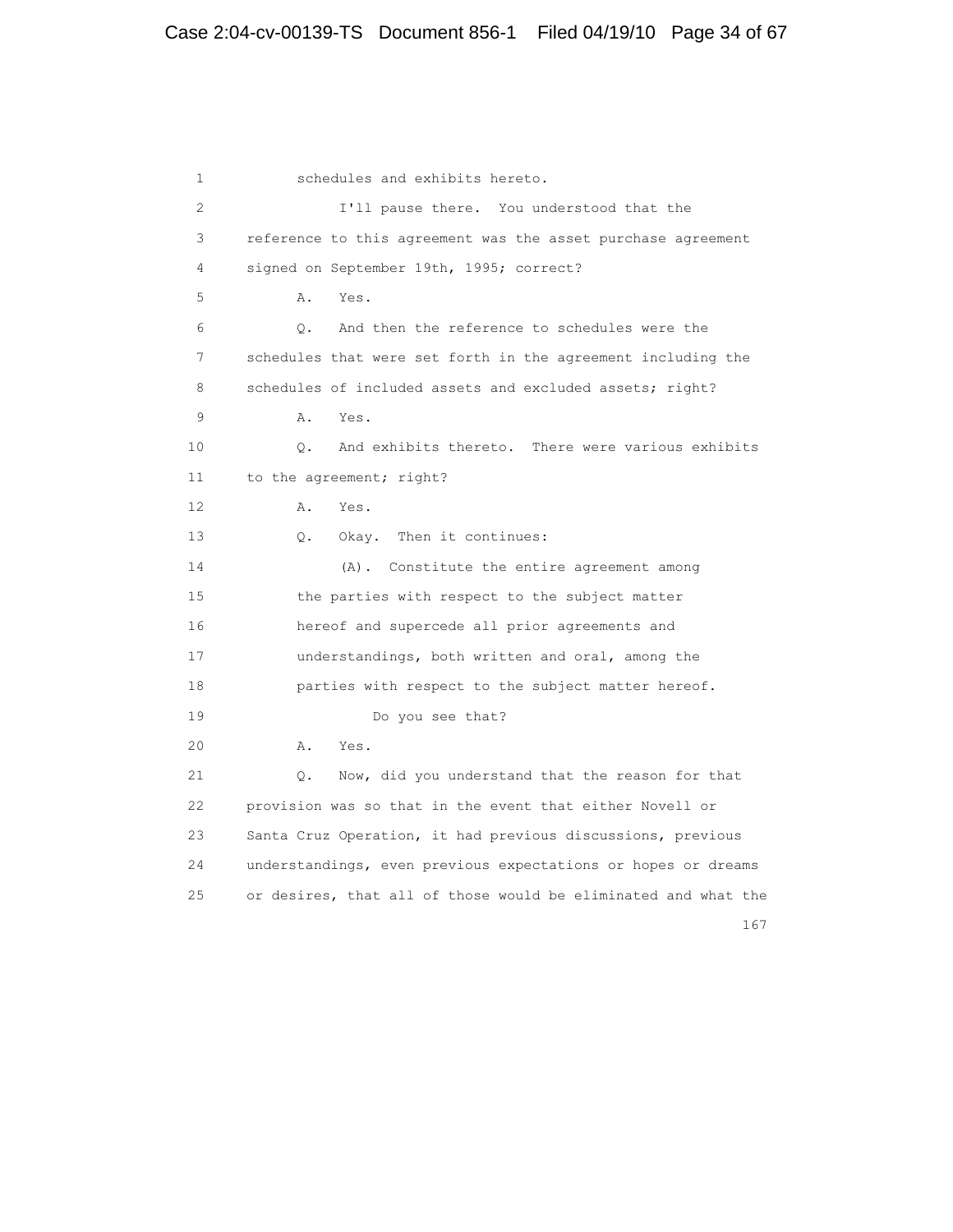schedules and exhibits hereto.

I'll pause there. You understood that the reference to this agreement was the asset purchase agreement signed on September 19th, 1995; correct?

A. Yes.

Q. And then the reference to schedules were the schedules that were set forth in the agreement including the schedules of included assets and excluded assets; right?

A. Yes.

Q. And exhibits thereto. There were various exhibits to the agreement; right?

A. Yes.

Q. Okay. Then it continues:

(A). Constitute the entire agreement among the parties with respect to the subject matter hereof and supercede all prior agreements and understandings, both written and oral, among the parties with respect to the subject matter hereof.

Do you see that?

A. Yes.

Q. Now, did you understand that the reason for that provision was so that in the event that either Novell or Santa Cruz Operation, it had previous discussions, previous understandings, even previous expectations or hopes or dreams or desires, that all of those would be eliminated and what the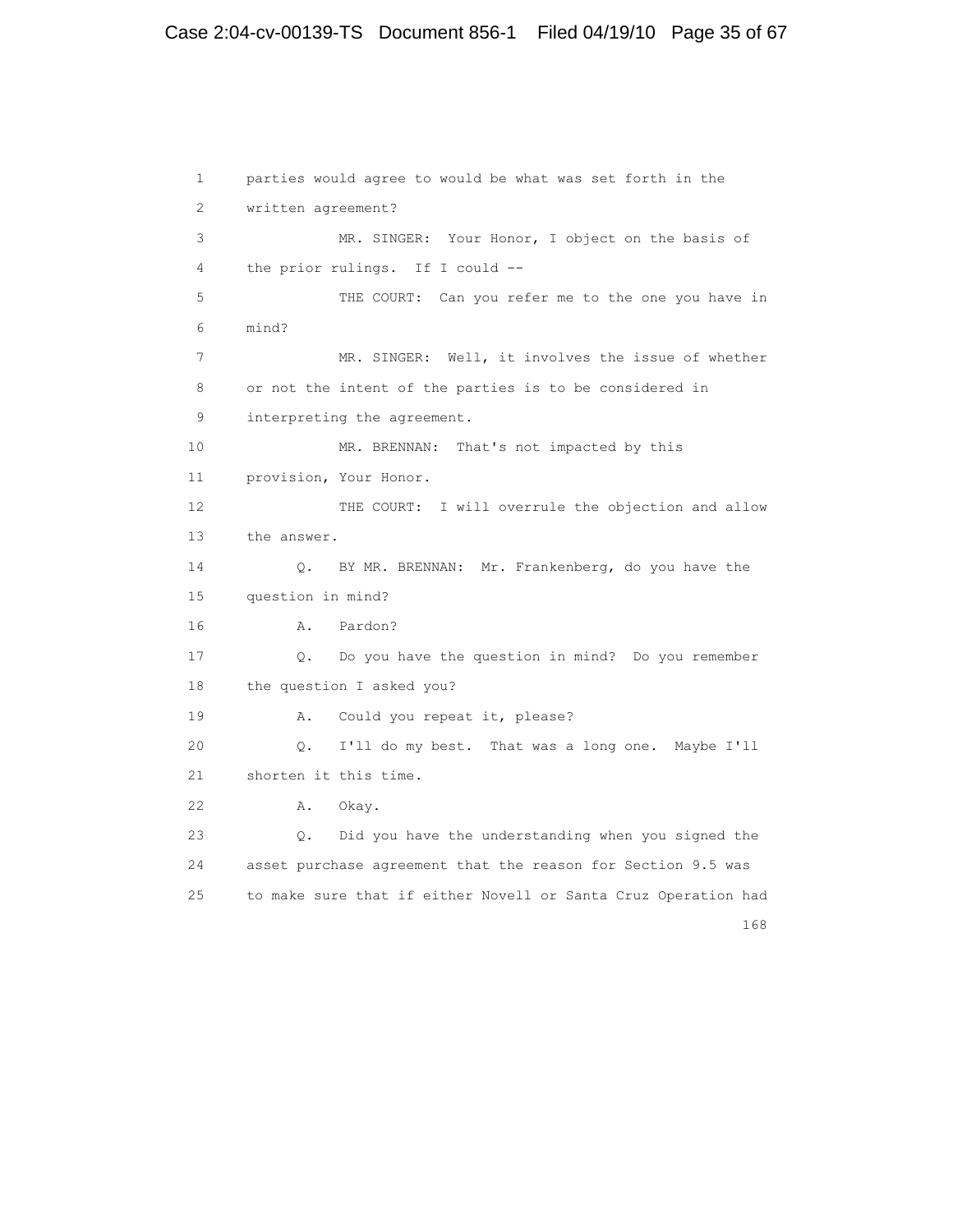parties would agree to would be what was set forth in the written agreement?

MR. SINGER: Your Honor, I object on the basis of the prior rulings. If I could --

THE COURT: Can you refer me to the one you have in mind?

MR. SINGER: Well, it involves the issue of whether or not the intent of the parties is to be considered in interpreting the agreement.

MR. BRENNAN: That's not impacted by this provision, Your Honor.

THE COURT: I will overrule the objection and allow the answer.

Q. BY MR. BRENNAN: Mr. Frankenberg, do you have the question in mind?

A. Pardon?

Q. Do you have the question in mind? Do you remember the question I asked you?

A. Could you repeat it, please?

Q. I'll do my best. That was a long one. Maybe I'll shorten it this time.

A. Okay.

Q. Did you have the understanding when you signed the asset purchase agreement that the reason for Section 9.5 was to make sure that if either Novell or Santa Cruz Operation had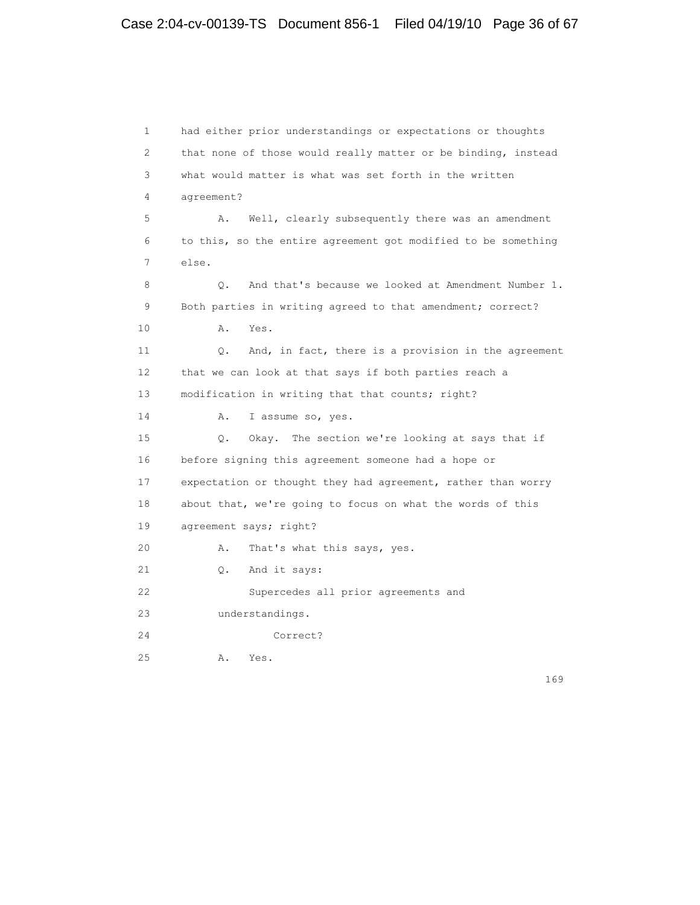1 had either prior understandings or expectations or thoughts
2 that none of those would really matter or be binding, instead
3 what would matter is what was set forth in the written
4 agreement?
5 A. Well, clearly subsequently there was an amendment
6 to this, so the entire agreement got modified to be something
7 else.
8 Q. And that's because we looked at Amendment Number 1.
9 Both parties in writing agreed to that amendment; correct?
10 A. Yes.
11 Q. And, in fact, there is a provision in the agreement
12 that we can look at that says if both parties reach a
13 modification in writing that that counts; right?
14 A. I assume so, yes.
15 Q. Okay. The section we're looking at says that if
16 before signing this agreement someone had a hope or
17 expectation or thought they had agreement, rather than worry
18 about that, we're going to focus on what the words of this
19 agreement says; right?
20 A. That's what this says, yes.
21 Q. And it says:
22 Supercedes all prior agreements and
23 understandings.
24 Correct?
25 A. Yes.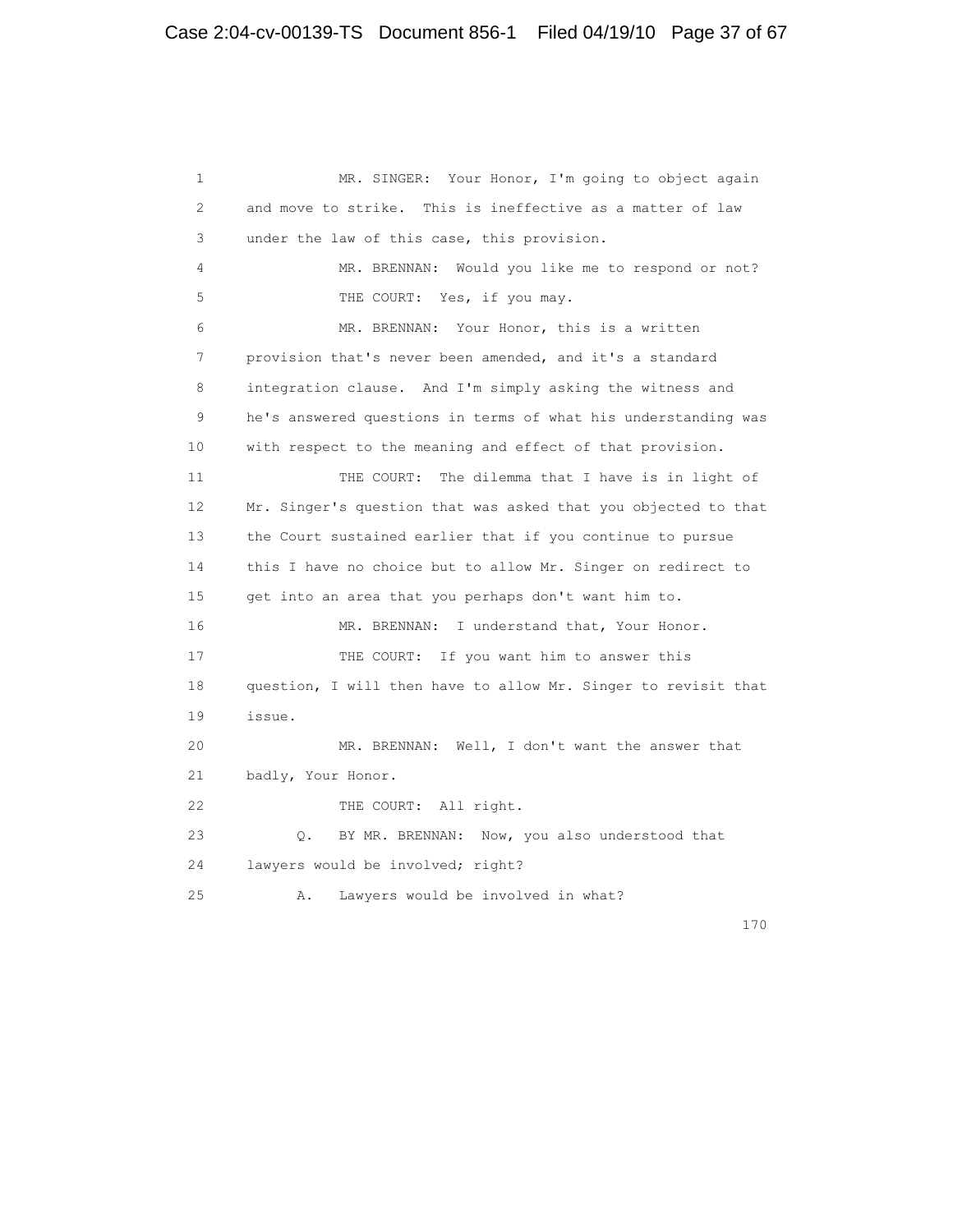MR. SINGER: Your Honor, I'm going to object again and move to strike. This is ineffective as a matter of law under the law of this case, this provision.

MR. BRENNAN: Would you like me to respond or not?

THE COURT: Yes, if you may.

MR. BRENNAN: Your Honor, this is a written provision that's never been amended, and it's a standard integration clause. And I'm simply asking the witness and he's answered questions in terms of what his understanding was with respect to the meaning and effect of that provision.

THE COURT: The dilemma that I have is in light of Mr. Singer's question that was asked that you objected to that the Court sustained earlier that if you continue to pursue this I have no choice but to allow Mr. Singer on redirect to get into an area that you perhaps don't want him to.

MR. BRENNAN: I understand that, Your Honor.

THE COURT: If you want him to answer this question, I will then have to allow Mr. Singer to revisit that issue.

MR. BRENNAN: Well, I don't want the answer that badly, Your Honor.

THE COURT: All right.

Q. BY MR. BRENNAN: Now, you also understood that lawyers would be involved; right?

A. Lawyers would be involved in what?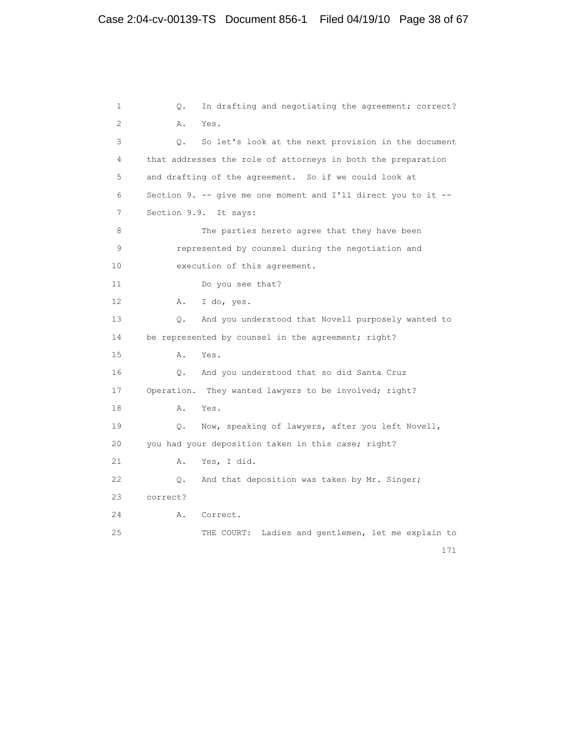Q. In drafting and negotiating the agreement; correct?

A. Yes.

Q. So let's look at the next provision in the document that addresses the role of attorneys in both the preparation and drafting of the agreement. So if we could look at Section 9. -- give me one moment and I'll direct you to it -- Section 9.9. It says:

> The parties hereto agree that they have been represented by counsel during the negotiation and execution of this agreement.
>
> Do you see that?

A. I do, yes.

Q. And you understood that Novell purposely wanted to be represented by counsel in the agreement; right?

A. Yes.

Q. And you understood that so did Santa Cruz Operation. They wanted lawyers to be involved; right?

A. Yes.

Q. Now, speaking of lawyers, after you left Novell, you had your deposition taken in this case; right?

A. Yes, I did.

Q. And that deposition was taken by Mr. Singer; correct?

A. Correct.

THE COURT: Ladies and gentlemen, let me explain to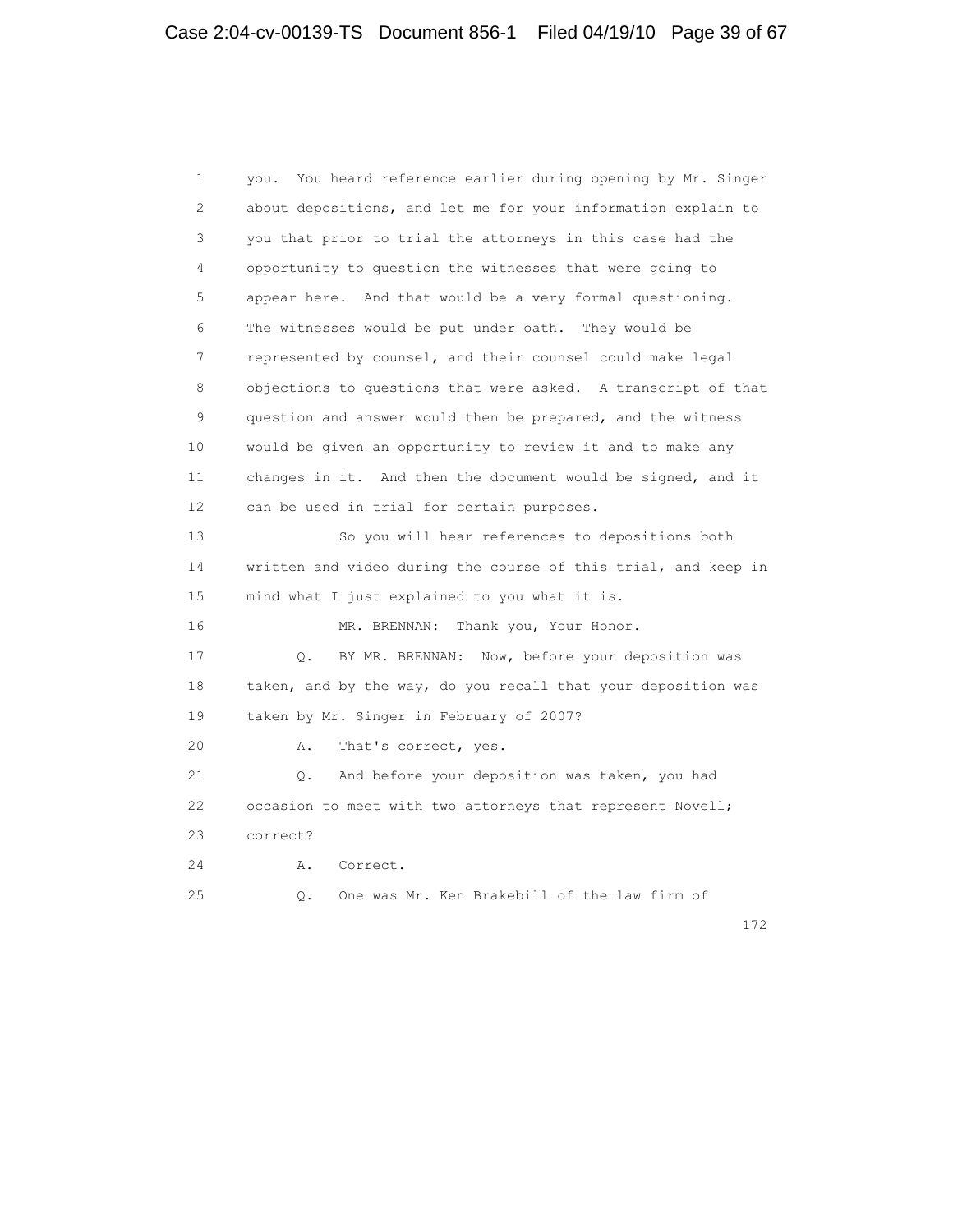1 you. You heard reference earlier during opening by Mr. Singer
2 about depositions, and let me for your information explain to
3 you that prior to trial the attorneys in this case had the
4 opportunity to question the witnesses that were going to
5 appear here. And that would be a very formal questioning.
6 The witnesses would be put under oath. They would be
7 represented by counsel, and their counsel could make legal
8 objections to questions that were asked. A transcript of that
9 question and answer would then be prepared, and the witness
10 would be given an opportunity to review it and to make any
11 changes in it. And then the document would be signed, and it
12 can be used in trial for certain purposes.
13 So you will hear references to depositions both
14 written and video during the course of this trial, and keep in
15 mind what I just explained to you what it is.
16 MR. BRENNAN: Thank you, Your Honor.
17 Q. BY MR. BRENNAN: Now, before your deposition was
18 taken, and by the way, do you recall that your deposition was
19 taken by Mr. Singer in February of 2007?
20 A. That's correct, yes.
21 Q. And before your deposition was taken, you had
22 occasion to meet with two attorneys that represent Novell;
23 correct?
24 A. Correct.
25 Q. One was Mr. Ken Brakebill of the law firm of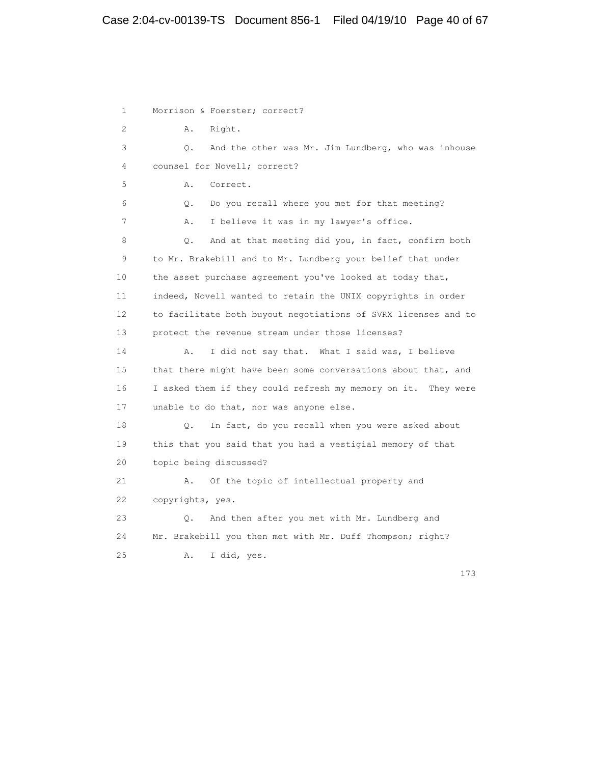1 Morrison & Foerster; correct?

2 A. Right.

3 Q. And the other was Mr. Jim Lundberg, who was inhouse

4 counsel for Novell; correct?

5 A. Correct.

6 Q. Do you recall where you met for that meeting?

7 A. I believe it was in my lawyer's office.

8 Q. And at that meeting did you, in fact, confirm both

9 to Mr. Brakebill and to Mr. Lundberg your belief that under

10 the asset purchase agreement you've looked at today that,

11 indeed, Novell wanted to retain the UNIX copyrights in order

12 to facilitate both buyout negotiations of SVRX licenses and to

13 protect the revenue stream under those licenses?

14 A. I did not say that. What I said was, I believe

15 that there might have been some conversations about that, and

16 I asked them if they could refresh my memory on it. They were

17 unable to do that, nor was anyone else.

18 Q. In fact, do you recall when you were asked about

19 this that you said that you had a vestigial memory of that

20 topic being discussed?

21 A. Of the topic of intellectual property and

22 copyrights, yes.

23 Q. And then after you met with Mr. Lundberg and

24 Mr. Brakebill you then met with Mr. Duff Thompson; right?

25 A. I did, yes.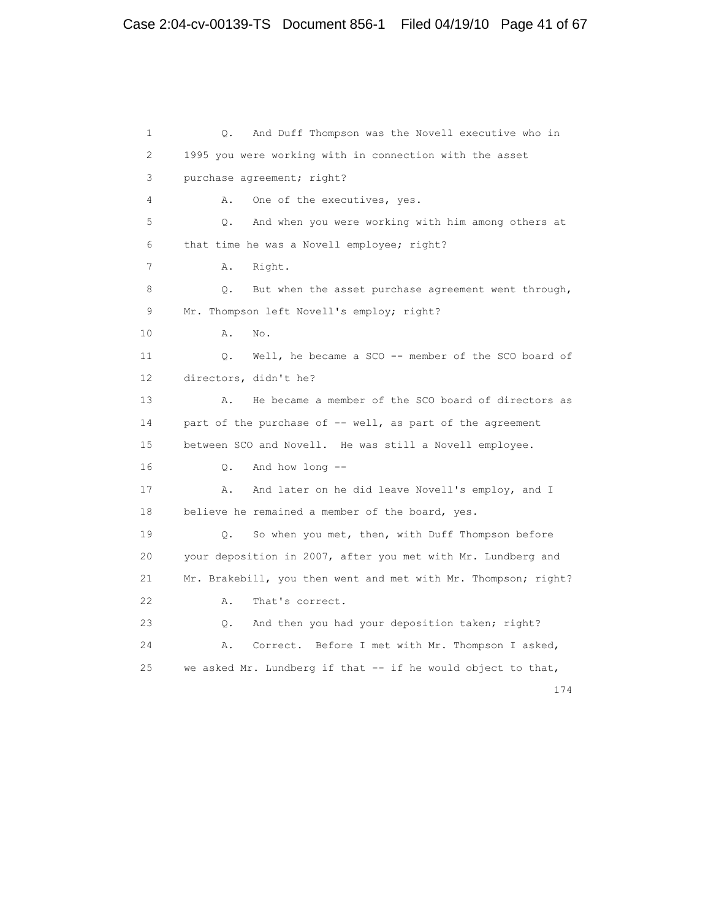1 Q. And Duff Thompson was the Novell executive who in
2 1995 you were working with in connection with the asset
3 purchase agreement; right?
4 A. One of the executives, yes.
5 Q. And when you were working with him among others at
6 that time he was a Novell employee; right?
7 A. Right.
8 Q. But when the asset purchase agreement went through,
9 Mr. Thompson left Novell's employ; right?
10 A. No.
11 Q. Well, he became a SCO -- member of the SCO board of
12 directors, didn't he?
13 A. He became a member of the SCO board of directors as
14 part of the purchase of -- well, as part of the agreement
15 between SCO and Novell. He was still a Novell employee.
16 Q. And how long --
17 A. And later on he did leave Novell's employ, and I
18 believe he remained a member of the board, yes.
19 Q. So when you met, then, with Duff Thompson before
20 your deposition in 2007, after you met with Mr. Lundberg and
21 Mr. Brakebill, you then went and met with Mr. Thompson; right?
22 A. That's correct.
23 Q. And then you had your deposition taken; right?
24 A. Correct. Before I met with Mr. Thompson I asked,
25 we asked Mr. Lundberg if that -- if he would object to that,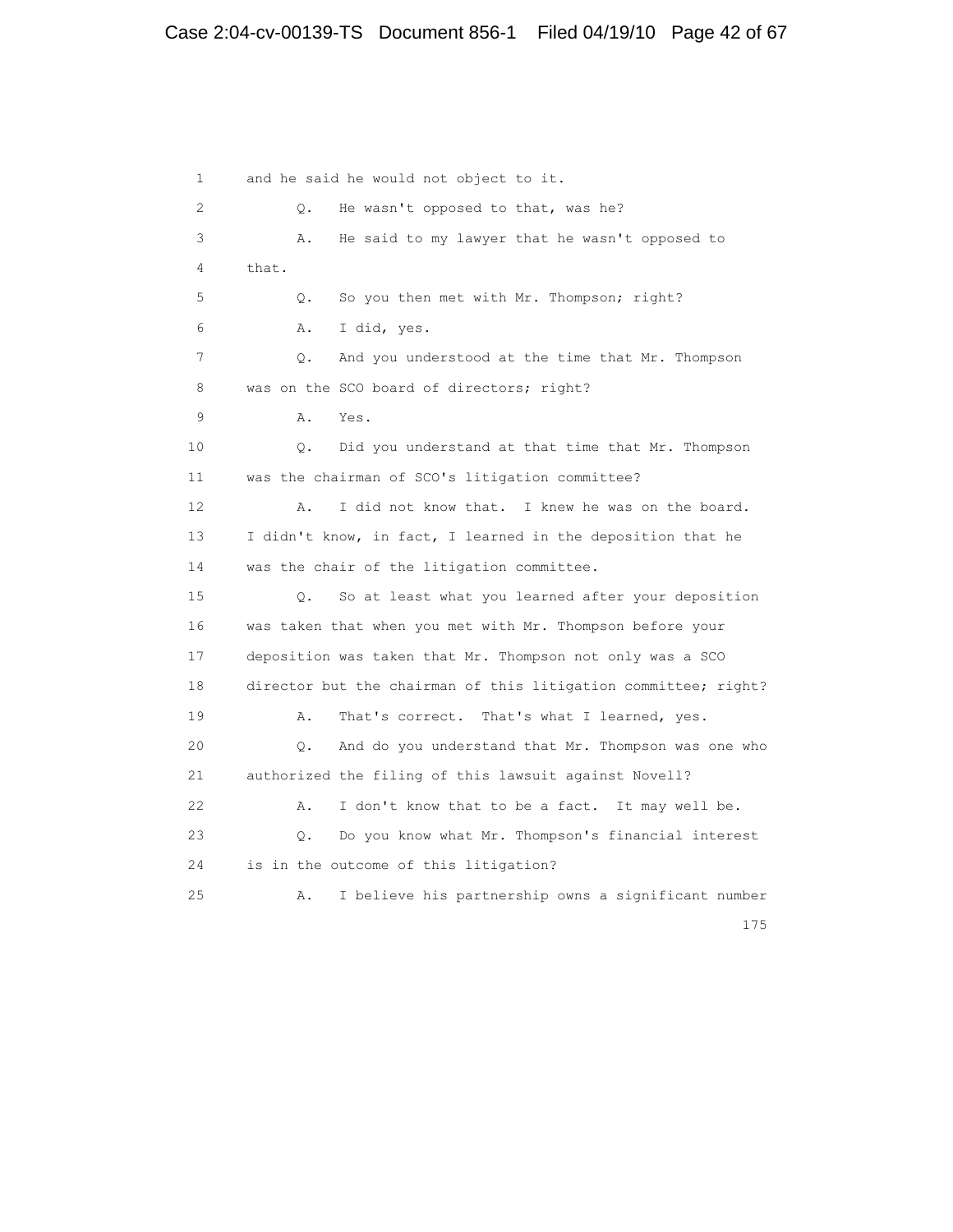1 and he said he would not object to it.

2 Q. He wasn't opposed to that, was he?

3 A. He said to my lawyer that he wasn't opposed to

4 that.

5 Q. So you then met with Mr. Thompson; right?

6 A. I did, yes.

7 Q. And you understood at the time that Mr. Thompson

8 was on the SCO board of directors; right?

9 A. Yes.

10 Q. Did you understand at that time that Mr. Thompson

11 was the chairman of SCO's litigation committee?

12 A. I did not know that. I knew he was on the board.

13 I didn't know, in fact, I learned in the deposition that he

14 was the chair of the litigation committee.

15 Q. So at least what you learned after your deposition

16 was taken that when you met with Mr. Thompson before your

17 deposition was taken that Mr. Thompson not only was a SCO

18 director but the chairman of this litigation committee; right?

19 A. That's correct. That's what I learned, yes.

20 Q. And do you understand that Mr. Thompson was one who

21 authorized the filing of this lawsuit against Novell?

22 A. I don't know that to be a fact. It may well be.

23 Q. Do you know what Mr. Thompson's financial interest

24 is in the outcome of this litigation?

25 A. I believe his partnership owns a significant number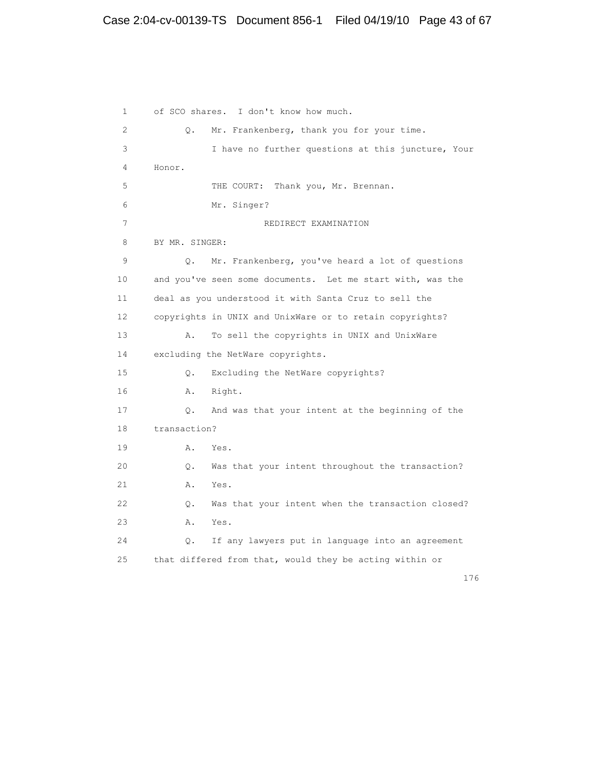of SCO shares. I don't know how much.

Q. Mr. Frankenberg, thank you for your time.

I have no further questions at this juncture, Your Honor.

THE COURT: Thank you, Mr. Brennan.

Mr. Singer?

REDIRECT EXAMINATION

BY MR. SINGER:

Q. Mr. Frankenberg, you've heard a lot of questions and you've seen some documents. Let me start with, was the deal as you understood it with Santa Cruz to sell the copyrights in UNIX and UnixWare or to retain copyrights?

A. To sell the copyrights in UNIX and UnixWare excluding the NetWare copyrights.

Q. Excluding the NetWare copyrights?

A. Right.

Q. And was that your intent at the beginning of the transaction?

A. Yes.

Q. Was that your intent throughout the transaction?

A. Yes.

Q. Was that your intent when the transaction closed?

A. Yes.

Q. If any lawyers put in language into an agreement that differed from that, would they be acting within or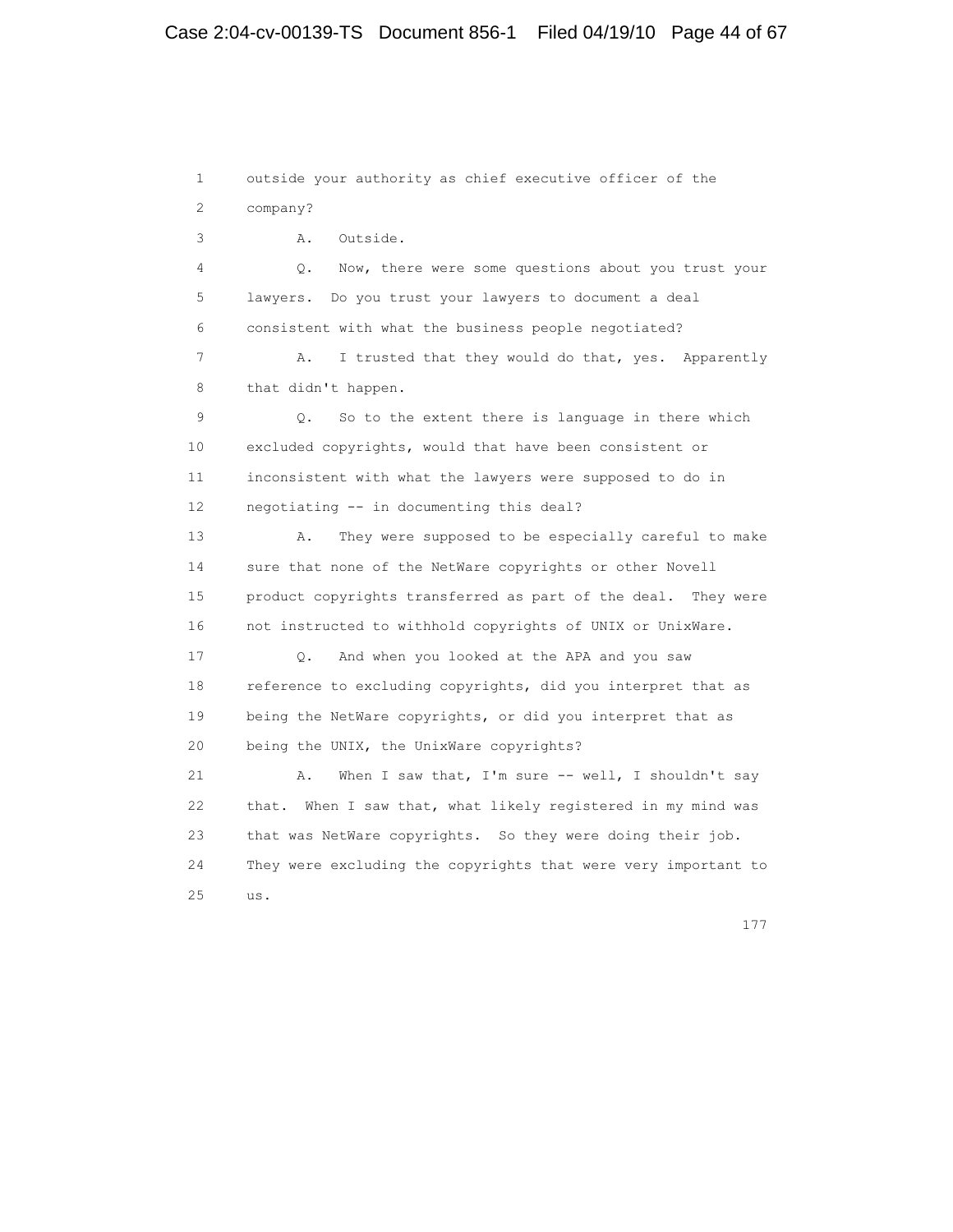1 outside your authority as chief executive officer of the
2 company?
3 A. Outside.
4 Q. Now, there were some questions about you trust your
5 lawyers. Do you trust your lawyers to document a deal
6 consistent with what the business people negotiated?
7 A. I trusted that they would do that, yes. Apparently
8 that didn't happen.
9 Q. So to the extent there is language in there which
10 excluded copyrights, would that have been consistent or
11 inconsistent with what the lawyers were supposed to do in
12 negotiating -- in documenting this deal?
13 A. They were supposed to be especially careful to make
14 sure that none of the NetWare copyrights or other Novell
15 product copyrights transferred as part of the deal. They were
16 not instructed to withhold copyrights of UNIX or UnixWare.
17 Q. And when you looked at the APA and you saw
18 reference to excluding copyrights, did you interpret that as
19 being the NetWare copyrights, or did you interpret that as
20 being the UNIX, the UnixWare copyrights?
21 A. When I saw that, I'm sure -- well, I shouldn't say
22 that. When I saw that, what likely registered in my mind was
23 that was NetWare copyrights. So they were doing their job.
24 They were excluding the copyrights that were very important to
25 us.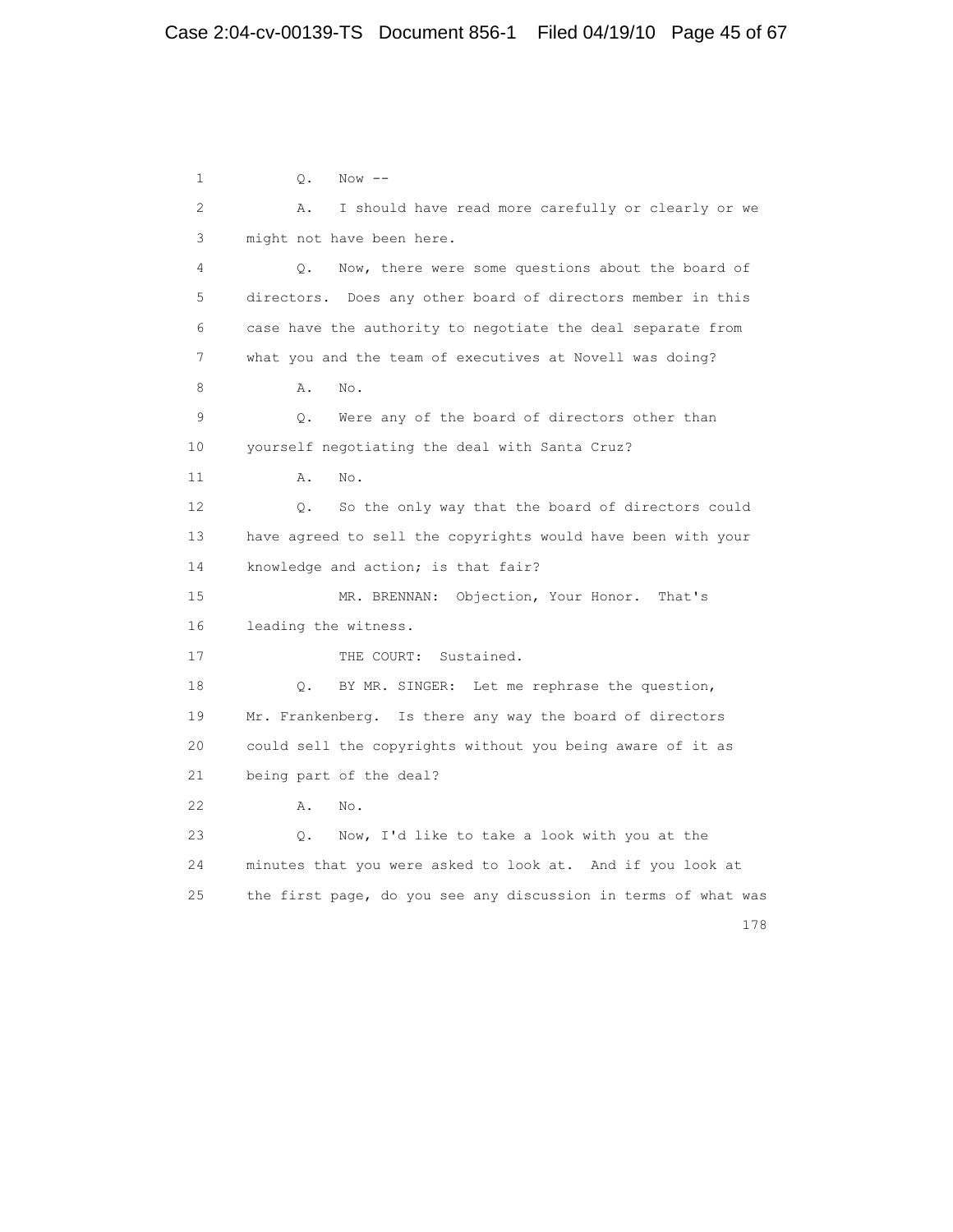1 Q. Now --

2 A. I should have read more carefully or clearly or we

3 might not have been here.

4 Q. Now, there were some questions about the board of

5 directors. Does any other board of directors member in this

6 case have the authority to negotiate the deal separate from

7 what you and the team of executives at Novell was doing?

8 A. No.

9 Q. Were any of the board of directors other than

10 yourself negotiating the deal with Santa Cruz?

11 A. No.

12 Q. So the only way that the board of directors could

13 have agreed to sell the copyrights would have been with your

14 knowledge and action; is that fair?

15 MR. BRENNAN: Objection, Your Honor. That's

16 leading the witness.

17 THE COURT: Sustained.

18 Q. BY MR. SINGER: Let me rephrase the question,

19 Mr. Frankenberg. Is there any way the board of directors

20 could sell the copyrights without you being aware of it as

21 being part of the deal?

22 A. No.

23 Q. Now, I'd like to take a look with you at the

24 minutes that you were asked to look at. And if you look at

25 the first page, do you see any discussion in terms of what was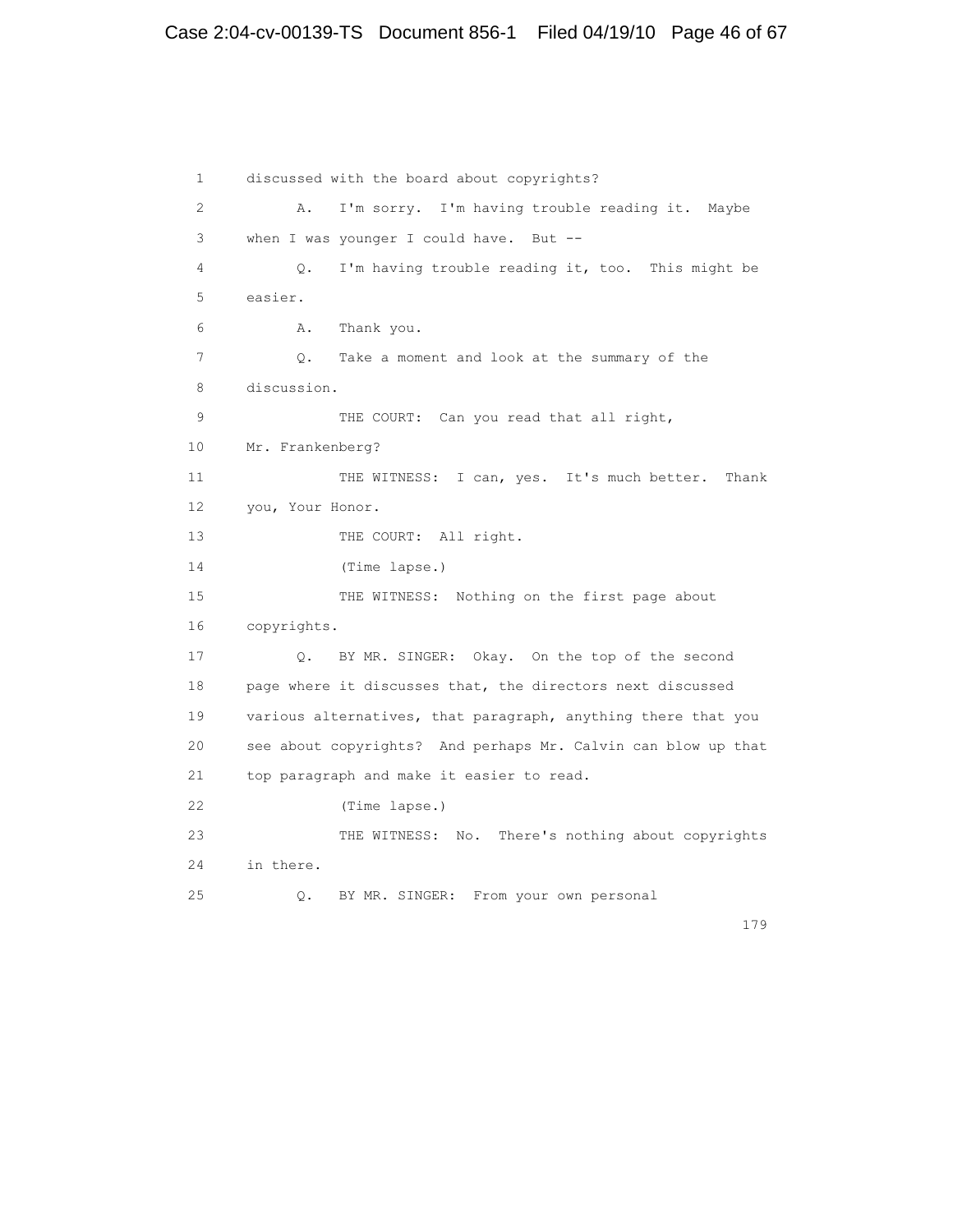1 discussed with the board about copyrights?

2 A. I'm sorry. I'm having trouble reading it. Maybe

3 when I was younger I could have. But --

4 Q. I'm having trouble reading it, too. This might be

5 easier.

6 A. Thank you.

7 Q. Take a moment and look at the summary of the

8 discussion.

9 THE COURT: Can you read that all right,

10 Mr. Frankenberg?

11 THE WITNESS: I can, yes. It's much better. Thank

12 you, Your Honor.

13 THE COURT: All right.

14 (Time lapse.)

15 THE WITNESS: Nothing on the first page about

16 copyrights.

17 Q. BY MR. SINGER: Okay. On the top of the second

18 page where it discusses that, the directors next discussed

19 various alternatives, that paragraph, anything there that you

20 see about copyrights? And perhaps Mr. Calvin can blow up that

21 top paragraph and make it easier to read.

22 (Time lapse.)

23 THE WITNESS: No. There's nothing about copyrights

24 in there.

25 Q. BY MR. SINGER: From your own personal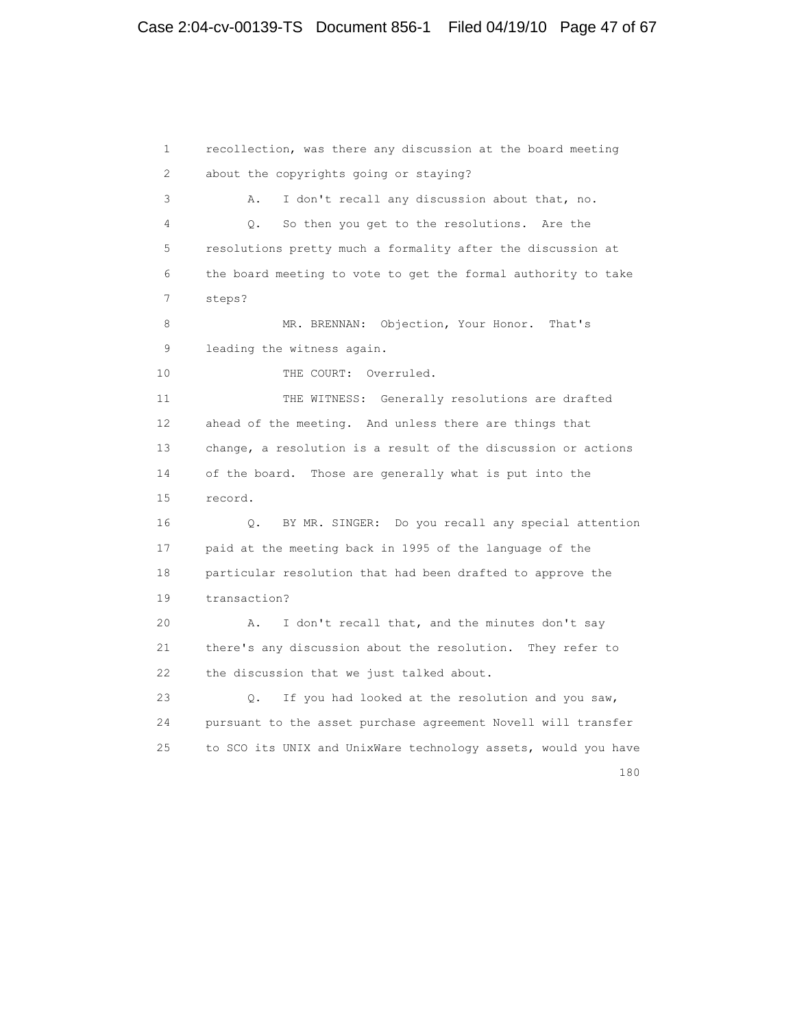1 recollection, was there any discussion at the board meeting
2 about the copyrights going or staying?
3 A. I don't recall any discussion about that, no.
4 Q. So then you get to the resolutions. Are the
5 resolutions pretty much a formality after the discussion at
6 the board meeting to vote to get the formal authority to take
7 steps?
8 MR. BRENNAN: Objection, Your Honor. That's
9 leading the witness again.
10 THE COURT: Overruled.
11 THE WITNESS: Generally resolutions are drafted
12 ahead of the meeting. And unless there are things that
13 change, a resolution is a result of the discussion or actions
14 of the board. Those are generally what is put into the
15 record.
16 Q. BY MR. SINGER: Do you recall any special attention
17 paid at the meeting back in 1995 of the language of the
18 particular resolution that had been drafted to approve the
19 transaction?
20 A. I don't recall that, and the minutes don't say
21 there's any discussion about the resolution. They refer to
22 the discussion that we just talked about.
23 Q. If you had looked at the resolution and you saw,
24 pursuant to the asset purchase agreement Novell will transfer
25 to SCO its UNIX and UnixWare technology assets, would you have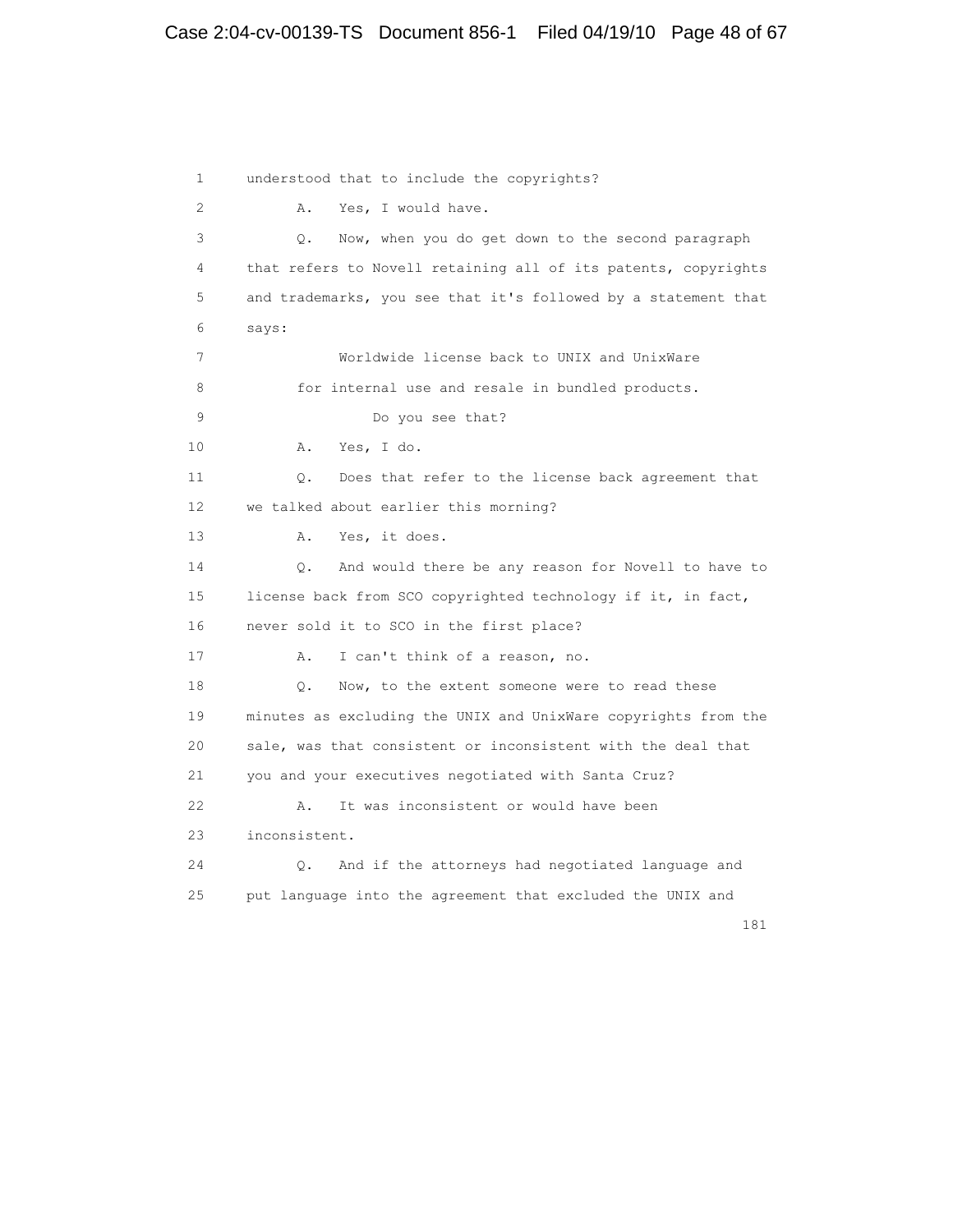1 understood that to include the copyrights?

2 A. Yes, I would have.

3 Q. Now, when you do get down to the second paragraph

4 that refers to Novell retaining all of its patents, copyrights

5 and trademarks, you see that it's followed by a statement that

6 says:

7 Worldwide license back to UNIX and UnixWare

8 for internal use and resale in bundled products.

9 Do you see that?

10 A. Yes, I do.

11 Q. Does that refer to the license back agreement that

12 we talked about earlier this morning?

13 A. Yes, it does.

14 Q. And would there be any reason for Novell to have to

15 license back from SCO copyrighted technology if it, in fact,

16 never sold it to SCO in the first place?

17 A. I can't think of a reason, no.

18 Q. Now, to the extent someone were to read these

19 minutes as excluding the UNIX and UnixWare copyrights from the

20 sale, was that consistent or inconsistent with the deal that

21 you and your executives negotiated with Santa Cruz?

22 A. It was inconsistent or would have been

23 inconsistent.

24 Q. And if the attorneys had negotiated language and

25 put language into the agreement that excluded the UNIX and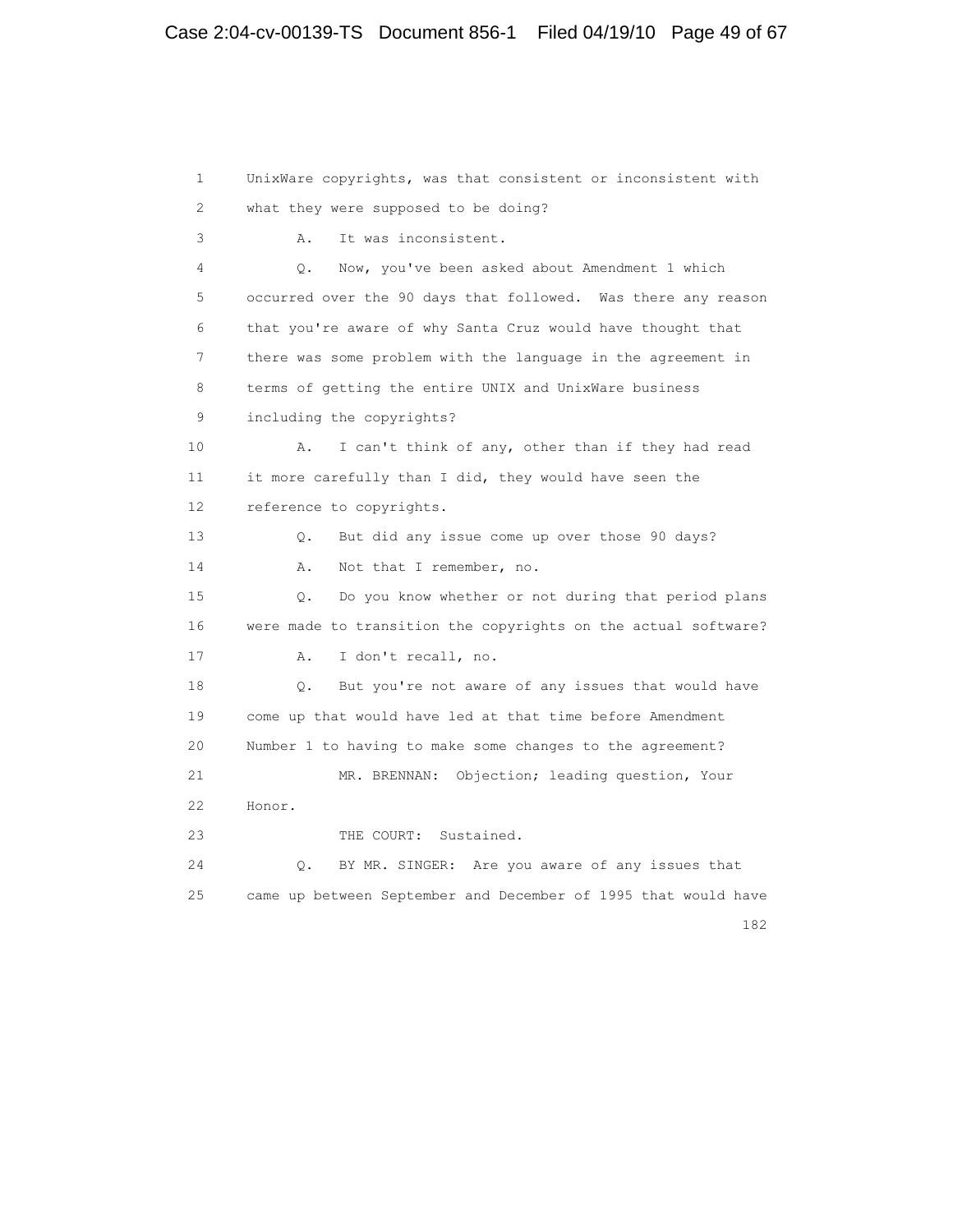1 UnixWare copyrights, was that consistent or inconsistent with
2 what they were supposed to be doing?
3 A. It was inconsistent.
4 Q. Now, you've been asked about Amendment 1 which
5 occurred over the 90 days that followed. Was there any reason
6 that you're aware of why Santa Cruz would have thought that
7 there was some problem with the language in the agreement in
8 terms of getting the entire UNIX and UnixWare business
9 including the copyrights?
10 A. I can't think of any, other than if they had read
11 it more carefully than I did, they would have seen the
12 reference to copyrights.
13 Q. But did any issue come up over those 90 days?
14 A. Not that I remember, no.
15 Q. Do you know whether or not during that period plans
16 were made to transition the copyrights on the actual software?
17 A. I don't recall, no.
18 Q. But you're not aware of any issues that would have
19 come up that would have led at that time before Amendment
20 Number 1 to having to make some changes to the agreement?
21 MR. BRENNAN: Objection; leading question, Your
22 Honor.
23 THE COURT: Sustained.
24 Q. BY MR. SINGER: Are you aware of any issues that
25 came up between September and December of 1995 that would have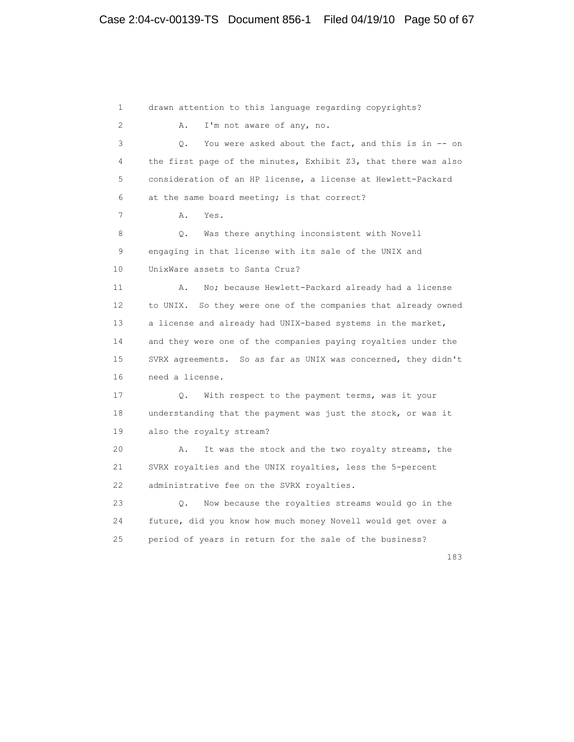1 drawn attention to this language regarding copyrights?

2 A. I'm not aware of any, no.

3 Q. You were asked about the fact, and this is in -- on

4 the first page of the minutes, Exhibit Z3, that there was also

5 consideration of an HP license, a license at Hewlett-Packard

6 at the same board meeting; is that correct?

7 A. Yes.

8 Q. Was there anything inconsistent with Novell

9 engaging in that license with its sale of the UNIX and

10 UnixWare assets to Santa Cruz?

11 A. No; because Hewlett-Packard already had a license

12 to UNIX. So they were one of the companies that already owned

13 a license and already had UNIX-based systems in the market,

14 and they were one of the companies paying royalties under the

15 SVRX agreements. So as far as UNIX was concerned, they didn't

16 need a license.

17 Q. With respect to the payment terms, was it your

18 understanding that the payment was just the stock, or was it

19 also the royalty stream?

20 A. It was the stock and the two royalty streams, the

21 SVRX royalties and the UNIX royalties, less the 5-percent

22 administrative fee on the SVRX royalties.

23 Q. Now because the royalties streams would go in the

24 future, did you know how much money Novell would get over a

25 period of years in return for the sale of the business?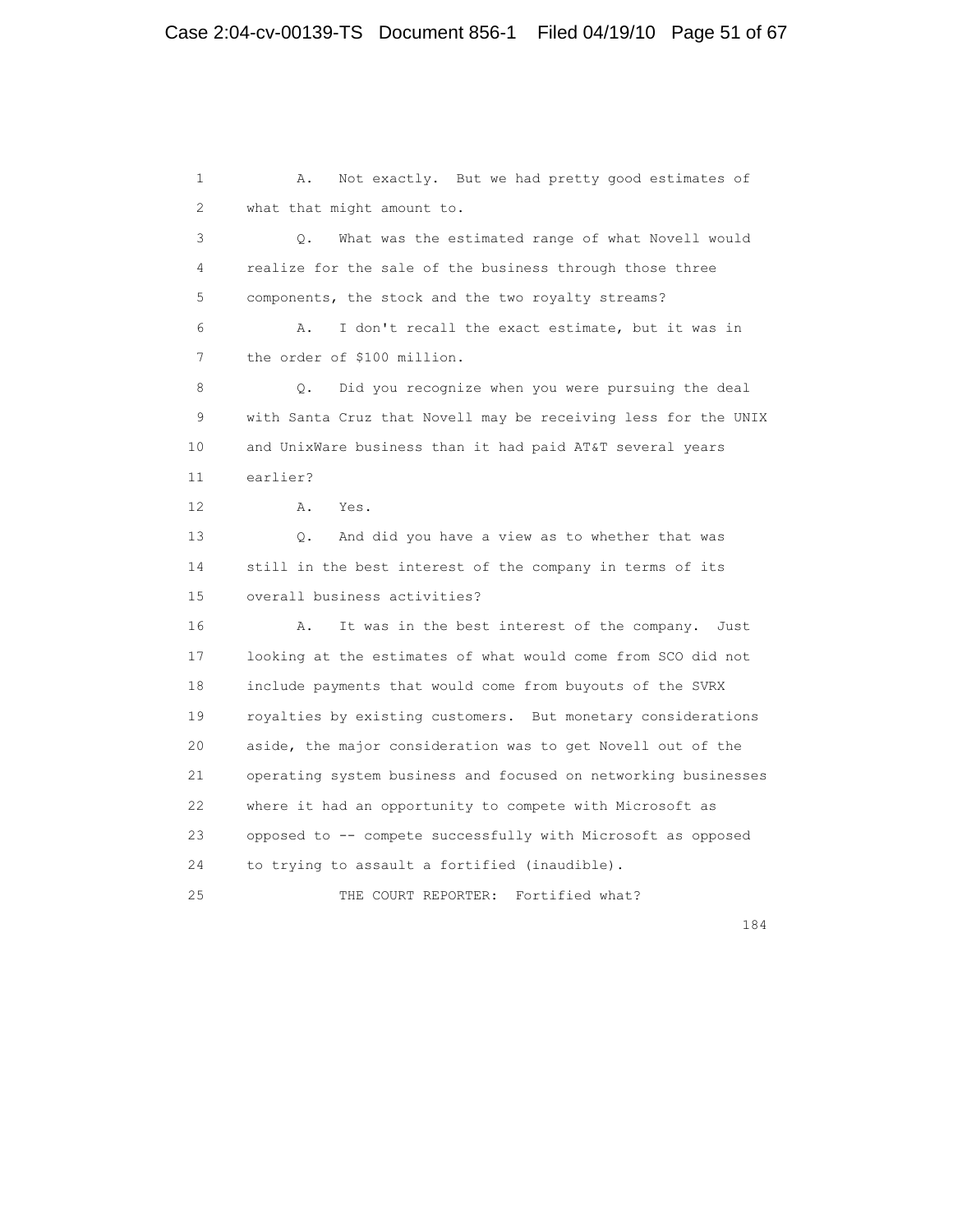1 A. Not exactly. But we had pretty good estimates of
2 what that might amount to.
3 Q. What was the estimated range of what Novell would
4 realize for the sale of the business through those three
5 components, the stock and the two royalty streams?
6 A. I don't recall the exact estimate, but it was in
7 the order of $100 million.
8 Q. Did you recognize when you were pursuing the deal
9 with Santa Cruz that Novell may be receiving less for the UNIX
10 and UnixWare business than it had paid AT&T several years
11 earlier?
12 A. Yes.
13 Q. And did you have a view as to whether that was
14 still in the best interest of the company in terms of its
15 overall business activities?
16 A. It was in the best interest of the company. Just
17 looking at the estimates of what would come from SCO did not
18 include payments that would come from buyouts of the SVRX
19 royalties by existing customers. But monetary considerations
20 aside, the major consideration was to get Novell out of the
21 operating system business and focused on networking businesses
22 where it had an opportunity to compete with Microsoft as
23 opposed to -- compete successfully with Microsoft as opposed
24 to trying to assault a fortified (inaudible).
25 THE COURT REPORTER: Fortified what?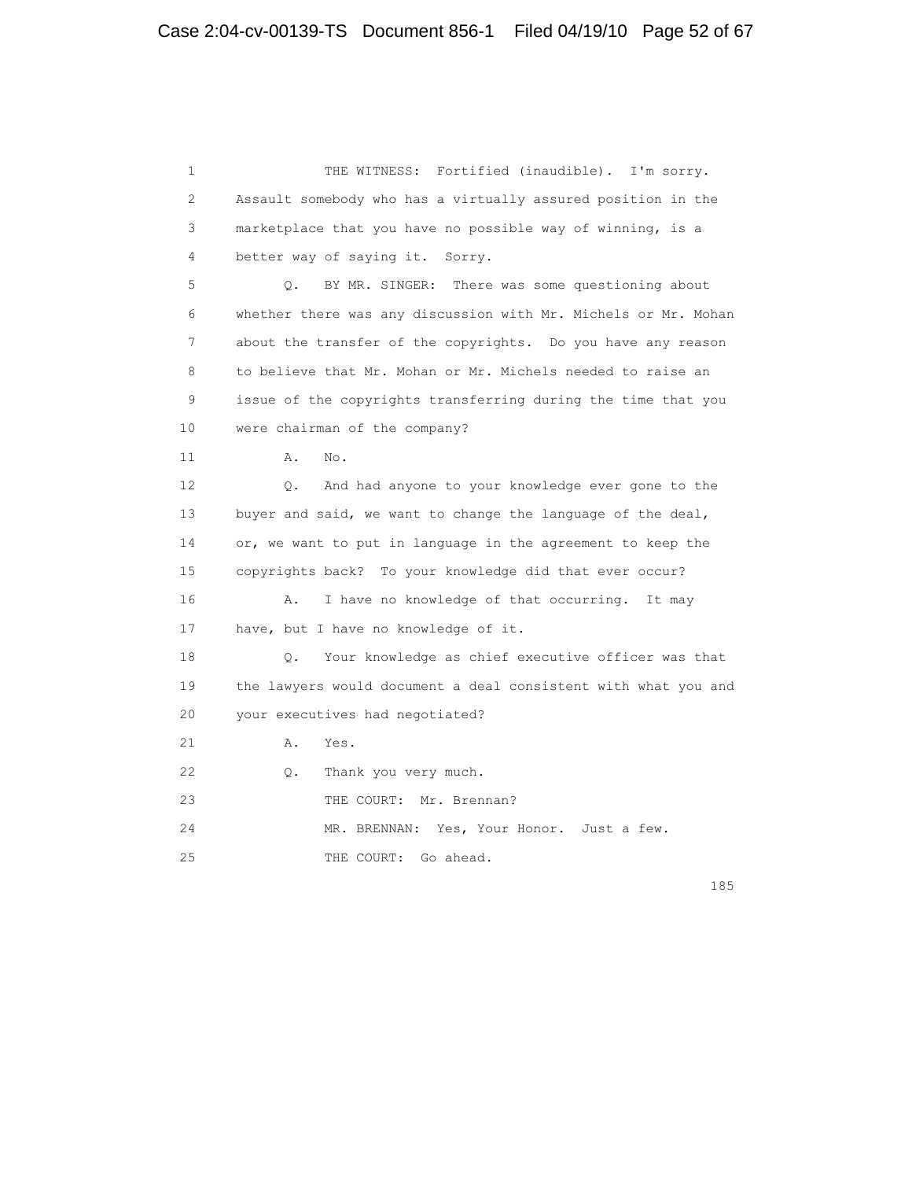THE WITNESS: Fortified (inaudible). I'm sorry. Assault somebody who has a virtually assured position in the marketplace that you have no possible way of winning, is a better way of saying it. Sorry.

Q. BY MR. SINGER: There was some questioning about whether there was any discussion with Mr. Michels or Mr. Mohan about the transfer of the copyrights. Do you have any reason to believe that Mr. Mohan or Mr. Michels needed to raise an issue of the copyrights transferring during the time that you were chairman of the company?

A. No.

Q. And had anyone to your knowledge ever gone to the buyer and said, we want to change the language of the deal, or, we want to put in language in the agreement to keep the copyrights back? To your knowledge did that ever occur?

A. I have no knowledge of that occurring. It may have, but I have no knowledge of it.

Q. Your knowledge as chief executive officer was that the lawyers would document a deal consistent with what you and your executives had negotiated?

A. Yes.

Q. Thank you very much.

THE COURT: Mr. Brennan?

MR. BRENNAN: Yes, Your Honor. Just a few.

THE COURT: Go ahead.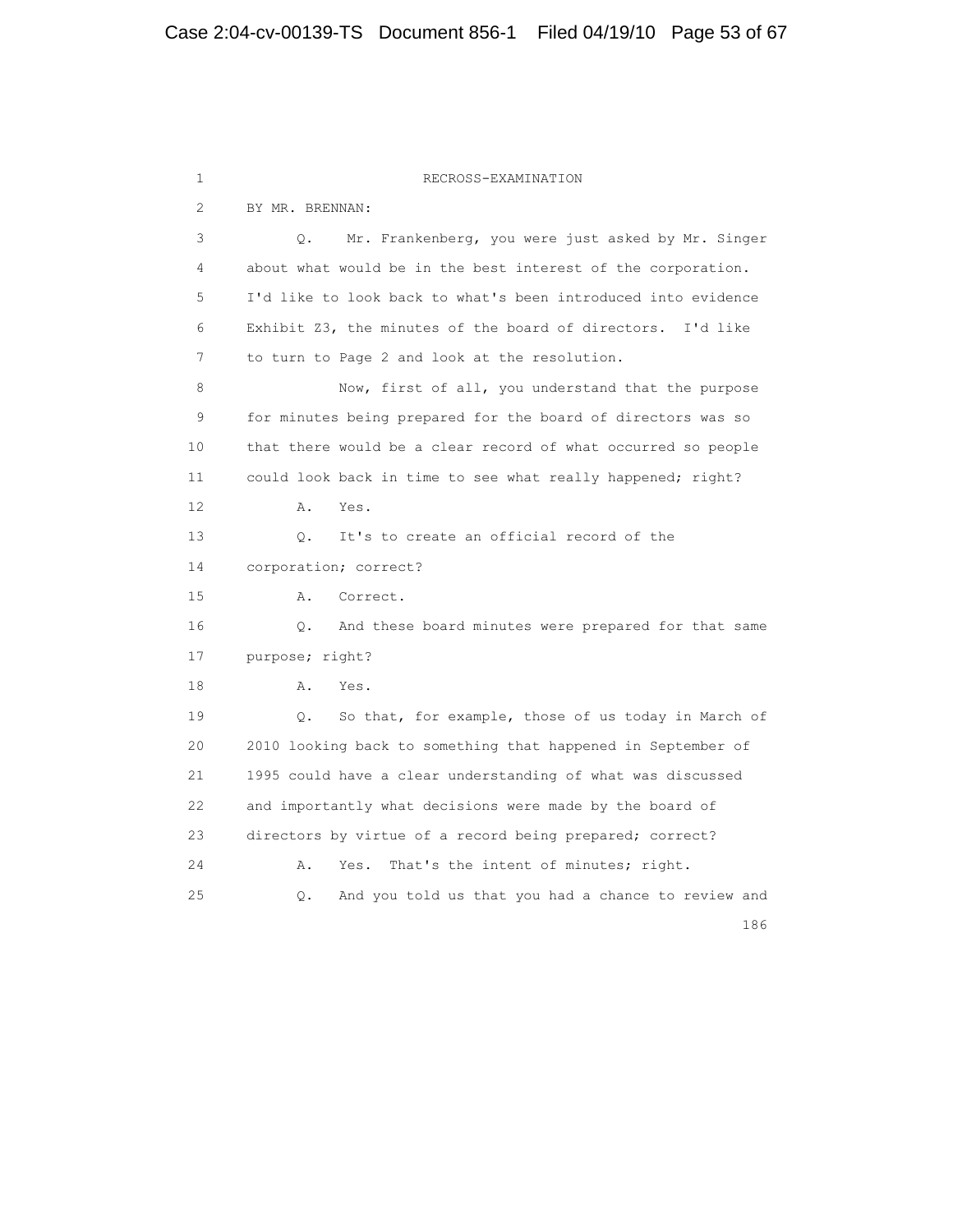RECROSS-EXAMINATION

BY MR. BRENNAN:

Q. Mr. Frankenberg, you were just asked by Mr. Singer about what would be in the best interest of the corporation. I'd like to look back to what's been introduced into evidence Exhibit Z3, the minutes of the board of directors. I'd like to turn to Page 2 and look at the resolution.

Now, first of all, you understand that the purpose for minutes being prepared for the board of directors was so that there would be a clear record of what occurred so people could look back in time to see what really happened; right?

A. Yes.

Q. It's to create an official record of the corporation; correct?

A. Correct.

Q. And these board minutes were prepared for that same purpose; right?

A. Yes.

Q. So that, for example, those of us today in March of 2010 looking back to something that happened in September of 1995 could have a clear understanding of what was discussed and importantly what decisions were made by the board of directors by virtue of a record being prepared; correct?

A. Yes. That's the intent of minutes; right.

Q. And you told us that you had a chance to review and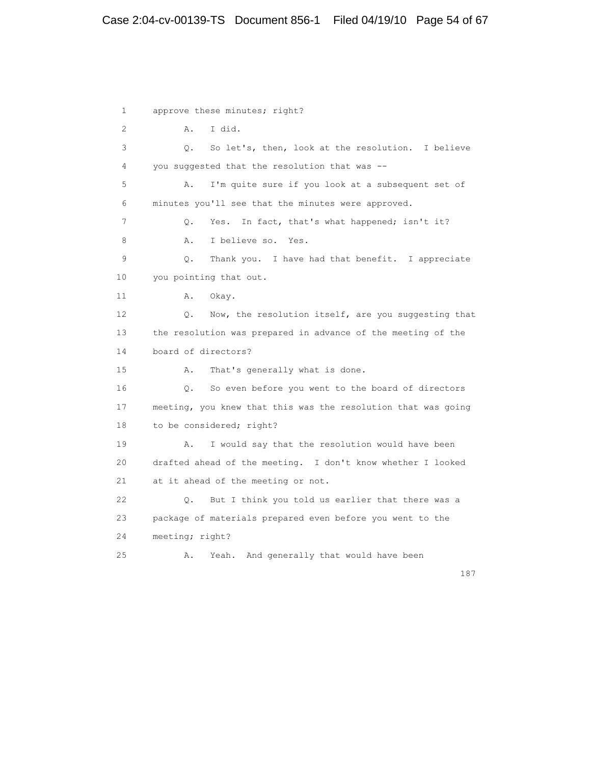1 approve these minutes; right?

2 A. I did.

3 Q. So let's, then, look at the resolution. I believe

4 you suggested that the resolution that was --

5 A. I'm quite sure if you look at a subsequent set of

6 minutes you'll see that the minutes were approved.

7 Q. Yes. In fact, that's what happened; isn't it?

8 A. I believe so. Yes.

9 Q. Thank you. I have had that benefit. I appreciate

10 you pointing that out.

11 A. Okay.

12 Q. Now, the resolution itself, are you suggesting that

13 the resolution was prepared in advance of the meeting of the

14 board of directors?

15 A. That's generally what is done.

16 Q. So even before you went to the board of directors

17 meeting, you knew that this was the resolution that was going

18 to be considered; right?

19 A. I would say that the resolution would have been

20 drafted ahead of the meeting. I don't know whether I looked

21 at it ahead of the meeting or not.

22 Q. But I think you told us earlier that there was a

23 package of materials prepared even before you went to the

24 meeting; right?

25 A. Yeah. And generally that would have been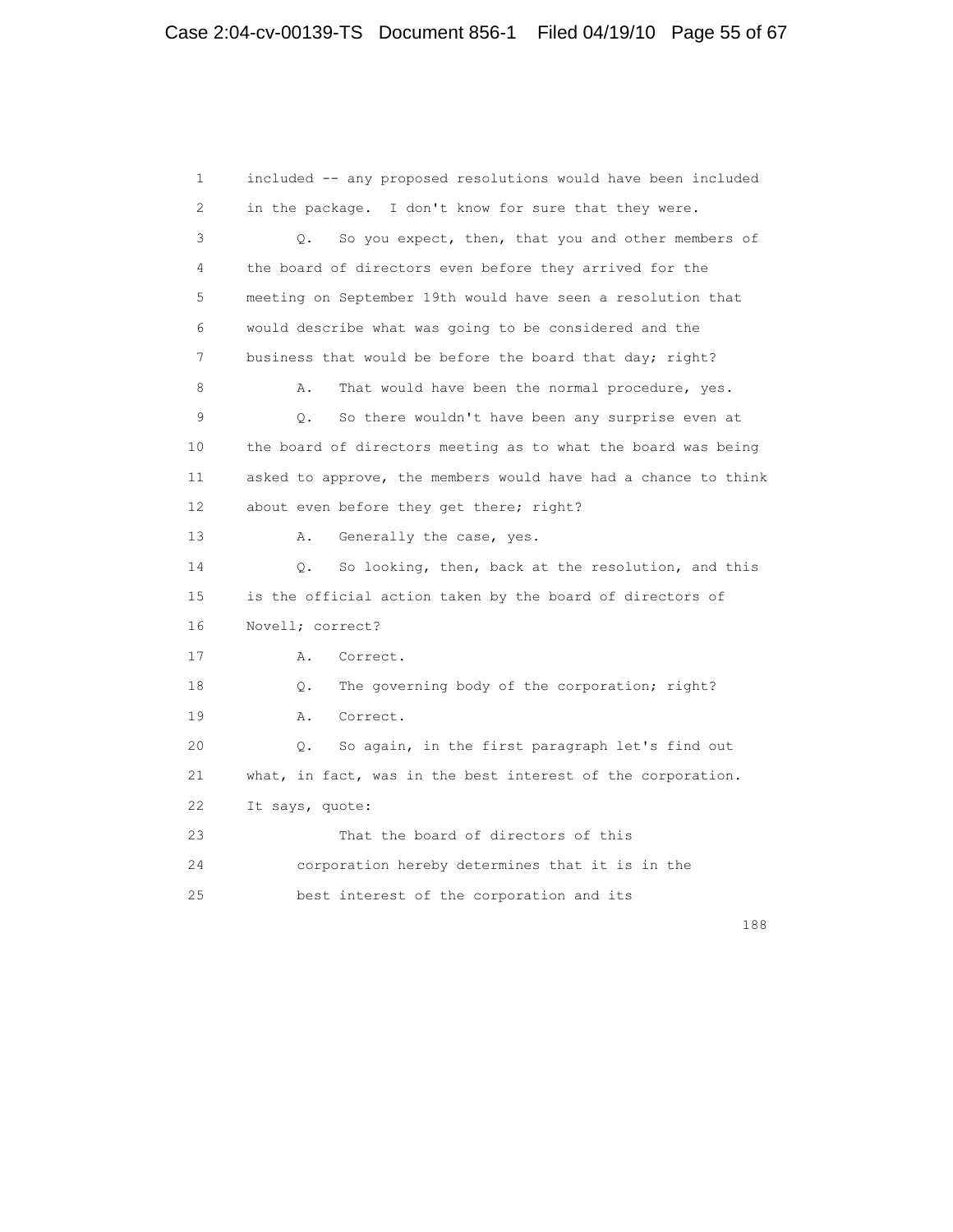1 included -- any proposed resolutions would have been included
2 in the package. I don't know for sure that they were.
3 Q. So you expect, then, that you and other members of
4 the board of directors even before they arrived for the
5 meeting on September 19th would have seen a resolution that
6 would describe what was going to be considered and the
7 business that would be before the board that day; right?
8 A. That would have been the normal procedure, yes.
9 Q. So there wouldn't have been any surprise even at
10 the board of directors meeting as to what the board was being
11 asked to approve, the members would have had a chance to think
12 about even before they get there; right?
13 A. Generally the case, yes.
14 Q. So looking, then, back at the resolution, and this
15 is the official action taken by the board of directors of
16 Novell; correct?
17 A. Correct.
18 Q. The governing body of the corporation; right?
19 A. Correct.
20 Q. So again, in the first paragraph let's find out
21 what, in fact, was in the best interest of the corporation.
22 It says, quote:
23 That the board of directors of this
24 corporation hereby determines that it is in the
25 best interest of the corporation and its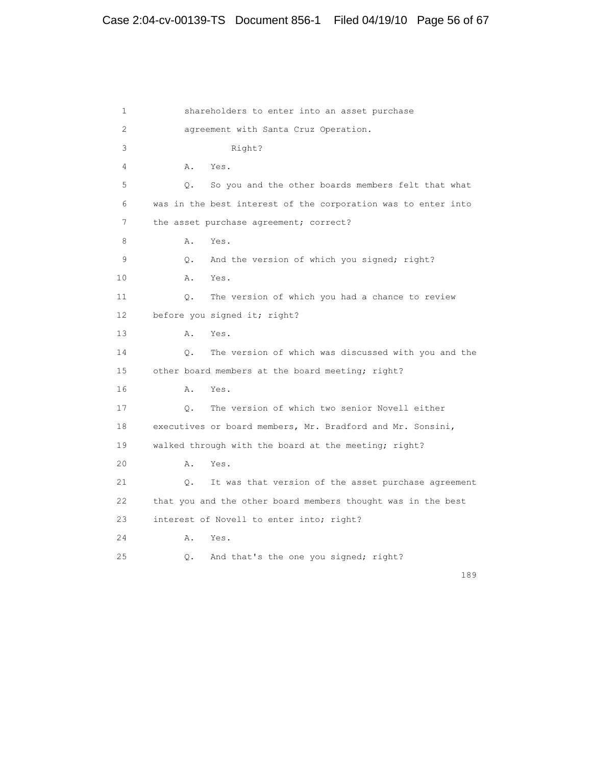1 shareholders to enter into an asset purchase

2 agreement with Santa Cruz Operation.

3 Right?

4 A. Yes.

5 Q. So you and the other boards members felt that what

6 was in the best interest of the corporation was to enter into

7 the asset purchase agreement; correct?

8 A. Yes.

9 Q. And the version of which you signed; right?

10 A. Yes.

11 Q. The version of which you had a chance to review

12 before you signed it; right?

13 A. Yes.

14 Q. The version of which was discussed with you and the

15 other board members at the board meeting; right?

16 A. Yes.

17 Q. The version of which two senior Novell either

18 executives or board members, Mr. Bradford and Mr. Sonsini,

19 walked through with the board at the meeting; right?

20 A. Yes.

21 Q. It was that version of the asset purchase agreement

22 that you and the other board members thought was in the best

23 interest of Novell to enter into; right?

24 A. Yes.

25 Q. And that's the one you signed; right?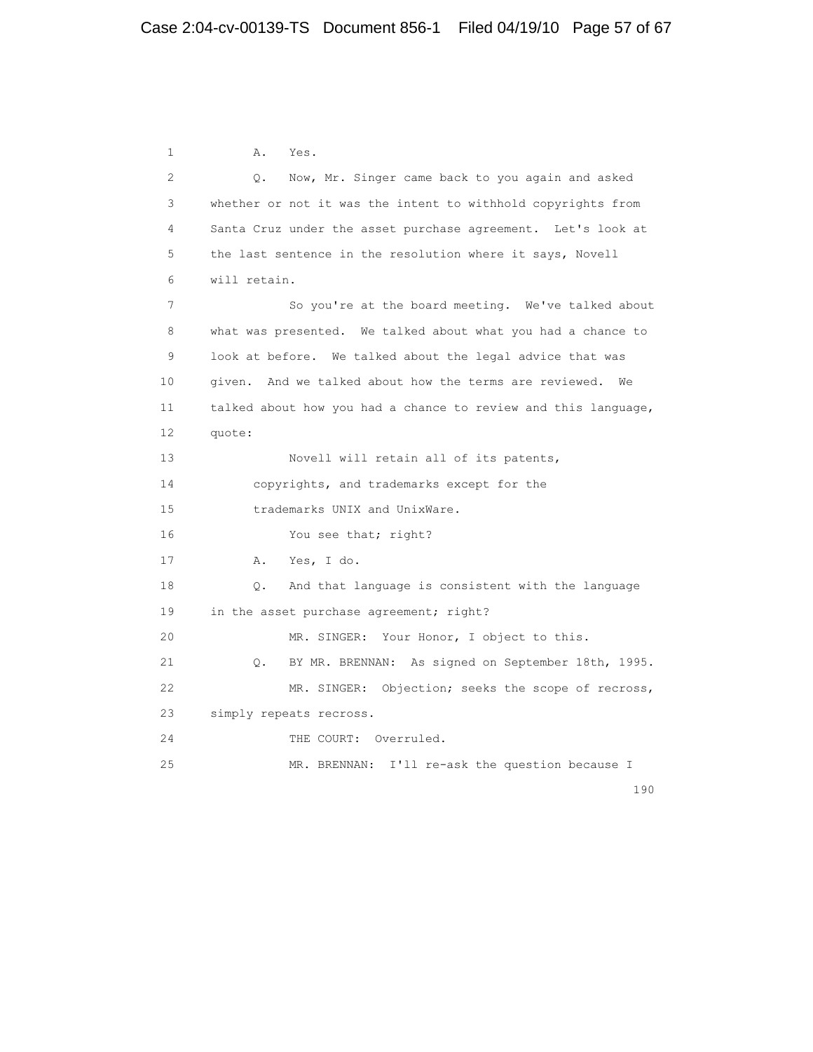1 A. Yes.

2 Q. Now, Mr. Singer came back to you again and asked

3 whether or not it was the intent to withhold copyrights from

4 Santa Cruz under the asset purchase agreement. Let's look at

5 the last sentence in the resolution where it says, Novell

6 will retain.

7 So you're at the board meeting. We've talked about

8 what was presented. We talked about what you had a chance to

9 look at before. We talked about the legal advice that was

10 given. And we talked about how the terms are reviewed. We

11 talked about how you had a chance to review and this language,

12 quote:

13 Novell will retain all of its patents,

14 copyrights, and trademarks except for the

15 trademarks UNIX and UnixWare.

16 You see that; right?

17 A. Yes, I do.

18 Q. And that language is consistent with the language

19 in the asset purchase agreement; right?

20 MR. SINGER: Your Honor, I object to this.

21 Q. BY MR. BRENNAN: As signed on September 18th, 1995.

22 MR. SINGER: Objection; seeks the scope of recross,

23 simply repeats recross.

24 THE COURT: Overruled.

25 MR. BRENNAN: I'll re-ask the question because I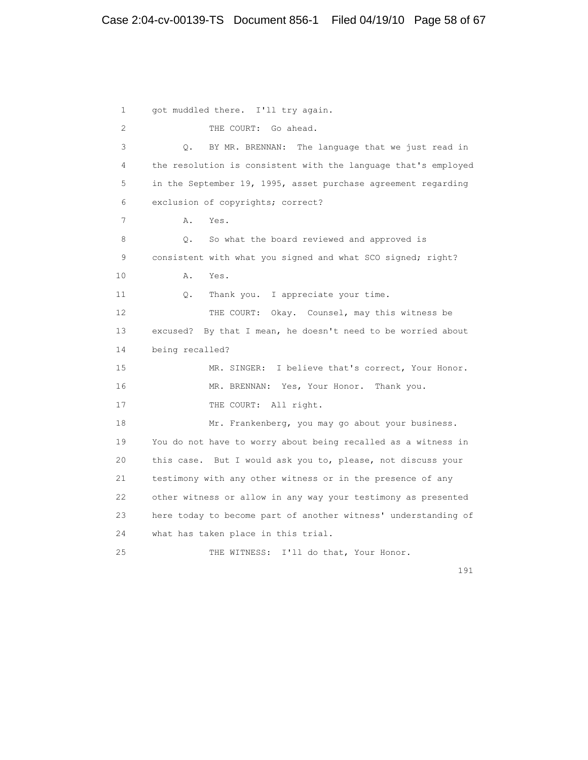got muddled there. I'll try again.

THE COURT: Go ahead.

Q. BY MR. BRENNAN: The language that we just read in the resolution is consistent with the language that's employed in the September 19, 1995, asset purchase agreement regarding exclusion of copyrights; correct?

A. Yes.

Q. So what the board reviewed and approved is consistent with what you signed and what SCO signed; right?

A. Yes.

Q. Thank you. I appreciate your time.

THE COURT: Okay. Counsel, may this witness be excused? By that I mean, he doesn't need to be worried about being recalled?

MR. SINGER: I believe that's correct, Your Honor.

MR. BRENNAN: Yes, Your Honor. Thank you.

THE COURT: All right.

Mr. Frankenberg, you may go about your business. You do not have to worry about being recalled as a witness in this case. But I would ask you to, please, not discuss your testimony with any other witness or in the presence of any other witness or allow in any way your testimony as presented here today to become part of another witness' understanding of what has taken place in this trial.

THE WITNESS: I'll do that, Your Honor.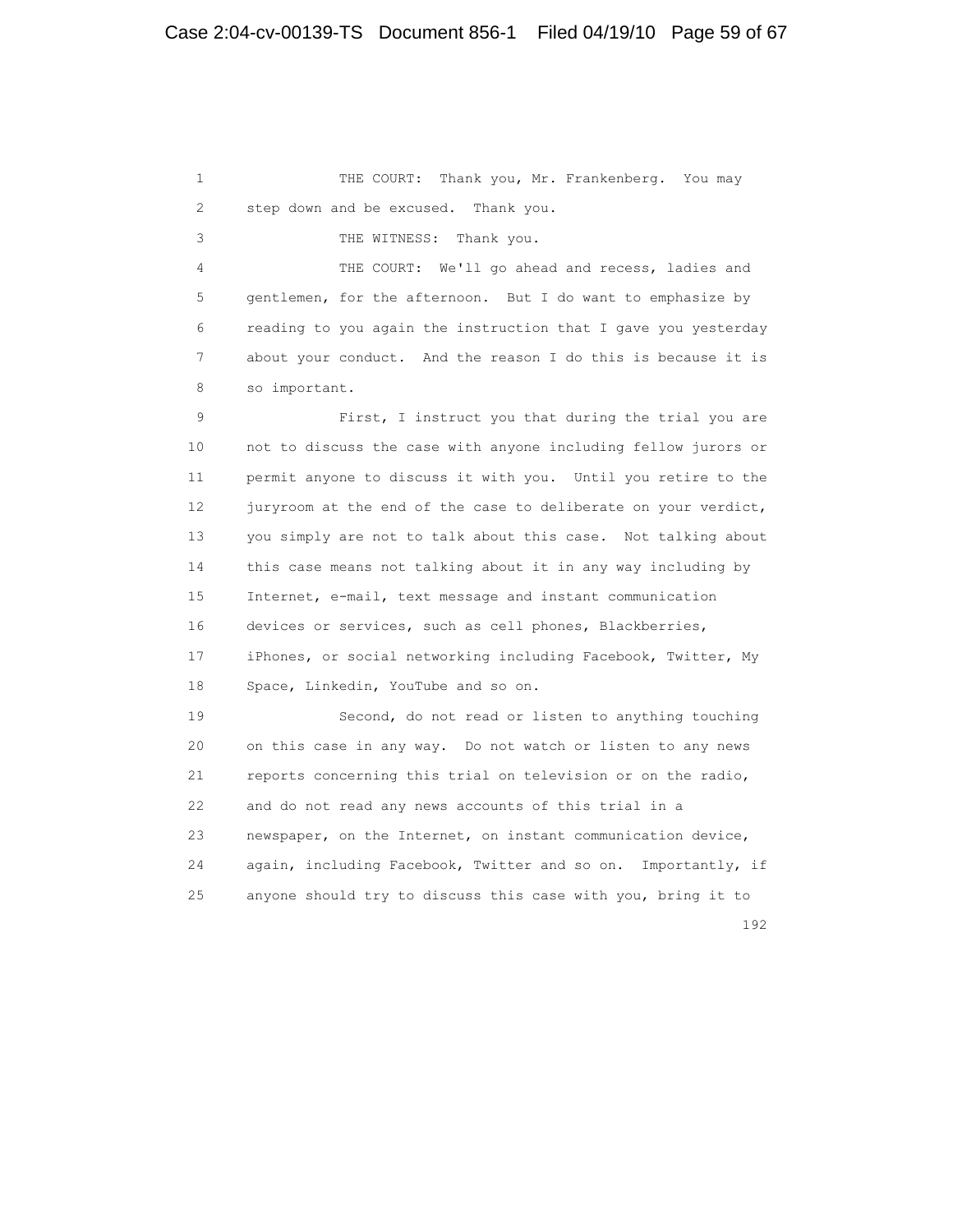1 THE COURT: Thank you, Mr. Frankenberg. You may
2 step down and be excused. Thank you.
3 THE WITNESS: Thank you.
4 THE COURT: We'll go ahead and recess, ladies and
5 gentlemen, for the afternoon. But I do want to emphasize by
6 reading to you again the instruction that I gave you yesterday
7 about your conduct. And the reason I do this is because it is
8 so important.
9 First, I instruct you that during the trial you are
10 not to discuss the case with anyone including fellow jurors or
11 permit anyone to discuss it with you. Until you retire to the
12 juryroom at the end of the case to deliberate on your verdict,
13 you simply are not to talk about this case. Not talking about
14 this case means not talking about it in any way including by
15 Internet, e-mail, text message and instant communication
16 devices or services, such as cell phones, Blackberries,
17 iPhones, or social networking including Facebook, Twitter, My
18 Space, Linkedin, YouTube and so on.
19 Second, do not read or listen to anything touching
20 on this case in any way. Do not watch or listen to any news
21 reports concerning this trial on television or on the radio,
22 and do not read any news accounts of this trial in a
23 newspaper, on the Internet, on instant communication device,
24 again, including Facebook, Twitter and so on. Importantly, if
25 anyone should try to discuss this case with you, bring it to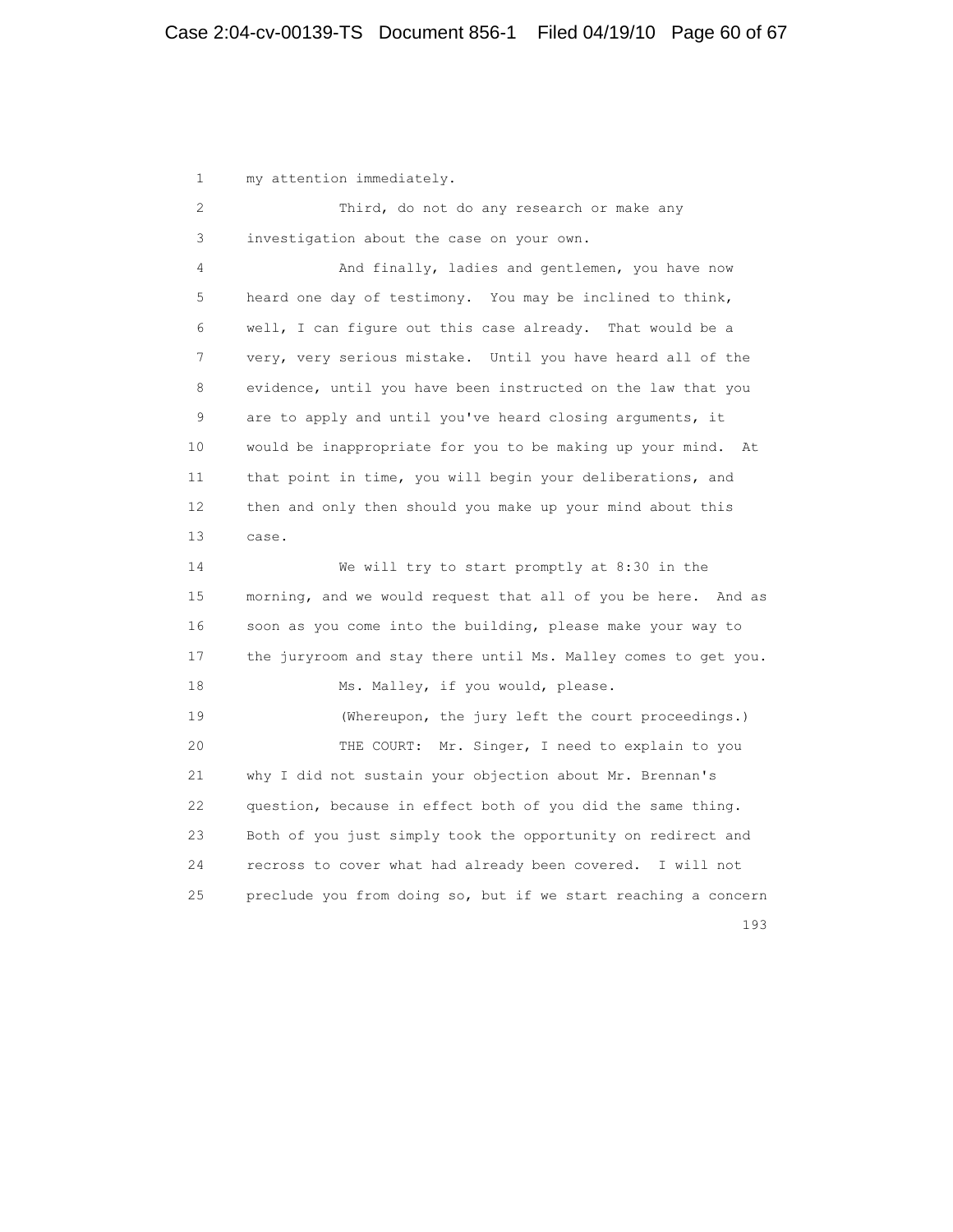my attention immediately.

Third, do not do any research or make any investigation about the case on your own.

And finally, ladies and gentlemen, you have now heard one day of testimony. You may be inclined to think, well, I can figure out this case already. That would be a very, very serious mistake. Until you have heard all of the evidence, until you have been instructed on the law that you are to apply and until you've heard closing arguments, it would be inappropriate for you to be making up your mind. At that point in time, you will begin your deliberations, and then and only then should you make up your mind about this case.

We will try to start promptly at 8:30 in the morning, and we would request that all of you be here. And as soon as you come into the building, please make your way to the juryroom and stay there until Ms. Malley comes to get you.

Ms. Malley, if you would, please.

(Whereupon, the jury left the court proceedings.)

THE COURT: Mr. Singer, I need to explain to you why I did not sustain your objection about Mr. Brennan's question, because in effect both of you did the same thing. Both of you just simply took the opportunity on redirect and recross to cover what had already been covered. I will not preclude you from doing so, but if we start reaching a concern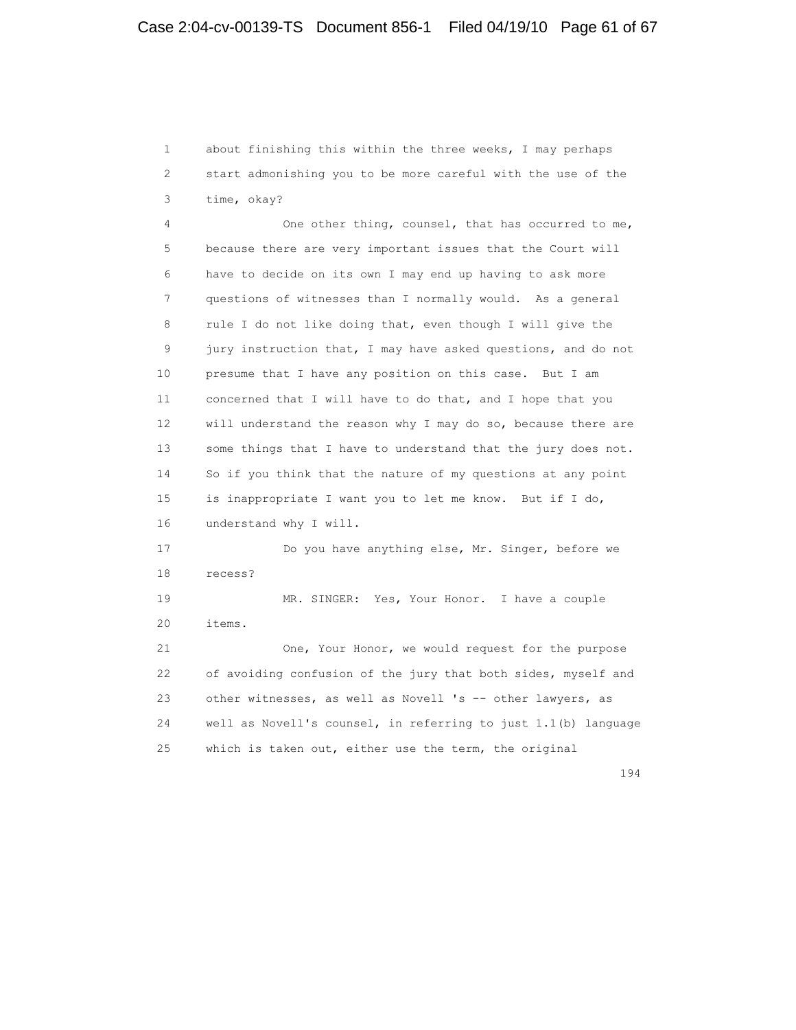1 about finishing this within the three weeks, I may perhaps
2 start admonishing you to be more careful with the use of the
3 time, okay?

4 One other thing, counsel, that has occurred to me,
5 because there are very important issues that the Court will
6 have to decide on its own I may end up having to ask more
7 questions of witnesses than I normally would. As a general
8 rule I do not like doing that, even though I will give the
9 jury instruction that, I may have asked questions, and do not
10 presume that I have any position on this case. But I am
11 concerned that I will have to do that, and I hope that you
12 will understand the reason why I may do so, because there are
13 some things that I have to understand that the jury does not.
14 So if you think that the nature of my questions at any point
15 is inappropriate I want you to let me know. But if I do,
16 understand why I will.

17 Do you have anything else, Mr. Singer, before we
18 recess?

19 MR. SINGER: Yes, Your Honor. I have a couple
20 items.

21 One, Your Honor, we would request for the purpose
22 of avoiding confusion of the jury that both sides, myself and
23 other witnesses, as well as Novell 's -- other lawyers, as
24 well as Novell's counsel, in referring to just 1.1(b) language
25 which is taken out, either use the term, the original

194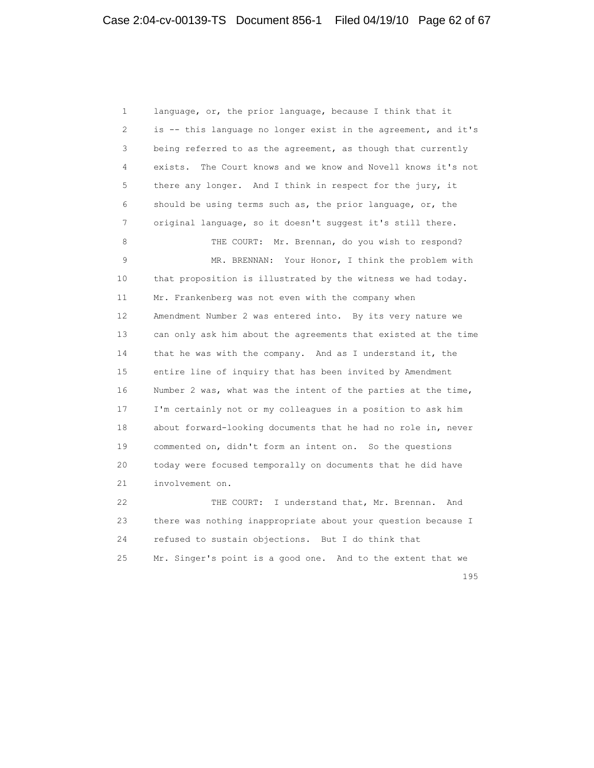1 language, or, the prior language, because I think that it
2 is -- this language no longer exist in the agreement, and it's
3 being referred to as the agreement, as though that currently
4 exists. The Court knows and we know and Novell knows it's not
5 there any longer. And I think in respect for the jury, it
6 should be using terms such as, the prior language, or, the
7 original language, so it doesn't suggest it's still there.

8 THE COURT: Mr. Brennan, do you wish to respond?

9 MR. BRENNAN: Your Honor, I think the problem with
10 that proposition is illustrated by the witness we had today.
11 Mr. Frankenberg was not even with the company when
12 Amendment Number 2 was entered into. By its very nature we
13 can only ask him about the agreements that existed at the time
14 that he was with the company. And as I understand it, the
15 entire line of inquiry that has been invited by Amendment
16 Number 2 was, what was the intent of the parties at the time,
17 I'm certainly not or my colleagues in a position to ask him
18 about forward-looking documents that he had no role in, never
19 commented on, didn't form an intent on. So the questions
20 today were focused temporally on documents that he did have
21 involvement on.

22 THE COURT: I understand that, Mr. Brennan. And
23 there was nothing inappropriate about your question because I
24 refused to sustain objections. But I do think that
25 Mr. Singer's point is a good one. And to the extent that we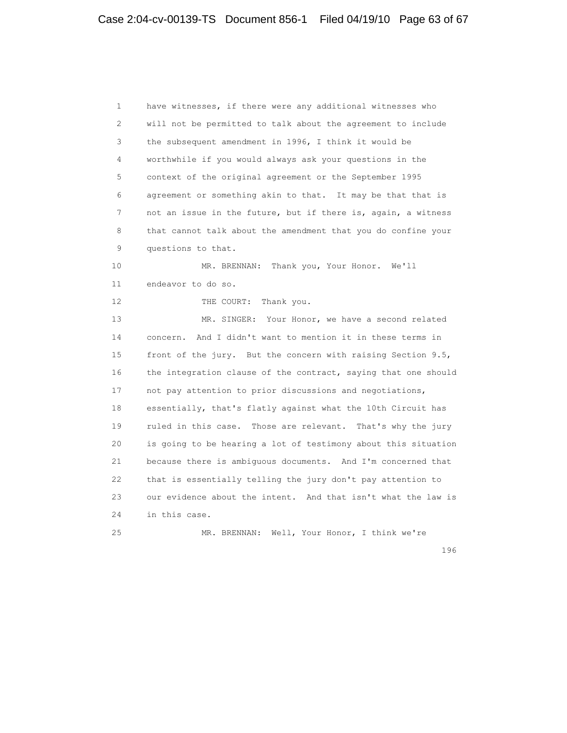1 have witnesses, if there were any additional witnesses who
2 will not be permitted to talk about the agreement to include
3 the subsequent amendment in 1996, I think it would be
4 worthwhile if you would always ask your questions in the
5 context of the original agreement or the September 1995
6 agreement or something akin to that. It may be that that is
7 not an issue in the future, but if there is, again, a witness
8 that cannot talk about the amendment that you do confine your
9 questions to that.
10 MR. BRENNAN: Thank you, Your Honor. We'll
11 endeavor to do so.
12 THE COURT: Thank you.
13 MR. SINGER: Your Honor, we have a second related
14 concern. And I didn't want to mention it in these terms in
15 front of the jury. But the concern with raising Section 9.5,
16 the integration clause of the contract, saying that one should
17 not pay attention to prior discussions and negotiations,
18 essentially, that's flatly against what the 10th Circuit has
19 ruled in this case. Those are relevant. That's why the jury
20 is going to be hearing a lot of testimony about this situation
21 because there is ambiguous documents. And I'm concerned that
22 that is essentially telling the jury don't pay attention to
23 our evidence about the intent. And that isn't what the law is
24 in this case.
25 MR. BRENNAN: Well, Your Honor, I think we're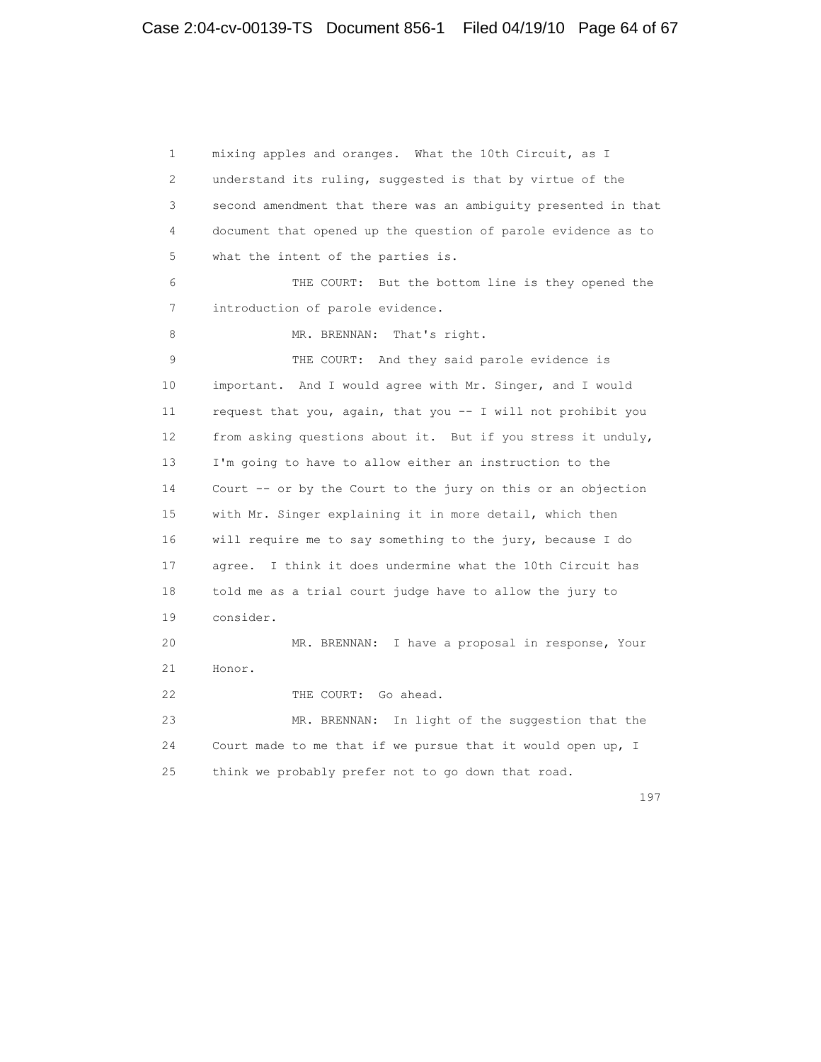1 mixing apples and oranges. What the 10th Circuit, as I
2 understand its ruling, suggested is that by virtue of the
3 second amendment that there was an ambiguity presented in that
4 document that opened up the question of parole evidence as to
5 what the intent of the parties is.

6 THE COURT: But the bottom line is they opened the
7 introduction of parole evidence.

8 MR. BRENNAN: That's right.

9 THE COURT: And they said parole evidence is
10 important. And I would agree with Mr. Singer, and I would
11 request that you, again, that you -- I will not prohibit you
12 from asking questions about it. But if you stress it unduly,
13 I'm going to have to allow either an instruction to the
14 Court -- or by the Court to the jury on this or an objection
15 with Mr. Singer explaining it in more detail, which then
16 will require me to say something to the jury, because I do
17 agree. I think it does undermine what the 10th Circuit has
18 told me as a trial court judge have to allow the jury to
19 consider.

20 MR. BRENNAN: I have a proposal in response, Your
21 Honor.

22 THE COURT: Go ahead.

23 MR. BRENNAN: In light of the suggestion that the
24 Court made to me that if we pursue that it would open up, I
25 think we probably prefer not to go down that road.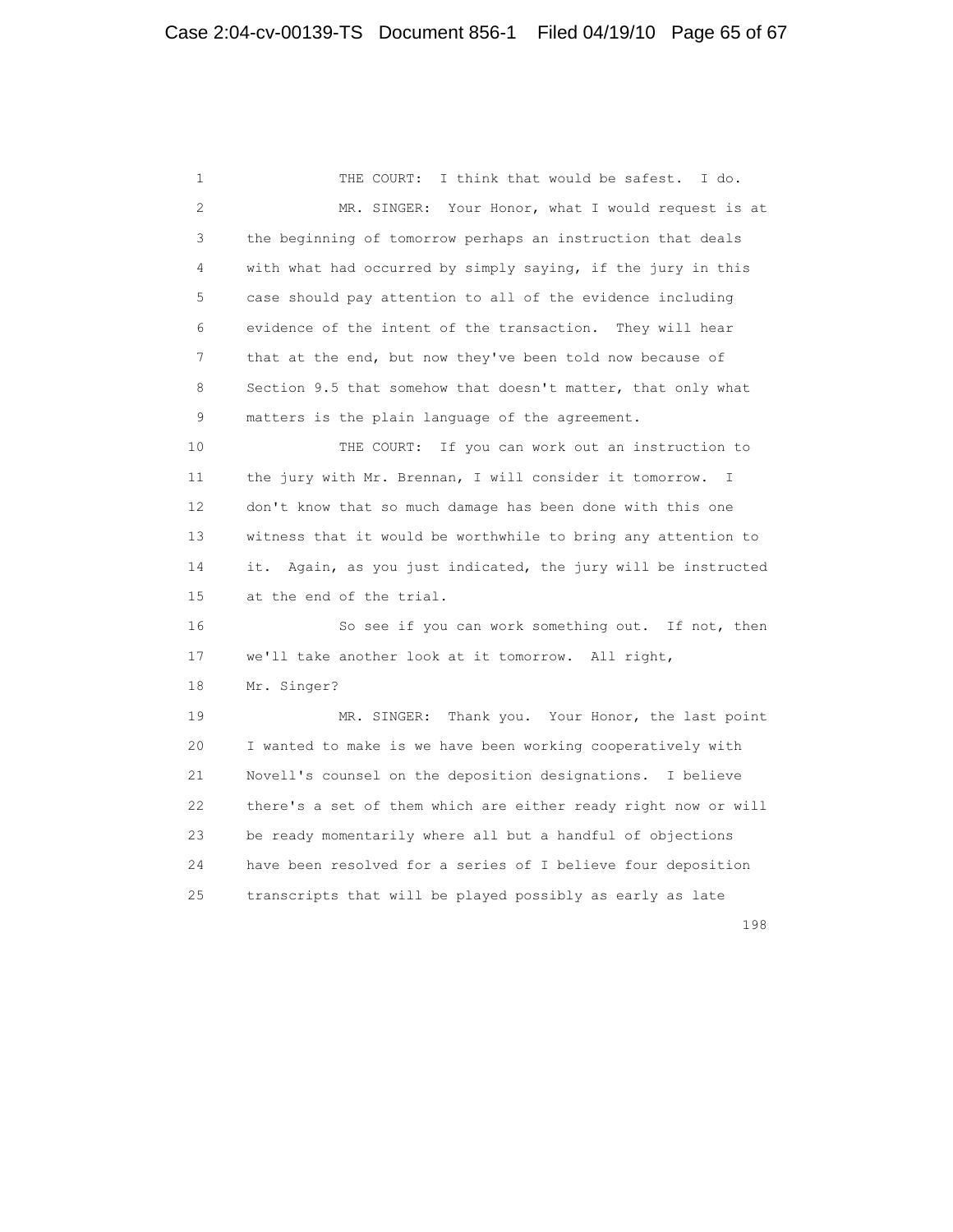THE COURT: I think that would be safest. I do.

MR. SINGER: Your Honor, what I would request is at the beginning of tomorrow perhaps an instruction that deals with what had occurred by simply saying, if the jury in this case should pay attention to all of the evidence including evidence of the intent of the transaction. They will hear that at the end, but now they've been told now because of Section 9.5 that somehow that doesn't matter, that only what matters is the plain language of the agreement.

THE COURT: If you can work out an instruction to the jury with Mr. Brennan, I will consider it tomorrow. I don't know that so much damage has been done with this one witness that it would be worthwhile to bring any attention to it. Again, as you just indicated, the jury will be instructed at the end of the trial.

So see if you can work something out. If not, then we'll take another look at it tomorrow. All right, Mr. Singer?

MR. SINGER: Thank you. Your Honor, the last point I wanted to make is we have been working cooperatively with Novell's counsel on the deposition designations. I believe there's a set of them which are either ready right now or will be ready momentarily where all but a handful of objections have been resolved for a series of I believe four deposition transcripts that will be played possibly as early as late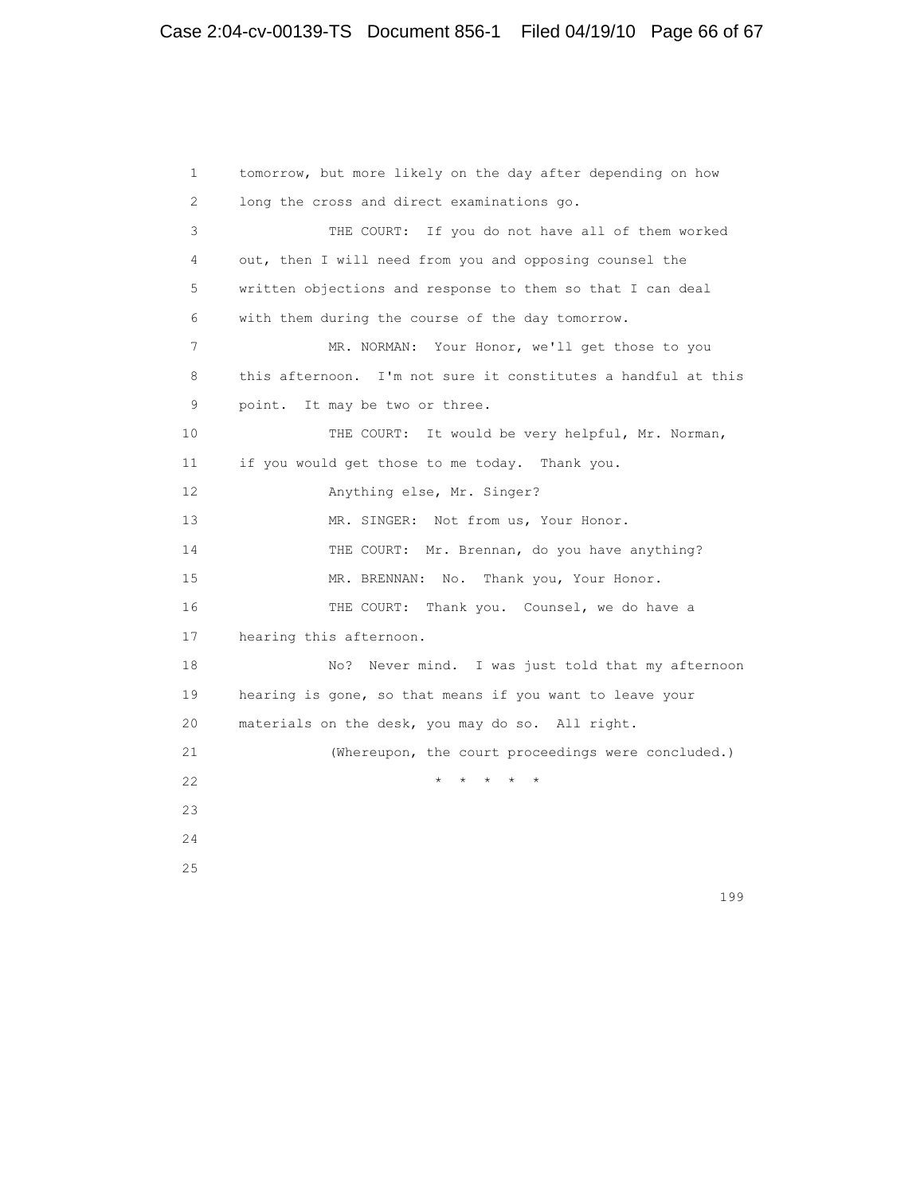tomorrow, but more likely on the day after depending on how long the cross and direct examinations go.

THE COURT: If you do not have all of them worked out, then I will need from you and opposing counsel the written objections and response to them so that I can deal with them during the course of the day tomorrow.

MR. NORMAN: Your Honor, we'll get those to you this afternoon. I'm not sure it constitutes a handful at this point. It may be two or three.

THE COURT: It would be very helpful, Mr. Norman, if you would get those to me today. Thank you.

Anything else, Mr. Singer?

MR. SINGER: Not from us, Your Honor.

THE COURT: Mr. Brennan, do you have anything?

MR. BRENNAN: No. Thank you, Your Honor.

THE COURT: Thank you. Counsel, we do have a hearing this afternoon.

No? Never mind. I was just told that my afternoon hearing is gone, so that means if you want to leave your materials on the desk, you may do so. All right.

(Whereupon, the court proceedings were concluded.)

\* \* \* \* \*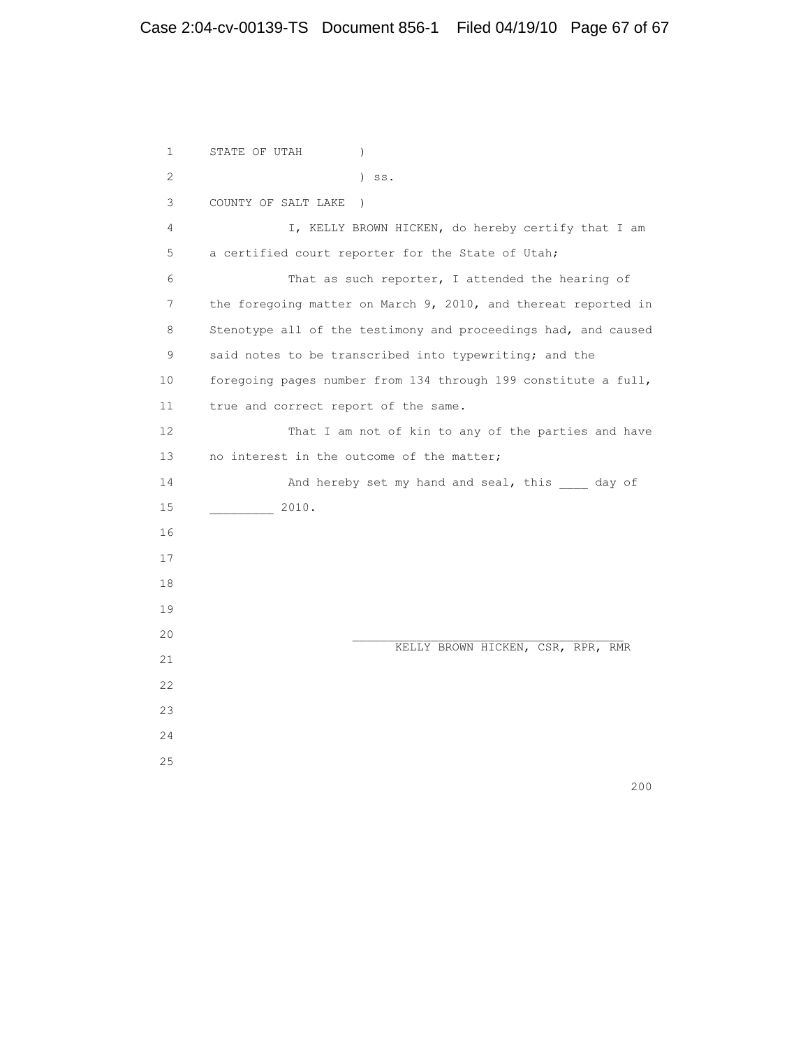STATE OF UTAH )

) ss.

COUNTY OF SALT LAKE )

I, KELLY BROWN HICKEN, do hereby certify that I am a certified court reporter for the State of Utah;

That as such reporter, I attended the hearing of the foregoing matter on March 9, 2010, and thereat reported in Stenotype all of the testimony and proceedings had, and caused said notes to be transcribed into typewriting; and the foregoing pages number from 134 through 199 constitute a full, true and correct report of the same.

That I am not of kin to any of the parties and have no interest in the outcome of the matter;

And hereby set my hand and seal, this ____ day of _________ 2010.

_______________________________________

KELLY BROWN HICKEN, CSR, RPR, RMR